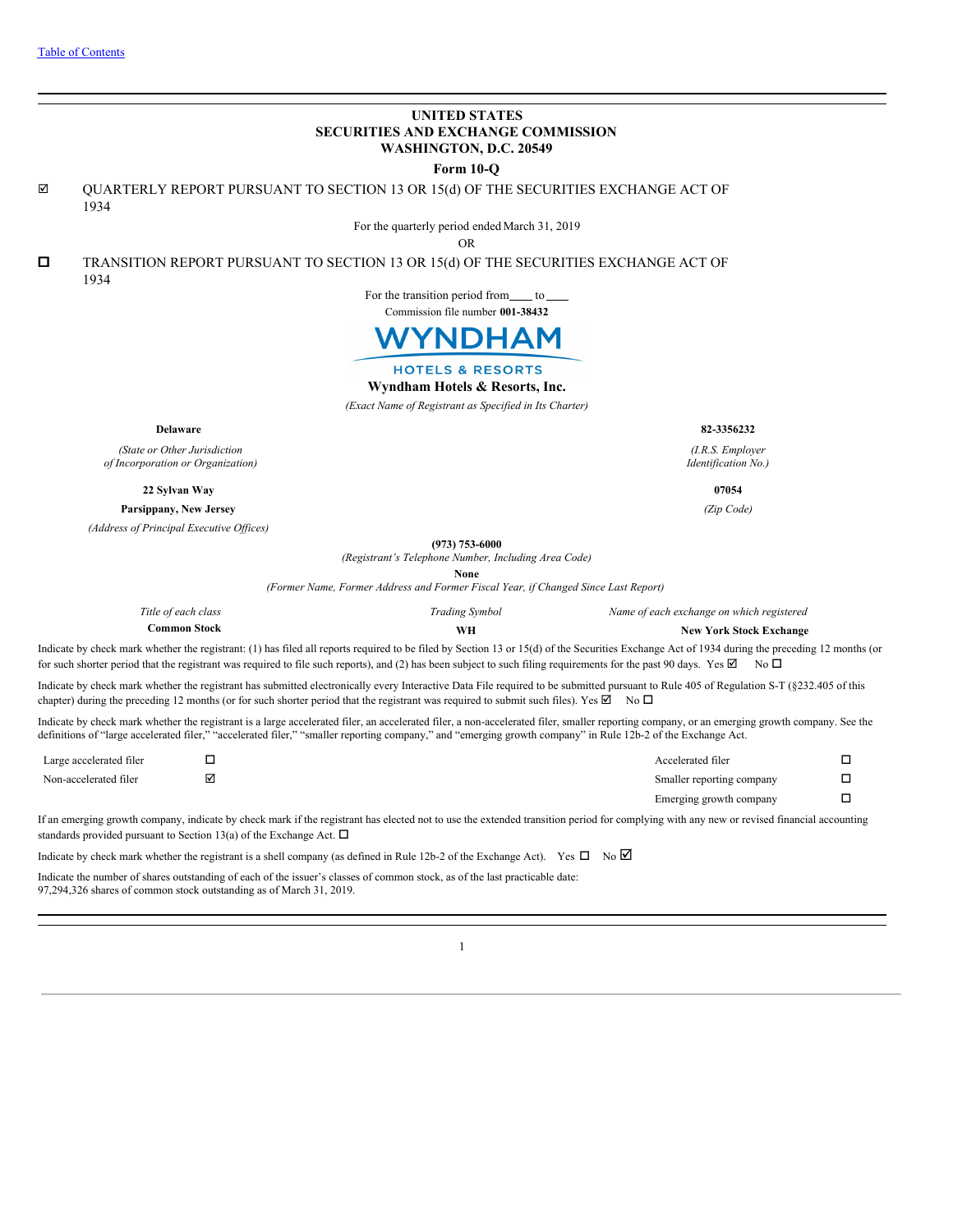[Table of Contents](#)

**UNITED STATES**
**SECURITIES AND EXCHANGE COMMISSION**
**WASHINGTON, D.C. 20549**

**Form 10-Q**

☑ QUARTERLY REPORT PURSUANT TO SECTION 13 OR 15(d) OF THE SECURITIES EXCHANGE ACT OF 1934

For the quarterly period ended March 31, 2019

OR

☐ TRANSITION REPORT PURSUANT TO SECTION 13 OR 15(d) OF THE SECURITIES EXCHANGE ACT OF 1934

For the transition period from\_\_\_\_ to \_\_\_\_

Commission file number **001-38432**

WYNDHAM
HOTELS & RESORTS

**Wyndham Hotels & Resorts, Inc.**

*(Exact Name of Registrant as Specified in Its Charter)*

| | |
|---|---|
| **Delaware** | **82-3356232** |
| *(State or Other Jurisdiction of Incorporation or Organization)* | *(I.R.S. Employer Identification No.)* |
| **22 Sylvan Way** | **07054** |
| **Parsippany, New Jersey** | *(Zip Code)* |
| *(Address of Principal Executive Offices)* | |

**(973) 753-6000**
*(Registrant's Telephone Number, Including Area Code)*

**None**
*(Former Name, Former Address and Former Fiscal Year, if Changed Since Last Report)*

| *Title of each class* | *Trading Symbol* | *Name of each exchange on which registered* |
|---|---|---|
| **Common Stock** | **WH** | **New York Stock Exchange** |

Indicate by check mark whether the registrant: (1) has filed all reports required to be filed by Section 13 or 15(d) of the Securities Exchange Act of 1934 during the preceding 12 months (or for such shorter period that the registrant was required to file such reports), and (2) has been subject to such filing requirements for the past 90 days. Yes ☑ No ☐

Indicate by check mark whether the registrant has submitted electronically every Interactive Data File required to be submitted pursuant to Rule 405 of Regulation S-T (§232.405 of this chapter) during the preceding 12 months (or for such shorter period that the registrant was required to submit such files). Yes ☑ No ☐

Indicate by check mark whether the registrant is a large accelerated filer, an accelerated filer, a non-accelerated filer, smaller reporting company, or an emerging growth company. See the definitions of "large accelerated filer," "accelerated filer," "smaller reporting company," and "emerging growth company" in Rule 12b-2 of the Exchange Act.

| | | | |
|---|---|---|---|
| Large accelerated filer | ☐ | Accelerated filer | ☐ |
| Non-accelerated filer | ☑ | Smaller reporting company | ☐ |
| | | Emerging growth company | ☐ |

If an emerging growth company, indicate by check mark if the registrant has elected not to use the extended transition period for complying with any new or revised financial accounting standards provided pursuant to Section 13(a) of the Exchange Act. ☐

Indicate by check mark whether the registrant is a shell company (as defined in Rule 12b-2 of the Exchange Act). Yes ☐ No ☑

Indicate the number of shares outstanding of each of the issuer's classes of common stock, as of the last practicable date:
97,294,326 shares of common stock outstanding as of March 31, 2019.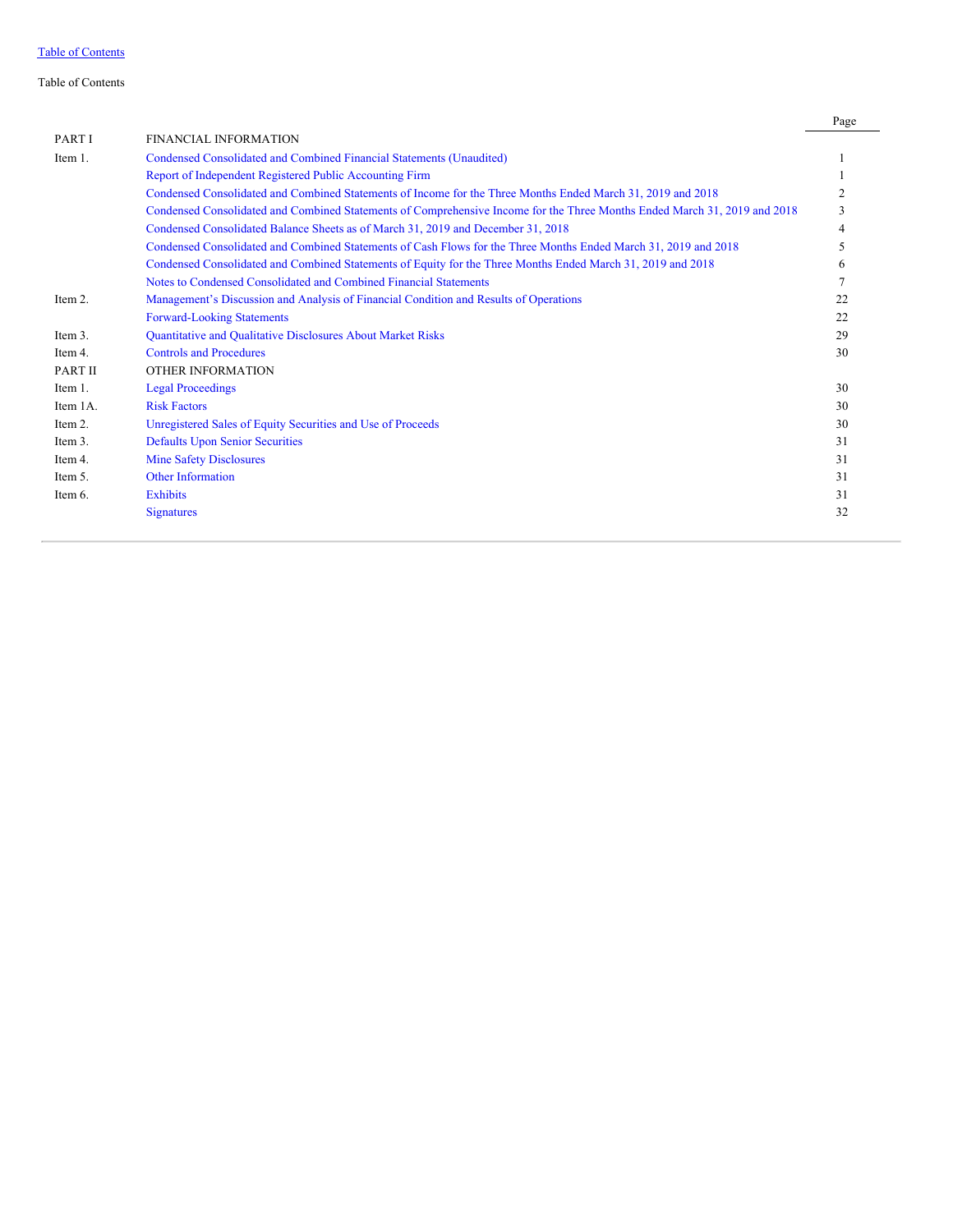Table of Contents

Table of Contents

| | | Page |
|---|---|---|
| PART I | FINANCIAL INFORMATION | |
| Item 1. | Condensed Consolidated and Combined Financial Statements (Unaudited) | 1 |
| | Report of Independent Registered Public Accounting Firm | 1 |
| | Condensed Consolidated and Combined Statements of Income for the Three Months Ended March 31, 2019 and 2018 | 2 |
| | Condensed Consolidated and Combined Statements of Comprehensive Income for the Three Months Ended March 31, 2019 and 2018 | 3 |
| | Condensed Consolidated Balance Sheets as of March 31, 2019 and December 31, 2018 | 4 |
| | Condensed Consolidated and Combined Statements of Cash Flows for the Three Months Ended March 31, 2019 and 2018 | 5 |
| | Condensed Consolidated and Combined Statements of Equity for the Three Months Ended March 31, 2019 and 2018 | 6 |
| | Notes to Condensed Consolidated and Combined Financial Statements | 7 |
| Item 2. | Management's Discussion and Analysis of Financial Condition and Results of Operations | 22 |
| | Forward-Looking Statements | 22 |
| Item 3. | Quantitative and Qualitative Disclosures About Market Risks | 29 |
| Item 4. | Controls and Procedures | 30 |
| PART II | OTHER INFORMATION | |
| Item 1. | Legal Proceedings | 30 |
| Item 1A. | Risk Factors | 30 |
| Item 2. | Unregistered Sales of Equity Securities and Use of Proceeds | 30 |
| Item 3. | Defaults Upon Senior Securities | 31 |
| Item 4. | Mine Safety Disclosures | 31 |
| Item 5. | Other Information | 31 |
| Item 6. | Exhibits | 31 |
| | Signatures | 32 |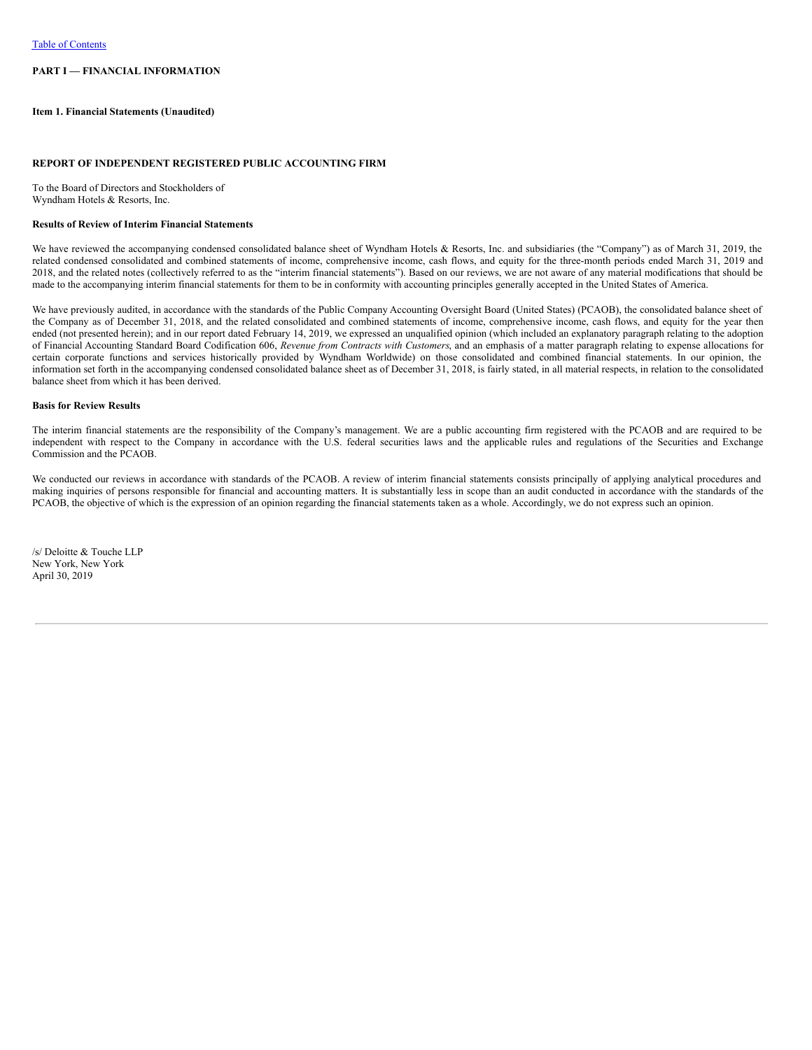[Table of Contents](#)

**PART I — FINANCIAL INFORMATION**

**Item 1. Financial Statements (Unaudited)**

**REPORT OF INDEPENDENT REGISTERED PUBLIC ACCOUNTING FIRM**

To the Board of Directors and Stockholders of
Wyndham Hotels & Resorts, Inc.

**Results of Review of Interim Financial Statements**

We have reviewed the accompanying condensed consolidated balance sheet of Wyndham Hotels & Resorts, Inc. and subsidiaries (the "Company") as of March 31, 2019, the related condensed consolidated and combined statements of income, comprehensive income, cash flows, and equity for the three-month periods ended March 31, 2019 and 2018, and the related notes (collectively referred to as the "interim financial statements"). Based on our reviews, we are not aware of any material modifications that should be made to the accompanying interim financial statements for them to be in conformity with accounting principles generally accepted in the United States of America.

We have previously audited, in accordance with the standards of the Public Company Accounting Oversight Board (United States) (PCAOB), the consolidated balance sheet of the Company as of December 31, 2018, and the related consolidated and combined statements of income, comprehensive income, cash flows, and equity for the year then ended (not presented herein); and in our report dated February 14, 2019, we expressed an unqualified opinion (which included an explanatory paragraph relating to the adoption of Financial Accounting Standard Board Codification 606, *Revenue from Contracts with Customers*, and an emphasis of a matter paragraph relating to expense allocations for certain corporate functions and services historically provided by Wyndham Worldwide) on those consolidated and combined financial statements. In our opinion, the information set forth in the accompanying condensed consolidated balance sheet as of December 31, 2018, is fairly stated, in all material respects, in relation to the consolidated balance sheet from which it has been derived.

**Basis for Review Results**

The interim financial statements are the responsibility of the Company's management. We are a public accounting firm registered with the PCAOB and are required to be independent with respect to the Company in accordance with the U.S. federal securities laws and the applicable rules and regulations of the Securities and Exchange Commission and the PCAOB.

We conducted our reviews in accordance with standards of the PCAOB. A review of interim financial statements consists principally of applying analytical procedures and making inquiries of persons responsible for financial and accounting matters. It is substantially less in scope than an audit conducted in accordance with the standards of the PCAOB, the objective of which is the expression of an opinion regarding the financial statements taken as a whole. Accordingly, we do not express such an opinion.

/s/ Deloitte & Touche LLP
New York, New York
April 30, 2019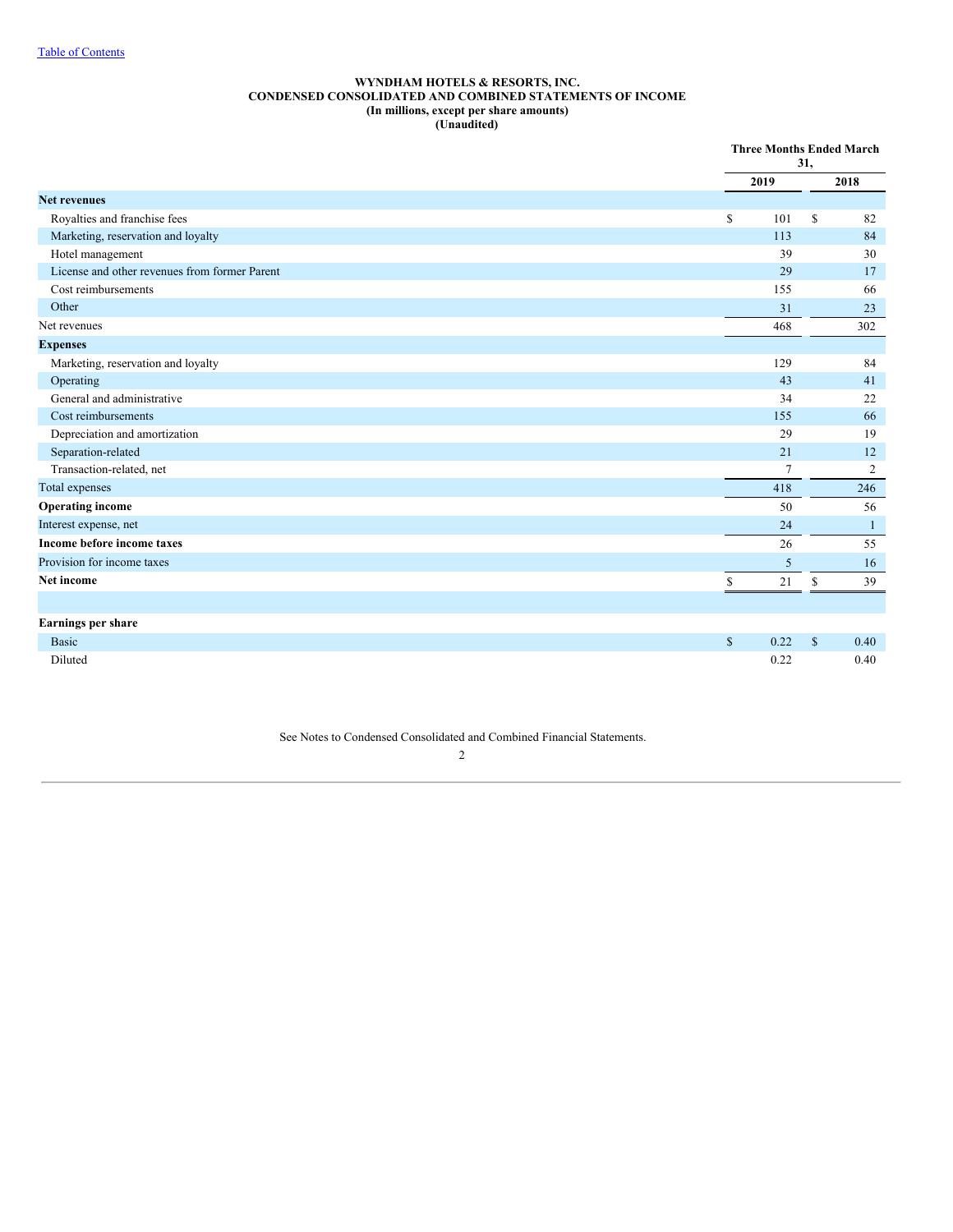# WYNDHAM HOTELS & RESORTS, INC.
## CONDENSED CONSOLIDATED AND COMBINED STATEMENTS OF INCOME
**(In millions, except per share amounts)**
**(Unaudited)**

| | Three Months Ended March 31, | |
|---|---|---|
| | **2019** | **2018** |
| **Net revenues** | | |
| Royalties and franchise fees | $ 101 | $ 82 |
| Marketing, reservation and loyalty | 113 | 84 |
| Hotel management | 39 | 30 |
| License and other revenues from former Parent | 29 | 17 |
| Cost reimbursements | 155 | 66 |
| Other | 31 | 23 |
| Net revenues | 468 | 302 |
| **Expenses** | | |
| Marketing, reservation and loyalty | 129 | 84 |
| Operating | 43 | 41 |
| General and administrative | 34 | 22 |
| Cost reimbursements | 155 | 66 |
| Depreciation and amortization | 29 | 19 |
| Separation-related | 21 | 12 |
| Transaction-related, net | 7 | 2 |
| Total expenses | 418 | 246 |
| **Operating income** | 50 | 56 |
| Interest expense, net | 24 | 1 |
| **Income before income taxes** | 26 | 55 |
| Provision for income taxes | 5 | 16 |
| **Net income** | $ 21 | $ 39 |
| | | |
| **Earnings per share** | | |
| Basic | $ 0.22 | $ 0.40 |
| Diluted | 0.22 | 0.40 |

See Notes to Condensed Consolidated and Combined Financial Statements.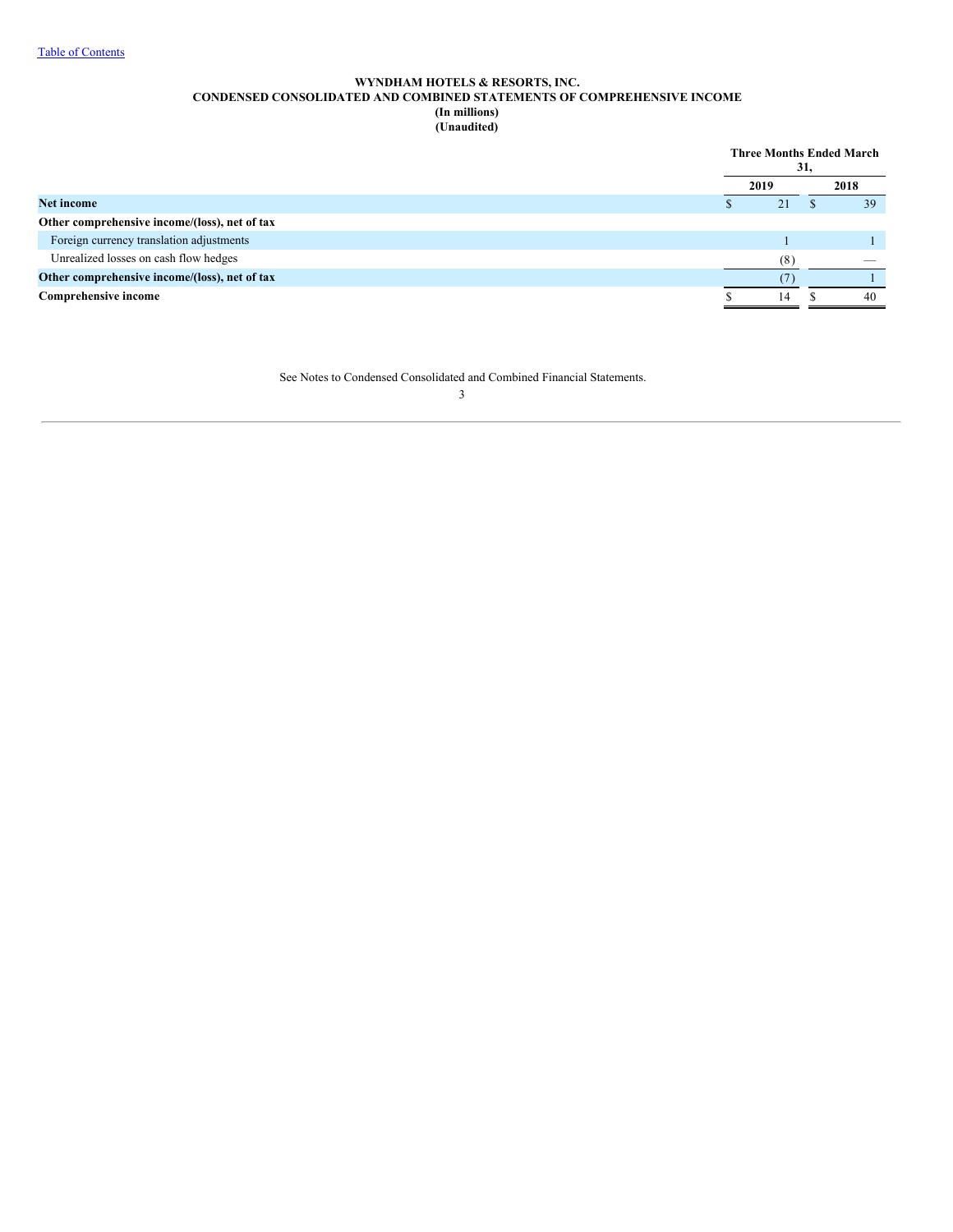[Table of Contents]

**WYNDHAM HOTELS & RESORTS, INC.**
**CONDENSED CONSOLIDATED AND COMBINED STATEMENTS OF COMPREHENSIVE INCOME**
**(In millions)**
**(Unaudited)**

| | Three Months Ended March 31, | |
|---|---|---|
| | 2019 | 2018 |
| **Net income** | $ 21 | $ 39 |
| **Other comprehensive income/(loss), net of tax** | | |
| Foreign currency translation adjustments | 1 | 1 |
| Unrealized losses on cash flow hedges | (8) | — |
| **Other comprehensive income/(loss), net of tax** | (7) | 1 |
| **Comprehensive income** | $ 14 | $ 40 |

See Notes to Condensed Consolidated and Combined Financial Statements.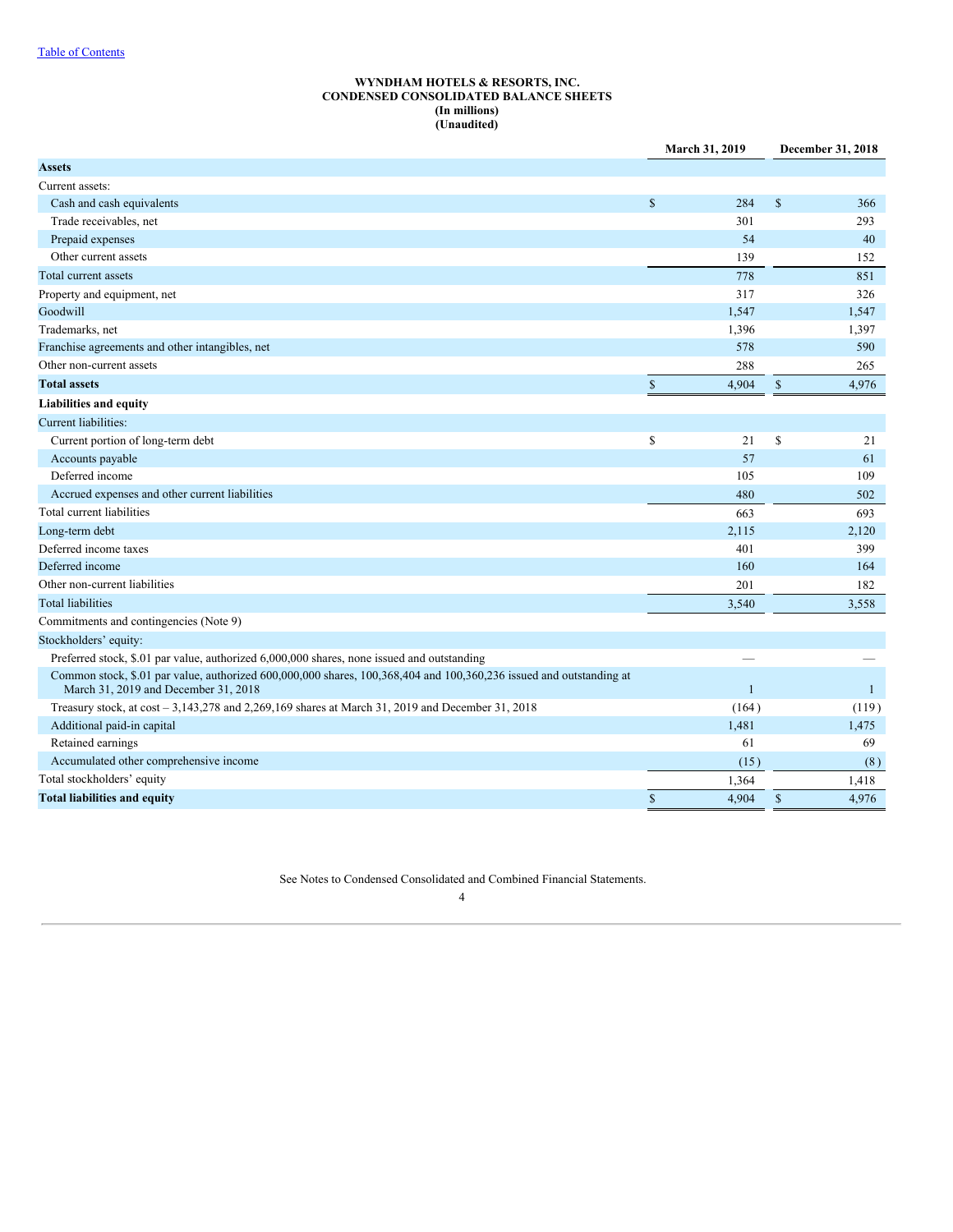**WYNDHAM HOTELS & RESORTS, INC.**
**CONDENSED CONSOLIDATED BALANCE SHEETS**
**(In millions)**
**(Unaudited)**

| | March 31, 2019 | December 31, 2018 |
|---|---|---|
| **Assets** | | |
| Current assets: | | |
| Cash and cash equivalents | $ 284 | $ 366 |
| Trade receivables, net | 301 | 293 |
| Prepaid expenses | 54 | 40 |
| Other current assets | 139 | 152 |
| Total current assets | 778 | 851 |
| Property and equipment, net | 317 | 326 |
| Goodwill | 1,547 | 1,547 |
| Trademarks, net | 1,396 | 1,397 |
| Franchise agreements and other intangibles, net | 578 | 590 |
| Other non-current assets | 288 | 265 |
| **Total assets** | $ 4,904 | $ 4,976 |
| **Liabilities and equity** | | |
| Current liabilities: | | |
| Current portion of long-term debt | $ 21 | $ 21 |
| Accounts payable | 57 | 61 |
| Deferred income | 105 | 109 |
| Accrued expenses and other current liabilities | 480 | 502 |
| Total current liabilities | 663 | 693 |
| Long-term debt | 2,115 | 2,120 |
| Deferred income taxes | 401 | 399 |
| Deferred income | 160 | 164 |
| Other non-current liabilities | 201 | 182 |
| Total liabilities | 3,540 | 3,558 |
| Commitments and contingencies (Note 9) | | |
| Stockholders' equity: | | |
| Preferred stock, $.01 par value, authorized 6,000,000 shares, none issued and outstanding | — | — |
| Common stock, $.01 par value, authorized 600,000,000 shares, 100,368,404 and 100,360,236 issued and outstanding at March 31, 2019 and December 31, 2018 | 1 | 1 |
| Treasury stock, at cost – 3,143,278 and 2,269,169 shares at March 31, 2019 and December 31, 2018 | (164) | (119) |
| Additional paid-in capital | 1,481 | 1,475 |
| Retained earnings | 61 | 69 |
| Accumulated other comprehensive income | (15) | (8) |
| Total stockholders' equity | 1,364 | 1,418 |
| **Total liabilities and equity** | $ 4,904 | $ 4,976 |

See Notes to Condensed Consolidated and Combined Financial Statements.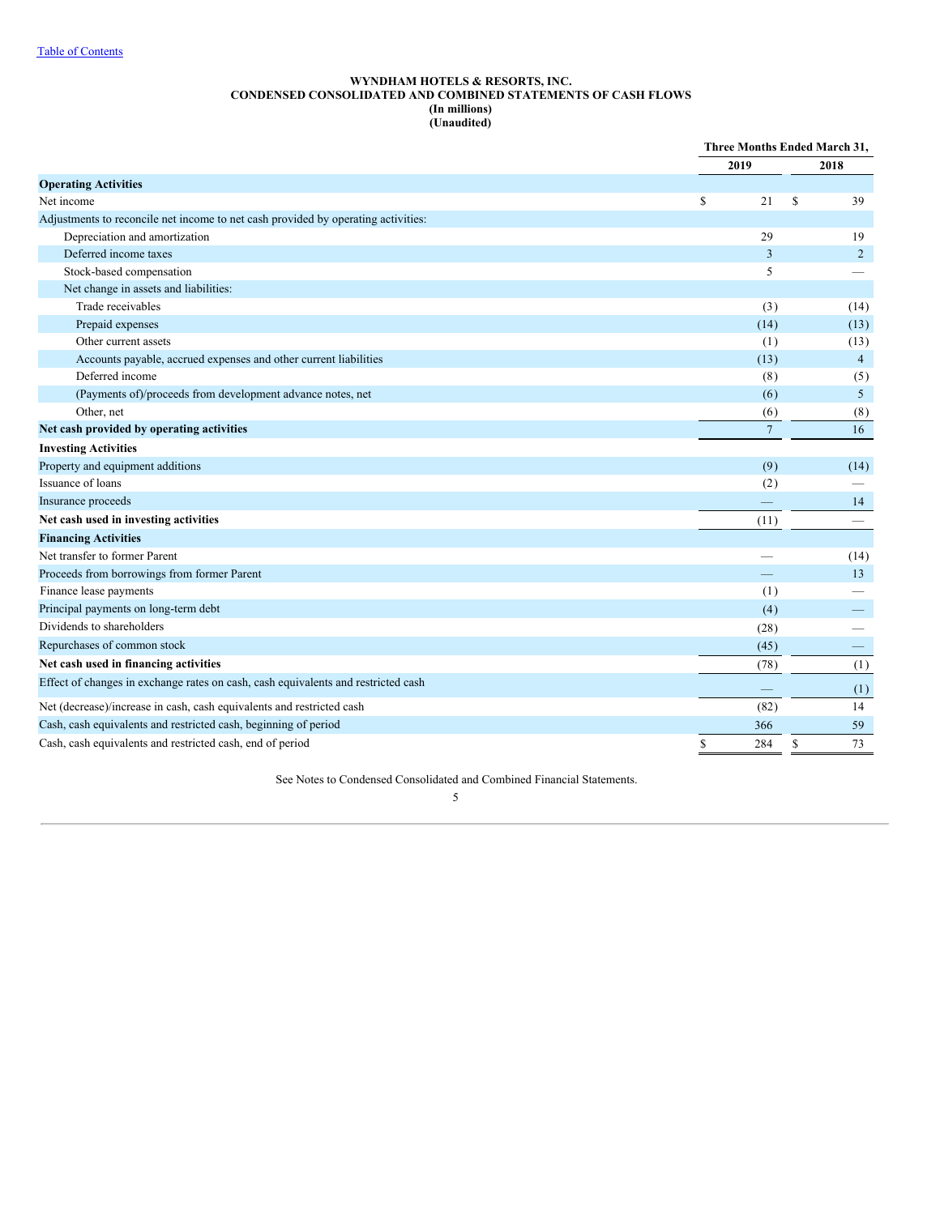**WYNDHAM HOTELS & RESORTS, INC.**
**CONDENSED CONSOLIDATED AND COMBINED STATEMENTS OF CASH FLOWS**
**(In millions)**
**(Unaudited)**

| | Three Months Ended March 31, | |
|---|---|---|
| | 2019 | 2018 |
| **Operating Activities** | | |
| Net income | $ 21 | $ 39 |
| Adjustments to reconcile net income to net cash provided by operating activities: | | |
| Depreciation and amortization | 29 | 19 |
| Deferred income taxes | 3 | 2 |
| Stock-based compensation | 5 | — |
| Net change in assets and liabilities: | | |
| Trade receivables | (3) | (14) |
| Prepaid expenses | (14) | (13) |
| Other current assets | (1) | (13) |
| Accounts payable, accrued expenses and other current liabilities | (13) | 4 |
| Deferred income | (8) | (5) |
| (Payments of)/proceeds from development advance notes, net | (6) | 5 |
| Other, net | (6) | (8) |
| **Net cash provided by operating activities** | 7 | 16 |
| **Investing Activities** | | |
| Property and equipment additions | (9) | (14) |
| Issuance of loans | (2) | — |
| Insurance proceeds | — | 14 |
| **Net cash used in investing activities** | (11) | — |
| **Financing Activities** | | |
| Net transfer to former Parent | — | (14) |
| Proceeds from borrowings from former Parent | — | 13 |
| Finance lease payments | (1) | — |
| Principal payments on long-term debt | (4) | — |
| Dividends to shareholders | (28) | — |
| Repurchases of common stock | (45) | — |
| **Net cash used in financing activities** | (78) | (1) |
| Effect of changes in exchange rates on cash, cash equivalents and restricted cash | — | (1) |
| Net (decrease)/increase in cash, cash equivalents and restricted cash | (82) | 14 |
| Cash, cash equivalents and restricted cash, beginning of period | 366 | 59 |
| Cash, cash equivalents and restricted cash, end of period | $ 284 | $ 73 |

See Notes to Condensed Consolidated and Combined Financial Statements.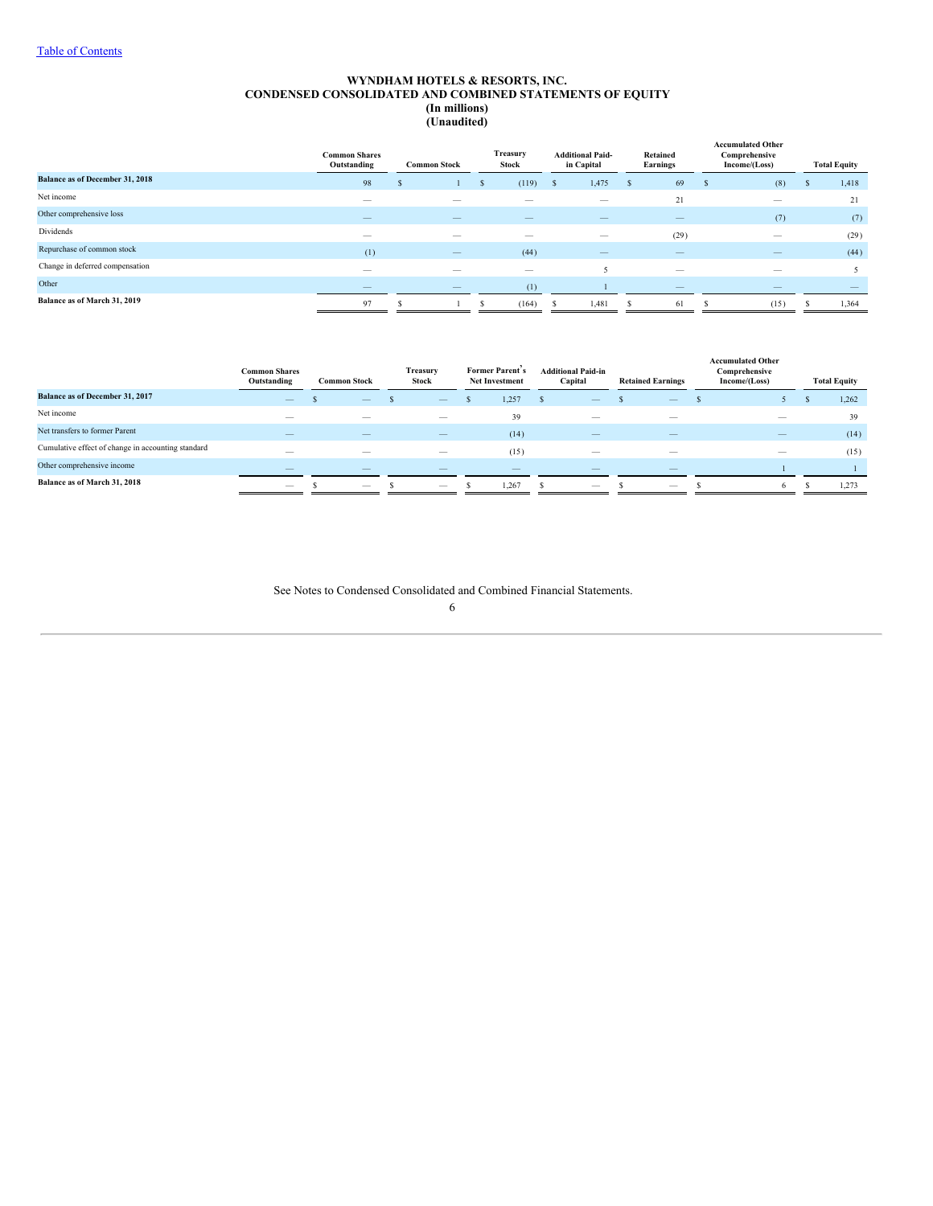# WYNDHAM HOTELS & RESORTS, INC.
## CONDENSED CONSOLIDATED AND COMBINED STATEMENTS OF EQUITY
### (In millions)
### (Unaudited)

| | Common Shares Outstanding | Common Stock | Treasury Stock | Additional Paid-in Capital | Retained Earnings | Accumulated Other Comprehensive Income/(Loss) | Total Equity |
|---|---|---|---|---|---|---|---|
| **Balance as of December 31, 2018** | 98 | $ 1 | $ (119) | $ 1,475 | $ 69 | $ (8) | $ 1,418 |
| Net income | — | — | — | — | 21 | — | 21 |
| Other comprehensive loss | — | — | — | — | — | (7) | (7) |
| Dividends | — | — | — | — | (29) | — | (29) |
| Repurchase of common stock | (1) | — | (44) | — | — | — | (44) |
| Change in deferred compensation | — | — | — | 5 | — | — | 5 |
| Other | — | — | (1) | 1 | — | — | — |
| **Balance as of March 31, 2019** | 97 | $ 1 | $ (164) | $ 1,481 | $ 61 | $ (15) | $ 1,364 |

| | Common Shares Outstanding | Common Stock | Treasury Stock | Former Parent's Net Investment | Additional Paid-in Capital | Retained Earnings | Accumulated Other Comprehensive Income/(Loss) | Total Equity |
|---|---|---|---|---|---|---|---|---|
| **Balance as of December 31, 2017** | — | $ — | $ — | $ 1,257 | $ — | $ — | $ 5 | $ 1,262 |
| Net income | — | — | — | 39 | — | — | — | 39 |
| Net transfers to former Parent | — | — | — | (14) | — | — | — | (14) |
| Cumulative effect of change in accounting standard | — | — | — | (15) | — | — | — | (15) |
| Other comprehensive income | — | — | — | — | — | — | 1 | 1 |
| **Balance as of March 31, 2018** | — | $ — | $ — | $ 1,267 | $ — | $ — | $ 6 | $ 1,273 |

See Notes to Condensed Consolidated and Combined Financial Statements.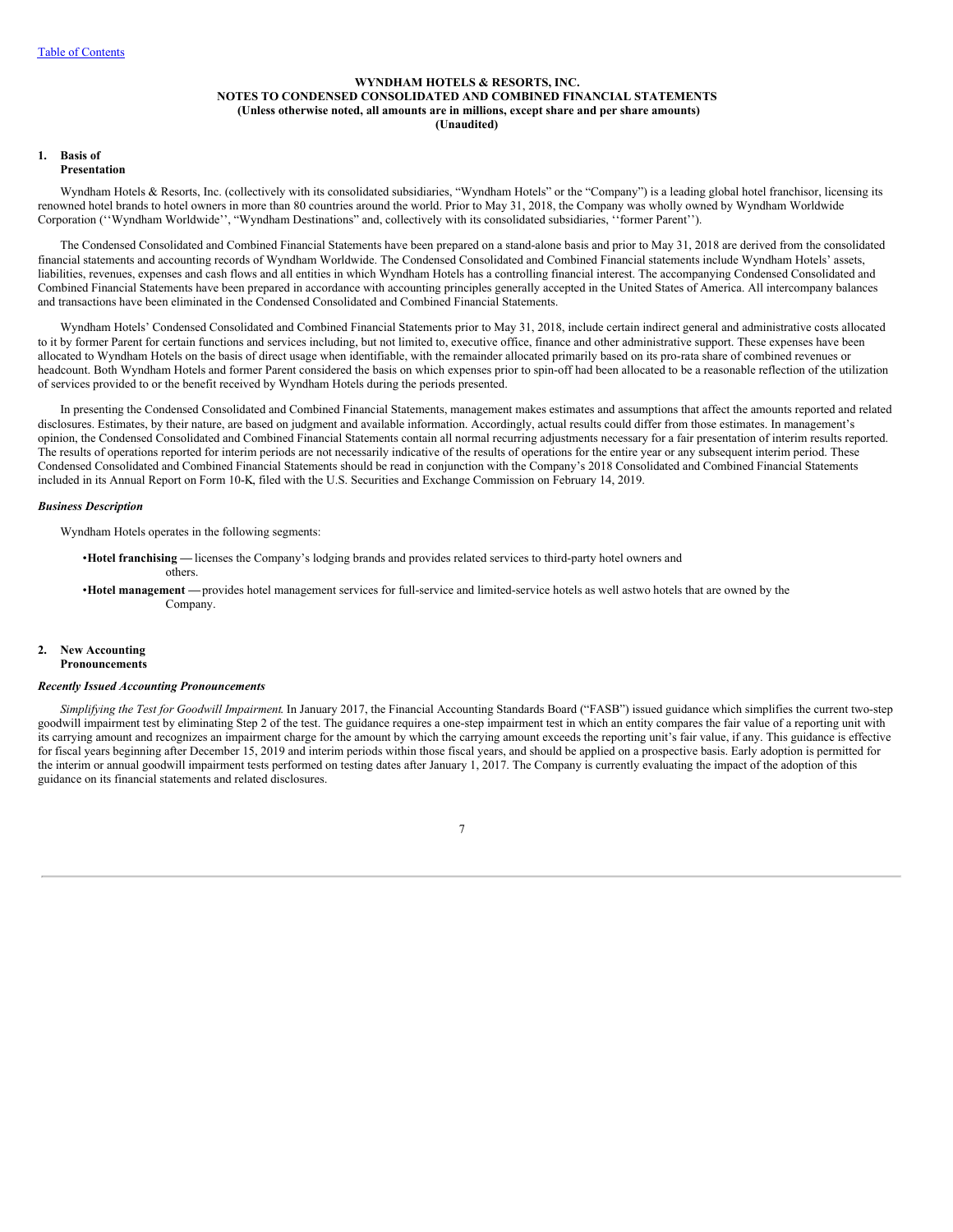[Table of Contents](#)

**WYNDHAM HOTELS & RESORTS, INC.**
**NOTES TO CONDENSED CONSOLIDATED AND COMBINED FINANCIAL STATEMENTS**
**(Unless otherwise noted, all amounts are in millions, except share and per share amounts)**
**(Unaudited)**

## 1. Basis of Presentation

Wyndham Hotels & Resorts, Inc. (collectively with its consolidated subsidiaries, "Wyndham Hotels" or the "Company") is a leading global hotel franchisor, licensing its renowned hotel brands to hotel owners in more than 80 countries around the world. Prior to May 31, 2018, the Company was wholly owned by Wyndham Worldwide Corporation (''Wyndham Worldwide'', "Wyndham Destinations" and, collectively with its consolidated subsidiaries, ''former Parent'').

The Condensed Consolidated and Combined Financial Statements have been prepared on a stand-alone basis and prior to May 31, 2018 are derived from the consolidated financial statements and accounting records of Wyndham Worldwide. The Condensed Consolidated and Combined Financial statements include Wyndham Hotels' assets, liabilities, revenues, expenses and cash flows and all entities in which Wyndham Hotels has a controlling financial interest. The accompanying Condensed Consolidated and Combined Financial Statements have been prepared in accordance with accounting principles generally accepted in the United States of America. All intercompany balances and transactions have been eliminated in the Condensed Consolidated and Combined Financial Statements.

Wyndham Hotels' Condensed Consolidated and Combined Financial Statements prior to May 31, 2018, include certain indirect general and administrative costs allocated to it by former Parent for certain functions and services including, but not limited to, executive office, finance and other administrative support. These expenses have been allocated to Wyndham Hotels on the basis of direct usage when identifiable, with the remainder allocated primarily based on its pro-rata share of combined revenues or headcount. Both Wyndham Hotels and former Parent considered the basis on which expenses prior to spin-off had been allocated to be a reasonable reflection of the utilization of services provided to or the benefit received by Wyndham Hotels during the periods presented.

In presenting the Condensed Consolidated and Combined Financial Statements, management makes estimates and assumptions that affect the amounts reported and related disclosures. Estimates, by their nature, are based on judgment and available information. Accordingly, actual results could differ from those estimates. In management's opinion, the Condensed Consolidated and Combined Financial Statements contain all normal recurring adjustments necessary for a fair presentation of interim results reported. The results of operations reported for interim periods are not necessarily indicative of the results of operations for the entire year or any subsequent interim period. These Condensed Consolidated and Combined Financial Statements should be read in conjunction with the Company's 2018 Consolidated and Combined Financial Statements included in its Annual Report on Form 10-K, filed with the U.S. Securities and Exchange Commission on February 14, 2019.

### *Business Description*

Wyndham Hotels operates in the following segments:

- **Hotel franchising —** licenses the Company's lodging brands and provides related services to third-party hotel owners and others.
- **Hotel management —** provides hotel management services for full-service and limited-service hotels as well as two hotels that are owned by the Company.

## 2. New Accounting Pronouncements

### *Recently Issued Accounting Pronouncements*

*Simplifying the Test for Goodwill Impairment.* In January 2017, the Financial Accounting Standards Board ("FASB") issued guidance which simplifies the current two-step goodwill impairment test by eliminating Step 2 of the test. The guidance requires a one-step impairment test in which an entity compares the fair value of a reporting unit with its carrying amount and recognizes an impairment charge for the amount by which the carrying amount exceeds the reporting unit's fair value, if any. This guidance is effective for fiscal years beginning after December 15, 2019 and interim periods within those fiscal years, and should be applied on a prospective basis. Early adoption is permitted for the interim or annual goodwill impairment tests performed on testing dates after January 1, 2017. The Company is currently evaluating the impact of the adoption of this guidance on its financial statements and related disclosures.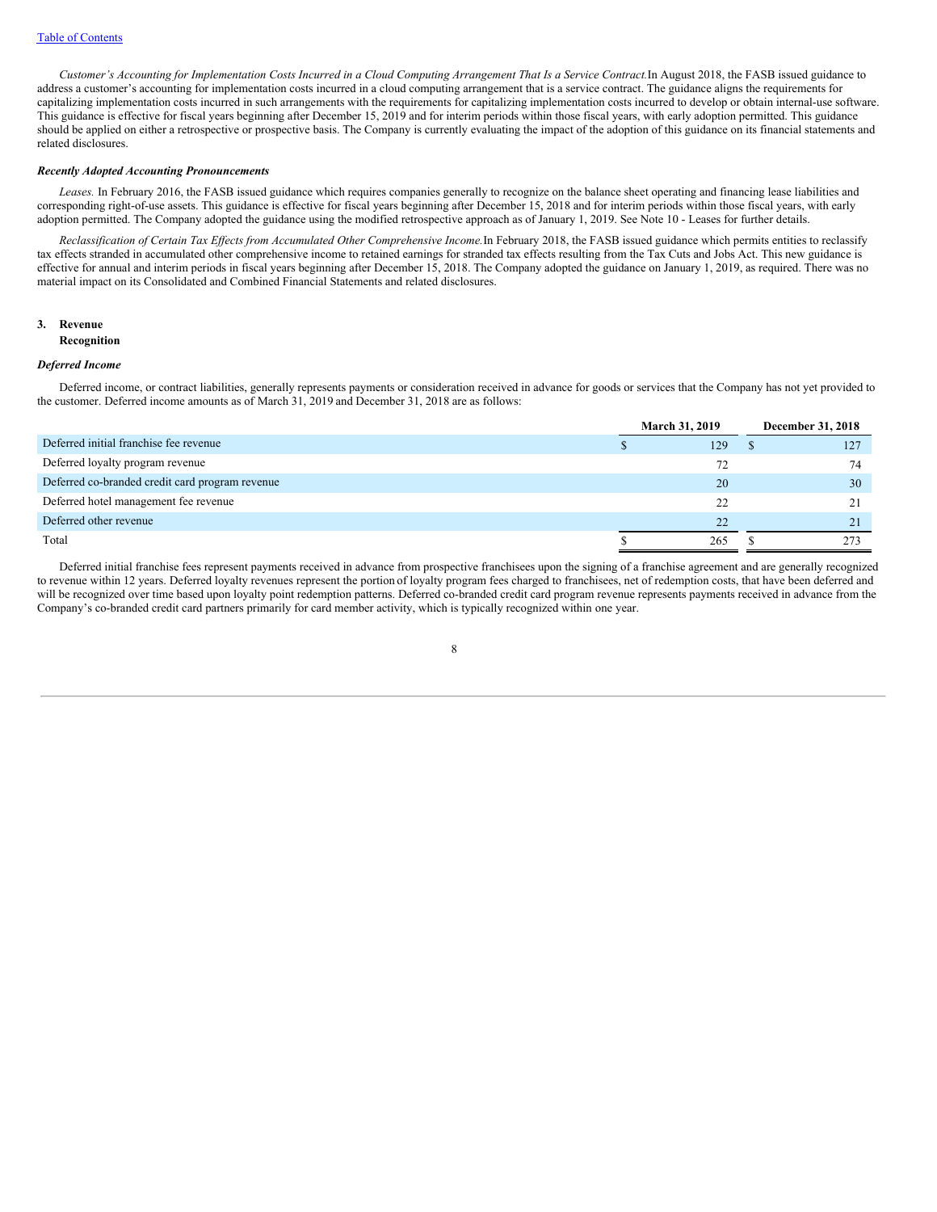*Customer's Accounting for Implementation Costs Incurred in a Cloud Computing Arrangement That Is a Service Contract.* In August 2018, the FASB issued guidance to address a customer's accounting for implementation costs incurred in a cloud computing arrangement that is a service contract. The guidance aligns the requirements for capitalizing implementation costs incurred in such arrangements with the requirements for capitalizing implementation costs incurred to develop or obtain internal-use software. This guidance is effective for fiscal years beginning after December 15, 2019 and for interim periods within those fiscal years, with early adoption permitted. This guidance should be applied on either a retrospective or prospective basis. The Company is currently evaluating the impact of the adoption of this guidance on its financial statements and related disclosures.

***Recently Adopted Accounting Pronouncements***

*Leases.* In February 2016, the FASB issued guidance which requires companies generally to recognize on the balance sheet operating and financing lease liabilities and corresponding right-of-use assets. This guidance is effective for fiscal years beginning after December 15, 2018 and for interim periods within those fiscal years, with early adoption permitted. The Company adopted the guidance using the modified retrospective approach as of January 1, 2019. See Note 10 - Leases for further details.

*Reclassification of Certain Tax Effects from Accumulated Other Comprehensive Income.* In February 2018, the FASB issued guidance which permits entities to reclassify tax effects stranded in accumulated other comprehensive income to retained earnings for stranded tax effects resulting from the Tax Cuts and Jobs Act. This new guidance is effective for annual and interim periods in fiscal years beginning after December 15, 2018. The Company adopted the guidance on January 1, 2019, as required. There was no material impact on its Consolidated and Combined Financial Statements and related disclosures.

## 3. Revenue Recognition

***Deferred Income***

Deferred income, or contract liabilities, generally represents payments or consideration received in advance for goods or services that the Company has not yet provided to the customer. Deferred income amounts as of March 31, 2019 and December 31, 2018 are as follows:

| | March 31, 2019 | December 31, 2018 |
|---|---|---|
| Deferred initial franchise fee revenue | $ 129 | $ 127 |
| Deferred loyalty program revenue | 72 | 74 |
| Deferred co-branded credit card program revenue | 20 | 30 |
| Deferred hotel management fee revenue | 22 | 21 |
| Deferred other revenue | 22 | 21 |
| Total | $ 265 | $ 273 |

Deferred initial franchise fees represent payments received in advance from prospective franchisees upon the signing of a franchise agreement and are generally recognized to revenue within 12 years. Deferred loyalty revenues represent the portion of loyalty program fees charged to franchisees, net of redemption costs, that have been deferred and will be recognized over time based upon loyalty point redemption patterns. Deferred co-branded credit card program revenue represents payments received in advance from the Company's co-branded credit card partners primarily for card member activity, which is typically recognized within one year.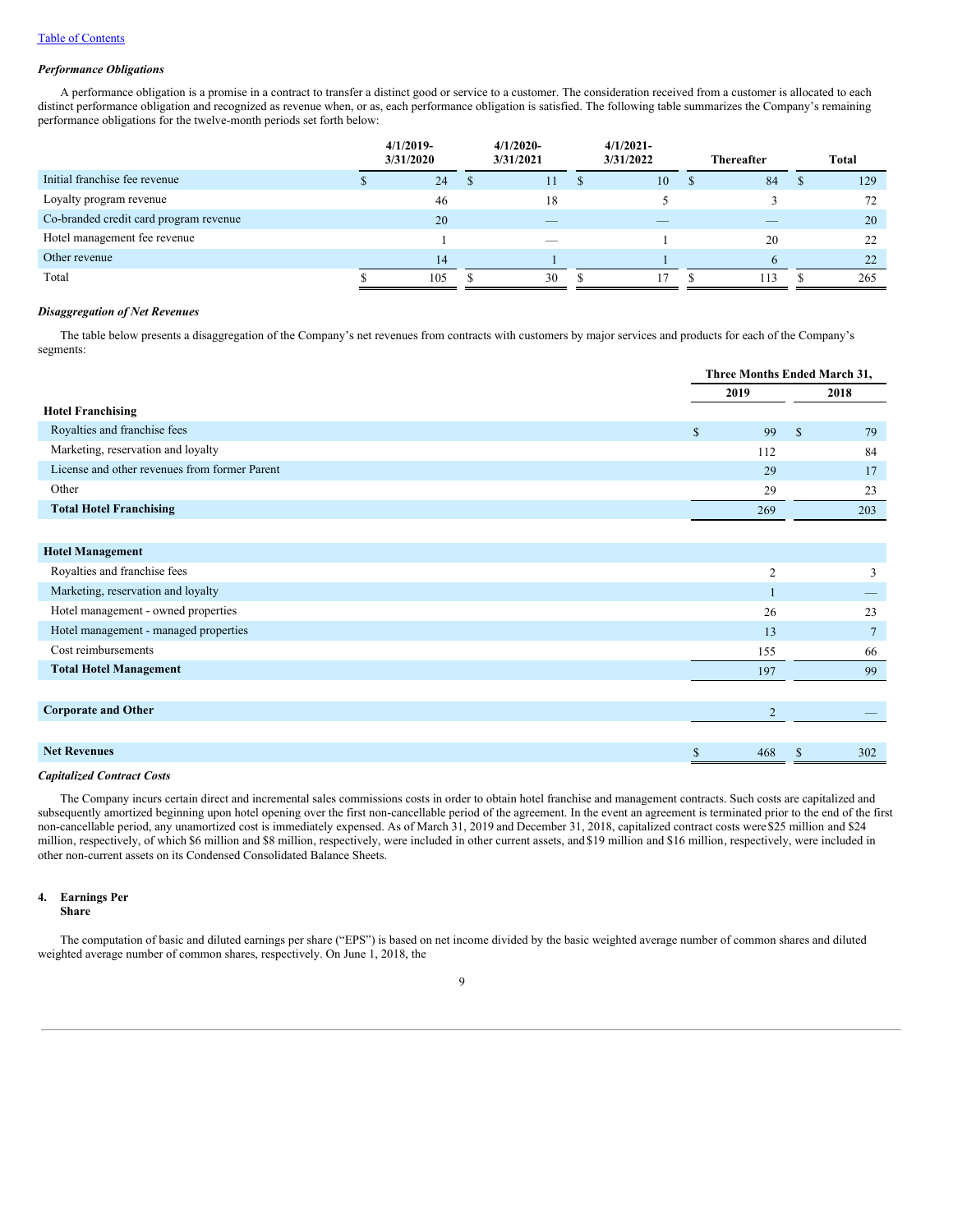*Performance Obligations*

A performance obligation is a promise in a contract to transfer a distinct good or service to a customer. The consideration received from a customer is allocated to each distinct performance obligation and recognized as revenue when, or as, each performance obligation is satisfied. The following table summarizes the Company's remaining performance obligations for the twelve-month periods set forth below:

| | 4/1/2019-3/31/2020 | 4/1/2020-3/31/2021 | 4/1/2021-3/31/2022 | Thereafter | Total |
|---|---|---|---|---|---|
| Initial franchise fee revenue | $ 24 | $ 11 | $ 10 | $ 84 | $ 129 |
| Loyalty program revenue | 46 | 18 | 5 | 3 | 72 |
| Co-branded credit card program revenue | 20 | — | — | — | 20 |
| Hotel management fee revenue | 1 | — | 1 | 20 | 22 |
| Other revenue | 14 | 1 | 1 | 6 | 22 |
| Total | $ 105 | $ 30 | $ 17 | $ 113 | $ 265 |

*Disaggregation of Net Revenues*

The table below presents a disaggregation of the Company's net revenues from contracts with customers by major services and products for each of the Company's segments:

| | Three Months Ended March 31, | |
|---|---|---|
| | 2019 | 2018 |
| **Hotel Franchising** | | |
| Royalties and franchise fees | $ 99 | $ 79 |
| Marketing, reservation and loyalty | 112 | 84 |
| License and other revenues from former Parent | 29 | 17 |
| Other | 29 | 23 |
| **Total Hotel Franchising** | 269 | 203 |
| | | |
| **Hotel Management** | | |
| Royalties and franchise fees | 2 | 3 |
| Marketing, reservation and loyalty | 1 | — |
| Hotel management - owned properties | 26 | 23 |
| Hotel management - managed properties | 13 | 7 |
| Cost reimbursements | 155 | 66 |
| **Total Hotel Management** | 197 | 99 |
| | | |
| **Corporate and Other** | 2 | — |
| | | |
| **Net Revenues** | $ 468 | $ 302 |

*Capitalized Contract Costs*

The Company incurs certain direct and incremental sales commissions costs in order to obtain hotel franchise and management contracts. Such costs are capitalized and subsequently amortized beginning upon hotel opening over the first non-cancellable period of the agreement. In the event an agreement is terminated prior to the end of the first non-cancellable period, any unamortized cost is immediately expensed. As of March 31, 2019 and December 31, 2018, capitalized contract costs were $25 million and $24 million, respectively, of which $6 million and $8 million, respectively, were included in other current assets, and $19 million and $16 million, respectively, were included in other non-current assets on its Condensed Consolidated Balance Sheets.

## 4. Earnings Per Share

The computation of basic and diluted earnings per share ("EPS") is based on net income divided by the basic weighted average number of common shares and diluted weighted average number of common shares, respectively. On June 1, 2018, the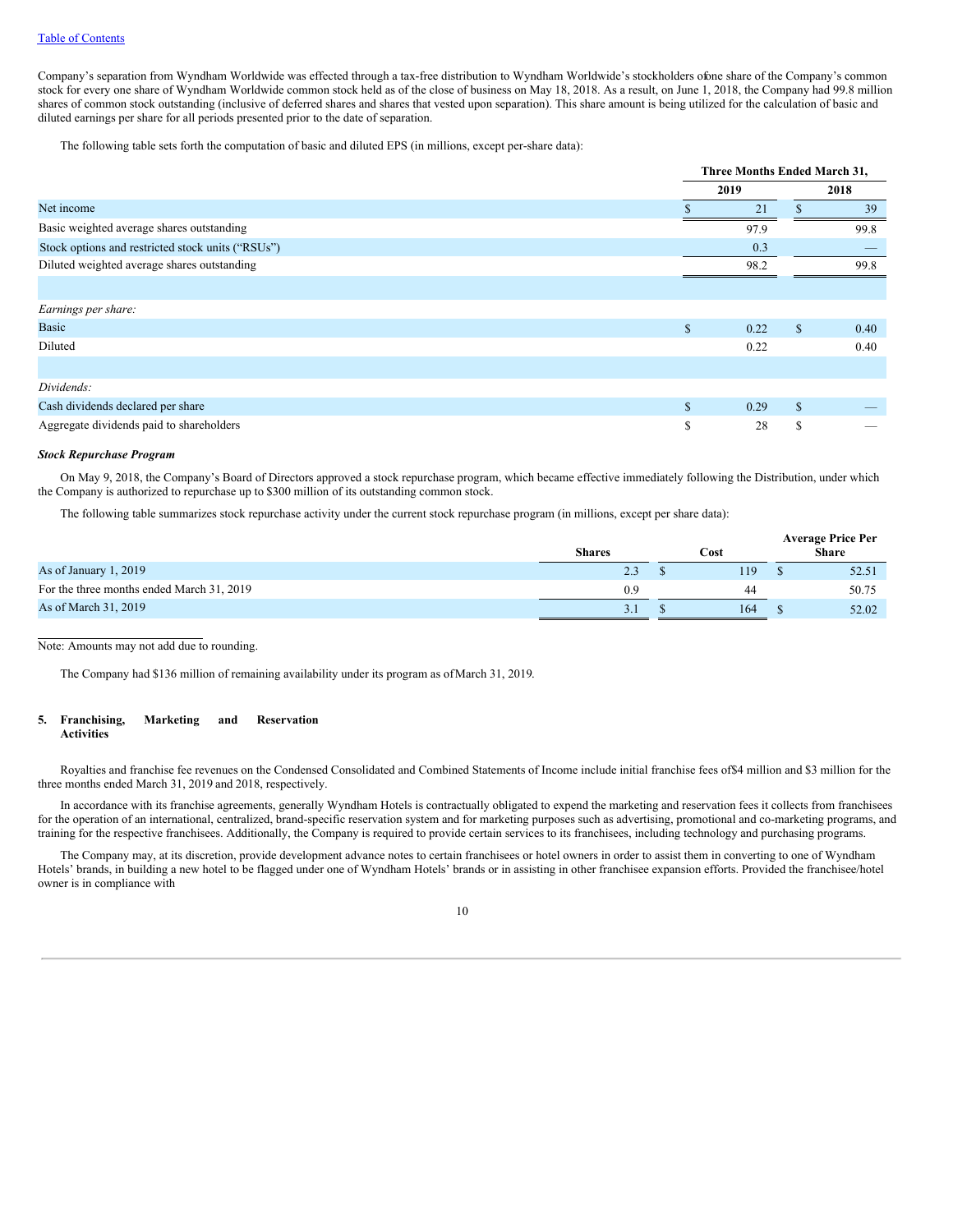Company's separation from Wyndham Worldwide was effected through a tax-free distribution to Wyndham Worldwide's stockholders of one share of the Company's common stock for every one share of Wyndham Worldwide common stock held as of the close of business on May 18, 2018. As a result, on June 1, 2018, the Company had 99.8 million shares of common stock outstanding (inclusive of deferred shares and shares that vested upon separation). This share amount is being utilized for the calculation of basic and diluted earnings per share for all periods presented prior to the date of separation.

The following table sets forth the computation of basic and diluted EPS (in millions, except per-share data):

| | Three Months Ended March 31, | |
|---|---|---|
| | 2019 | 2018 |
| Net income | $ 21 | $ 39 |
| Basic weighted average shares outstanding | 97.9 | 99.8 |
| Stock options and restricted stock units ("RSUs") | 0.3 | — |
| Diluted weighted average shares outstanding | 98.2 | 99.8 |
| | | |
| *Earnings per share:* | | |
| Basic | $ 0.22 | $ 0.40 |
| Diluted | 0.22 | 0.40 |
| | | |
| *Dividends:* | | |
| Cash dividends declared per share | $ 0.29 | $ — |
| Aggregate dividends paid to shareholders | $ 28 | $ — |

***Stock Repurchase Program***

On May 9, 2018, the Company's Board of Directors approved a stock repurchase program, which became effective immediately following the Distribution, under which the Company is authorized to repurchase up to $300 million of its outstanding common stock.

The following table summarizes stock repurchase activity under the current stock repurchase program (in millions, except per share data):

| | Shares | Cost | Average Price Per Share |
|---|---|---|---|
| As of January 1, 2019 | 2.3 | $ 119 | $ 52.51 |
| For the three months ended March 31, 2019 | 0.9 | 44 | 50.75 |
| As of March 31, 2019 | 3.1 | $ 164 | $ 52.02 |

Note: Amounts may not add due to rounding.

The Company had $136 million of remaining availability under its program as of March 31, 2019.

## 5. Franchising, Marketing and Reservation Activities

Royalties and franchise fee revenues on the Condensed Consolidated and Combined Statements of Income include initial franchise fees of $4 million and $3 million for the three months ended March 31, 2019 and 2018, respectively.

In accordance with its franchise agreements, generally Wyndham Hotels is contractually obligated to expend the marketing and reservation fees it collects from franchisees for the operation of an international, centralized, brand-specific reservation system and for marketing purposes such as advertising, promotional and co-marketing programs, and training for the respective franchisees. Additionally, the Company is required to provide certain services to its franchisees, including technology and purchasing programs.

The Company may, at its discretion, provide development advance notes to certain franchisees or hotel owners in order to assist them in converting to one of Wyndham Hotels' brands, in building a new hotel to be flagged under one of Wyndham Hotels' brands or in assisting in other franchisee expansion efforts. Provided the franchisee/hotel owner is in compliance with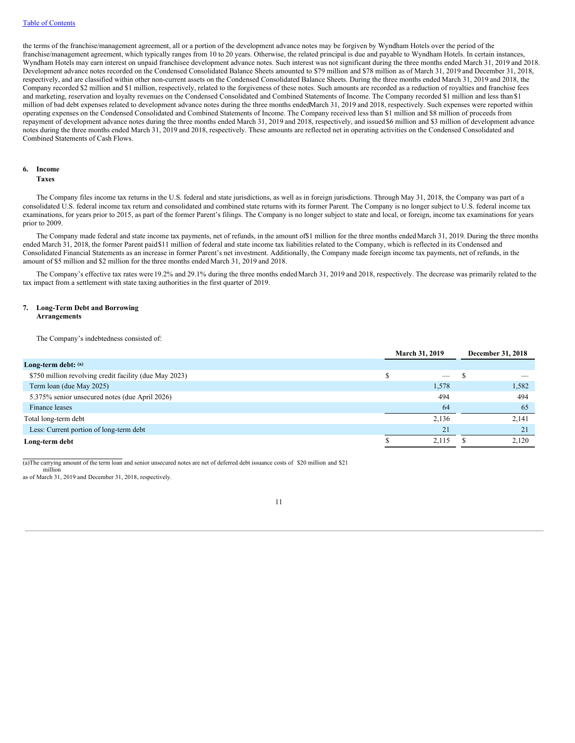the terms of the franchise/management agreement, all or a portion of the development advance notes may be forgiven by Wyndham Hotels over the period of the franchise/management agreement, which typically ranges from 10 to 20 years. Otherwise, the related principal is due and payable to Wyndham Hotels. In certain instances, Wyndham Hotels may earn interest on unpaid franchisee development advance notes. Such interest was not significant during the three months ended March 31, 2019 and 2018. Development advance notes recorded on the Condensed Consolidated Balance Sheets amounted to $79 million and $78 million as of March 31, 2019 and December 31, 2018, respectively, and are classified within other non-current assets on the Condensed Consolidated Balance Sheets. During the three months ended March 31, 2019 and 2018, the Company recorded $2 million and $1 million, respectively, related to the forgiveness of these notes. Such amounts are recorded as a reduction of royalties and franchise fees and marketing, reservation and loyalty revenues on the Condensed Consolidated and Combined Statements of Income. The Company recorded $1 million and less than $1 million of bad debt expenses related to development advance notes during the three months ended March 31, 2019 and 2018, respectively. Such expenses were reported within operating expenses on the Condensed Consolidated and Combined Statements of Income. The Company received less than $1 million and $8 million of proceeds from repayment of development advance notes during the three months ended March 31, 2019 and 2018, respectively, and issued $6 million and $3 million of development advance notes during the three months ended March 31, 2019 and 2018, respectively. These amounts are reflected net in operating activities on the Condensed Consolidated and Combined Statements of Cash Flows.

## 6. Income Taxes

The Company files income tax returns in the U.S. federal and state jurisdictions, as well as in foreign jurisdictions. Through May 31, 2018, the Company was part of a consolidated U.S. federal income tax return and consolidated and combined state returns with its former Parent. The Company is no longer subject to U.S. federal income tax examinations, for years prior to 2015, as part of the former Parent's filings. The Company is no longer subject to state and local, or foreign, income tax examinations for years prior to 2009.

The Company made federal and state income tax payments, net of refunds, in the amount of $1 million for the three months ended March 31, 2019. During the three months ended March 31, 2018, the former Parent paid $11 million of federal and state income tax liabilities related to the Company, which is reflected in its Condensed and Consolidated Financial Statements as an increase in former Parent's net investment. Additionally, the Company made foreign income tax payments, net of refunds, in the amount of $5 million and $2 million for the three months ended March 31, 2019 and 2018.

The Company's effective tax rates were 19.2% and 29.1% during the three months ended March 31, 2019 and 2018, respectively. The decrease was primarily related to the tax impact from a settlement with state taxing authorities in the first quarter of 2019.

## 7. Long-Term Debt and Borrowing Arrangements

The Company's indebtedness consisted of:

| | March 31, 2019 | December 31, 2018 |
|---|---|---|
| **Long-term debt: (a)** | | |
| $750 million revolving credit facility (due May 2023) | $ — | $ — |
| Term loan (due May 2025) | 1,578 | 1,582 |
| 5.375% senior unsecured notes (due April 2026) | 494 | 494 |
| Finance leases | 64 | 65 |
| Total long-term debt | 2,136 | 2,141 |
| Less: Current portion of long-term debt | 21 | 21 |
| **Long-term debt** | $ 2,115 | $ 2,120 |

(a) The carrying amount of the term loan and senior unsecured notes are net of deferred debt issuance costs of $20 million and $21 million as of March 31, 2019 and December 31, 2018, respectively.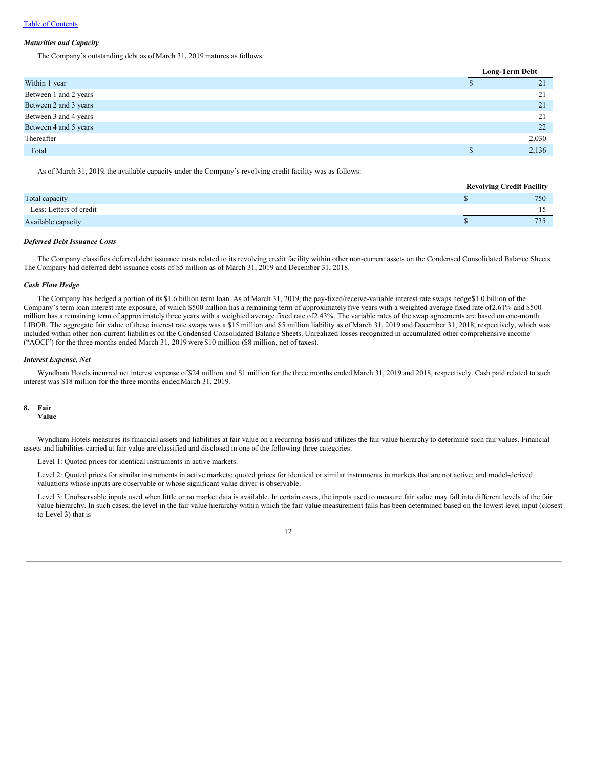*Maturities and Capacity*

The Company's outstanding debt as of March 31, 2019 matures as follows:

| | Long-Term Debt |
|---|---|
| Within 1 year | $ 21 |
| Between 1 and 2 years | 21 |
| Between 2 and 3 years | 21 |
| Between 3 and 4 years | 21 |
| Between 4 and 5 years | 22 |
| Thereafter | 2,030 |
| Total | $ 2,136 |

As of March 31, 2019, the available capacity under the Company's revolving credit facility was as follows:

| | Revolving Credit Facility |
|---|---|
| Total capacity | $ 750 |
| Less: Letters of credit | 15 |
| Available capacity | $ 735 |

*Deferred Debt Issuance Costs*

The Company classifies deferred debt issuance costs related to its revolving credit facility within other non-current assets on the Condensed Consolidated Balance Sheets. The Company had deferred debt issuance costs of $5 million as of March 31, 2019 and December 31, 2018.

*Cash Flow Hedge*

The Company has hedged a portion of its $1.6 billion term loan. As of March 31, 2019, the pay-fixed/receive-variable interest rate swaps hedge $1.0 billion of the Company's term loan interest rate exposure, of which $500 million has a remaining term of approximately five years with a weighted average fixed rate of 2.61% and $500 million has a remaining term of approximately three years with a weighted average fixed rate of 2.43%. The variable rates of the swap agreements are based on one-month LIBOR. The aggregate fair value of these interest rate swaps was a $15 million and $5 million liability as of March 31, 2019 and December 31, 2018, respectively, which was included within other non-current liabilities on the Condensed Consolidated Balance Sheets. Unrealized losses recognized in accumulated other comprehensive income ("AOCI") for the three months ended March 31, 2019 were $10 million ($8 million, net of taxes).

*Interest Expense, Net*

Wyndham Hotels incurred net interest expense of $24 million and $1 million for the three months ended March 31, 2019 and 2018, respectively. Cash paid related to such interest was $18 million for the three months ended March 31, 2019.

## 8. Fair Value

Wyndham Hotels measures its financial assets and liabilities at fair value on a recurring basis and utilizes the fair value hierarchy to determine such fair values. Financial assets and liabilities carried at fair value are classified and disclosed in one of the following three categories:

Level 1: Quoted prices for identical instruments in active markets.

Level 2: Quoted prices for similar instruments in active markets; quoted prices for identical or similar instruments in markets that are not active; and model-derived valuations whose inputs are observable or whose significant value driver is observable.

Level 3: Unobservable inputs used when little or no market data is available. In certain cases, the inputs used to measure fair value may fall into different levels of the fair value hierarchy. In such cases, the level in the fair value hierarchy within which the fair value measurement falls has been determined based on the lowest level input (closest to Level 3) that is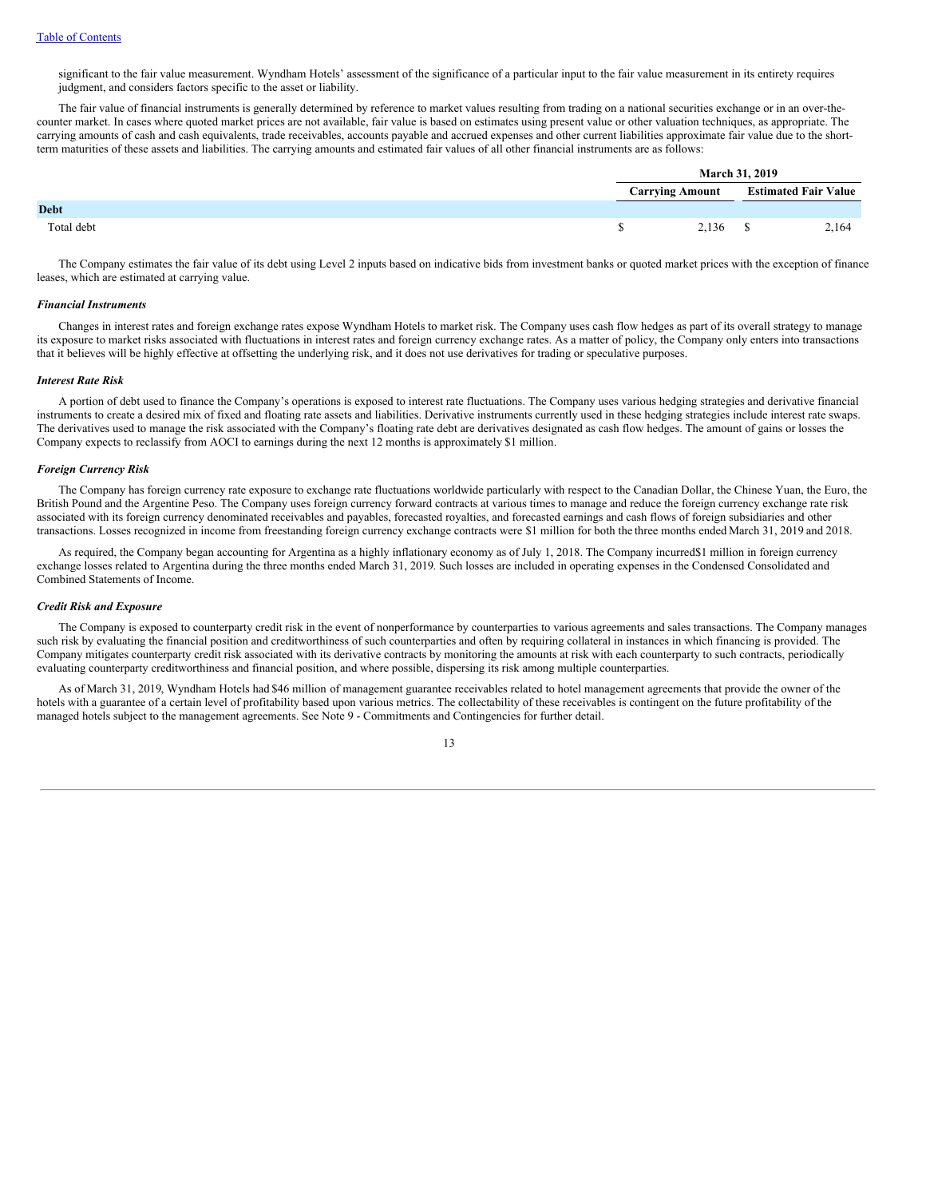significant to the fair value measurement. Wyndham Hotels' assessment of the significance of a particular input to the fair value measurement in its entirety requires judgment, and considers factors specific to the asset or liability.

The fair value of financial instruments is generally determined by reference to market values resulting from trading on a national securities exchange or in an over-the-counter market. In cases where quoted market prices are not available, fair value is based on estimates using present value or other valuation techniques, as appropriate. The carrying amounts of cash and cash equivalents, trade receivables, accounts payable and accrued expenses and other current liabilities approximate fair value due to the short-term maturities of these assets and liabilities. The carrying amounts and estimated fair values of all other financial instruments are as follows:

| | March 31, 2019 | |
|---|---|---|
| | Carrying Amount | Estimated Fair Value |
| **Debt** | | |
| Total debt | $ 2,136 | $ 2,164 |

The Company estimates the fair value of its debt using Level 2 inputs based on indicative bids from investment banks or quoted market prices with the exception of finance leases, which are estimated at carrying value.

***Financial Instruments***

Changes in interest rates and foreign exchange rates expose Wyndham Hotels to market risk. The Company uses cash flow hedges as part of its overall strategy to manage its exposure to market risks associated with fluctuations in interest rates and foreign currency exchange rates. As a matter of policy, the Company only enters into transactions that it believes will be highly effective at offsetting the underlying risk, and it does not use derivatives for trading or speculative purposes.

***Interest Rate Risk***

A portion of debt used to finance the Company's operations is exposed to interest rate fluctuations. The Company uses various hedging strategies and derivative financial instruments to create a desired mix of fixed and floating rate assets and liabilities. Derivative instruments currently used in these hedging strategies include interest rate swaps. The derivatives used to manage the risk associated with the Company's floating rate debt are derivatives designated as cash flow hedges. The amount of gains or losses the Company expects to reclassify from AOCI to earnings during the next 12 months is approximately $1 million.

***Foreign Currency Risk***

The Company has foreign currency rate exposure to exchange rate fluctuations worldwide particularly with respect to the Canadian Dollar, the Chinese Yuan, the Euro, the British Pound and the Argentine Peso. The Company uses foreign currency forward contracts at various times to manage and reduce the foreign currency exchange rate risk associated with its foreign currency denominated receivables and payables, forecasted royalties, and forecasted earnings and cash flows of foreign subsidiaries and other transactions. Losses recognized in income from freestanding foreign currency exchange contracts were $1 million for both the three months ended March 31, 2019 and 2018.

As required, the Company began accounting for Argentina as a highly inflationary economy as of July 1, 2018. The Company incurred $1 million in foreign currency exchange losses related to Argentina during the three months ended March 31, 2019. Such losses are included in operating expenses in the Condensed Consolidated and Combined Statements of Income.

***Credit Risk and Exposure***

The Company is exposed to counterparty credit risk in the event of nonperformance by counterparties to various agreements and sales transactions. The Company manages such risk by evaluating the financial position and creditworthiness of such counterparties and often by requiring collateral in instances in which financing is provided. The Company mitigates counterparty credit risk associated with its derivative contracts by monitoring the amounts at risk with each counterparty to such contracts, periodically evaluating counterparty creditworthiness and financial position, and where possible, dispersing its risk among multiple counterparties.

As of March 31, 2019, Wyndham Hotels had $46 million of management guarantee receivables related to hotel management agreements that provide the owner of the hotels with a guarantee of a certain level of profitability based upon various metrics. The collectability of these receivables is contingent on the future profitability of the managed hotels subject to the management agreements. See Note 9 - Commitments and Contingencies for further detail.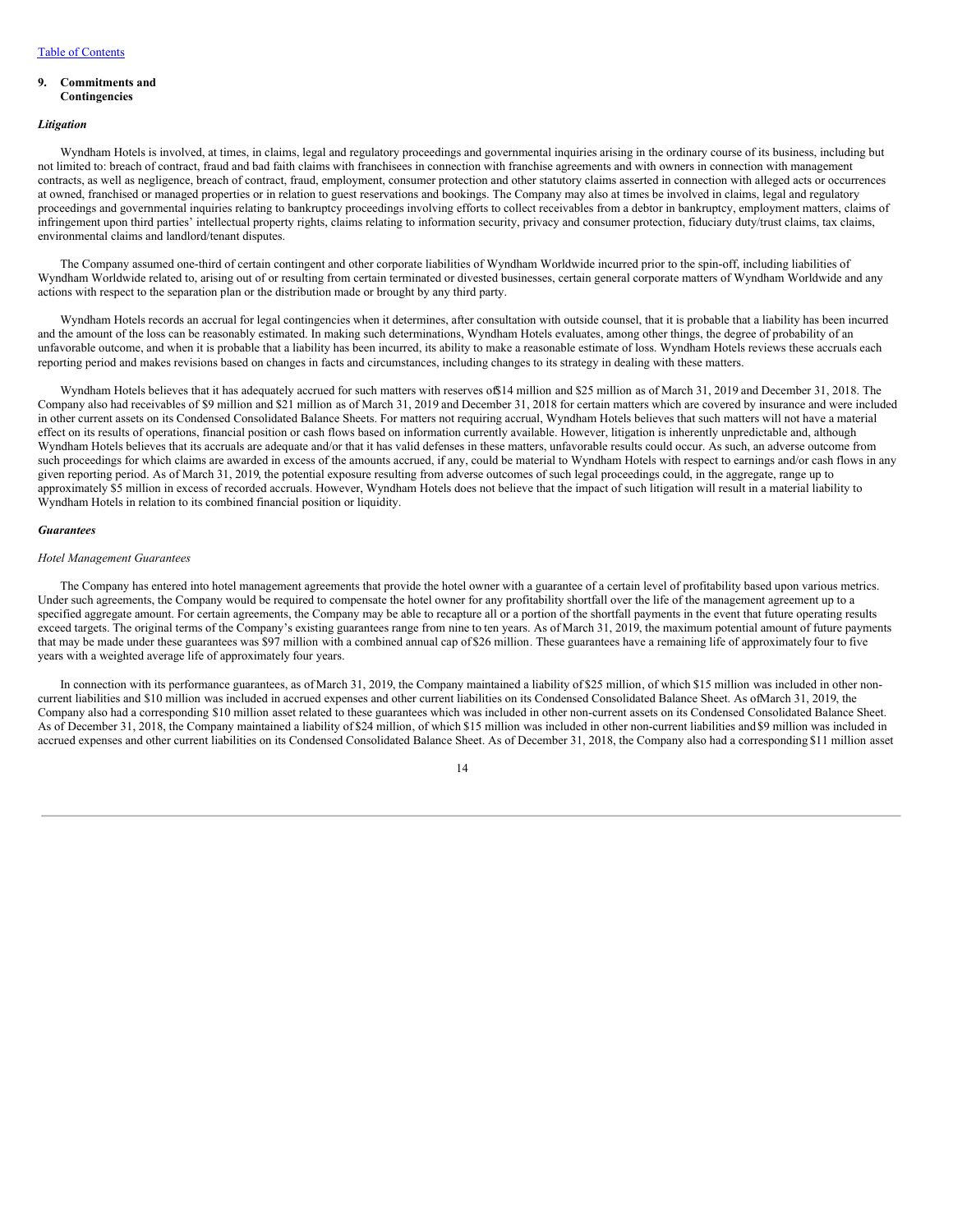## 9. Commitments and Contingencies

### *Litigation*

Wyndham Hotels is involved, at times, in claims, legal and regulatory proceedings and governmental inquiries arising in the ordinary course of its business, including but not limited to: breach of contract, fraud and bad faith claims with franchisees in connection with franchise agreements and with owners in connection with management contracts, as well as negligence, breach of contract, fraud, employment, consumer protection and other statutory claims asserted in connection with alleged acts or occurrences at owned, franchised or managed properties or in relation to guest reservations and bookings. The Company may also at times be involved in claims, legal and regulatory proceedings and governmental inquiries relating to bankruptcy proceedings involving efforts to collect receivables from a debtor in bankruptcy, employment matters, claims of infringement upon third parties' intellectual property rights, claims relating to information security, privacy and consumer protection, fiduciary duty/trust claims, tax claims, environmental claims and landlord/tenant disputes.

The Company assumed one-third of certain contingent and other corporate liabilities of Wyndham Worldwide incurred prior to the spin-off, including liabilities of Wyndham Worldwide related to, arising out of or resulting from certain terminated or divested businesses, certain general corporate matters of Wyndham Worldwide and any actions with respect to the separation plan or the distribution made or brought by any third party.

Wyndham Hotels records an accrual for legal contingencies when it determines, after consultation with outside counsel, that it is probable that a liability has been incurred and the amount of the loss can be reasonably estimated. In making such determinations, Wyndham Hotels evaluates, among other things, the degree of probability of an unfavorable outcome, and when it is probable that a liability has been incurred, its ability to make a reasonable estimate of loss. Wyndham Hotels reviews these accruals each reporting period and makes revisions based on changes in facts and circumstances, including changes to its strategy in dealing with these matters.

Wyndham Hotels believes that it has adequately accrued for such matters with reserves of $14 million and $25 million as of March 31, 2019 and December 31, 2018. The Company also had receivables of $9 million and $21 million as of March 31, 2019 and December 31, 2018 for certain matters which are covered by insurance and were included in other current assets on its Condensed Consolidated Balance Sheets. For matters not requiring accrual, Wyndham Hotels believes that such matters will not have a material effect on its results of operations, financial position or cash flows based on information currently available. However, litigation is inherently unpredictable and, although Wyndham Hotels believes that its accruals are adequate and/or that it has valid defenses in these matters, unfavorable results could occur. As such, an adverse outcome from such proceedings for which claims are awarded in excess of the amounts accrued, if any, could be material to Wyndham Hotels with respect to earnings and/or cash flows in any given reporting period. As of March 31, 2019, the potential exposure resulting from adverse outcomes of such legal proceedings could, in the aggregate, range up to approximately $5 million in excess of recorded accruals. However, Wyndham Hotels does not believe that the impact of such litigation will result in a material liability to Wyndham Hotels in relation to its combined financial position or liquidity.

### *Guarantees*

*Hotel Management Guarantees*

The Company has entered into hotel management agreements that provide the hotel owner with a guarantee of a certain level of profitability based upon various metrics. Under such agreements, the Company would be required to compensate the hotel owner for any profitability shortfall over the life of the management agreement up to a specified aggregate amount. For certain agreements, the Company may be able to recapture all or a portion of the shortfall payments in the event that future operating results exceed targets. The original terms of the Company's existing guarantees range from nine to ten years. As of March 31, 2019, the maximum potential amount of future payments that may be made under these guarantees was $97 million with a combined annual cap of $26 million. These guarantees have a remaining life of approximately four to five years with a weighted average life of approximately four years.

In connection with its performance guarantees, as of March 31, 2019, the Company maintained a liability of $25 million, of which $15 million was included in other non-current liabilities and $10 million was included in accrued expenses and other current liabilities on its Condensed Consolidated Balance Sheet. As of March 31, 2019, the Company also had a corresponding $10 million asset related to these guarantees which was included in other non-current assets on its Condensed Consolidated Balance Sheet. As of December 31, 2018, the Company maintained a liability of $24 million, of which $15 million was included in other non-current liabilities and $9 million was included in accrued expenses and other current liabilities on its Condensed Consolidated Balance Sheet. As of December 31, 2018, the Company also had a corresponding $11 million asset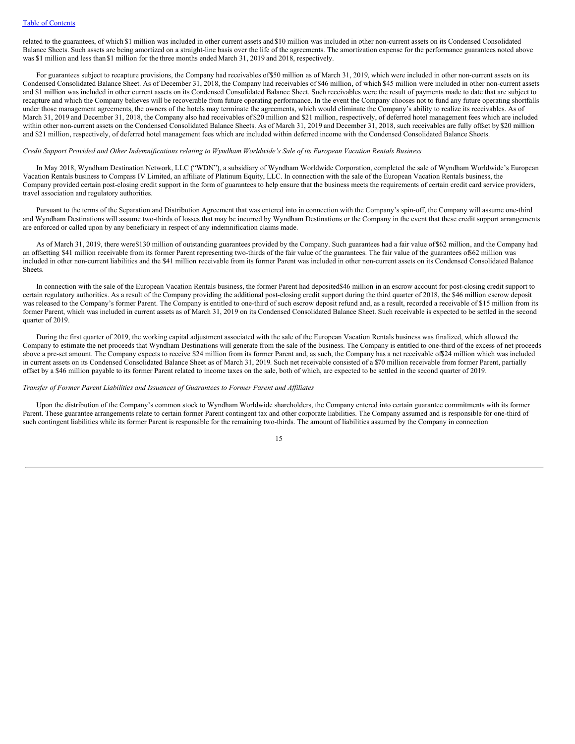related to the guarantees, of which $1 million was included in other current assets and $10 million was included in other non-current assets on its Condensed Consolidated Balance Sheets. Such assets are being amortized on a straight-line basis over the life of the agreements. The amortization expense for the performance guarantees noted above was $1 million and less than $1 million for the three months ended March 31, 2019 and 2018, respectively.

For guarantees subject to recapture provisions, the Company had receivables of $50 million as of March 31, 2019, which were included in other non-current assets on its Condensed Consolidated Balance Sheet. As of December 31, 2018, the Company had receivables of $46 million, of which $45 million were included in other non-current assets and $1 million was included in other current assets on its Condensed Consolidated Balance Sheet. Such receivables were the result of payments made to date that are subject to recapture and which the Company believes will be recoverable from future operating performance. In the event the Company chooses not to fund any future operating shortfalls under those management agreements, the owners of the hotels may terminate the agreements, which would eliminate the Company's ability to realize its receivables. As of March 31, 2019 and December 31, 2018, the Company also had receivables of $20 million and $21 million, respectively, of deferred hotel management fees which are included within other non-current assets on the Condensed Consolidated Balance Sheets. As of March 31, 2019 and December 31, 2018, such receivables are fully offset by $20 million and $21 million, respectively, of deferred hotel management fees which are included within deferred income with the Condensed Consolidated Balance Sheets.

*Credit Support Provided and Other Indemnifications relating to Wyndham Worldwide's Sale of its European Vacation Rentals Business*

In May 2018, Wyndham Destination Network, LLC ("WDN"), a subsidiary of Wyndham Worldwide Corporation, completed the sale of Wyndham Worldwide's European Vacation Rentals business to Compass IV Limited, an affiliate of Platinum Equity, LLC. In connection with the sale of the European Vacation Rentals business, the Company provided certain post-closing credit support in the form of guarantees to help ensure that the business meets the requirements of certain credit card service providers, travel association and regulatory authorities.

Pursuant to the terms of the Separation and Distribution Agreement that was entered into in connection with the Company's spin-off, the Company will assume one-third and Wyndham Destinations will assume two-thirds of losses that may be incurred by Wyndham Destinations or the Company in the event that these credit support arrangements are enforced or called upon by any beneficiary in respect of any indemnification claims made.

As of March 31, 2019, there were $130 million of outstanding guarantees provided by the Company. Such guarantees had a fair value of $62 million, and the Company had an offsetting $41 million receivable from its former Parent representing two-thirds of the fair value of the guarantees. The fair value of the guarantees of $62 million was included in other non-current liabilities and the $41 million receivable from its former Parent was included in other non-current assets on its Condensed Consolidated Balance Sheets.

In connection with the sale of the European Vacation Rentals business, the former Parent had deposited $46 million in an escrow account for post-closing credit support to certain regulatory authorities. As a result of the Company providing the additional post-closing credit support during the third quarter of 2018, the $46 million escrow deposit was released to the Company's former Parent. The Company is entitled to one-third of such escrow deposit refund and, as a result, recorded a receivable of $15 million from its former Parent, which was included in current assets as of March 31, 2019 on its Condensed Consolidated Balance Sheet. Such receivable is expected to be settled in the second quarter of 2019.

During the first quarter of 2019, the working capital adjustment associated with the sale of the European Vacation Rentals business was finalized, which allowed the Company to estimate the net proceeds that Wyndham Destinations will generate from the sale of the business. The Company is entitled to one-third of the excess of net proceeds above a pre-set amount. The Company expects to receive $24 million from its former Parent and, as such, the Company has a net receivable of $24 million which was included in current assets on its Condensed Consolidated Balance Sheet as of March 31, 2019. Such net receivable consisted of a $70 million receivable from former Parent, partially offset by a $46 million payable to its former Parent related to income taxes on the sale, both of which, are expected to be settled in the second quarter of 2019.

*Transfer of Former Parent Liabilities and Issuances of Guarantees to Former Parent and Affiliates*

Upon the distribution of the Company's common stock to Wyndham Worldwide shareholders, the Company entered into certain guarantee commitments with its former Parent. These guarantee arrangements relate to certain former Parent contingent tax and other corporate liabilities. The Company assumed and is responsible for one-third of such contingent liabilities while its former Parent is responsible for the remaining two-thirds. The amount of liabilities assumed by the Company in connection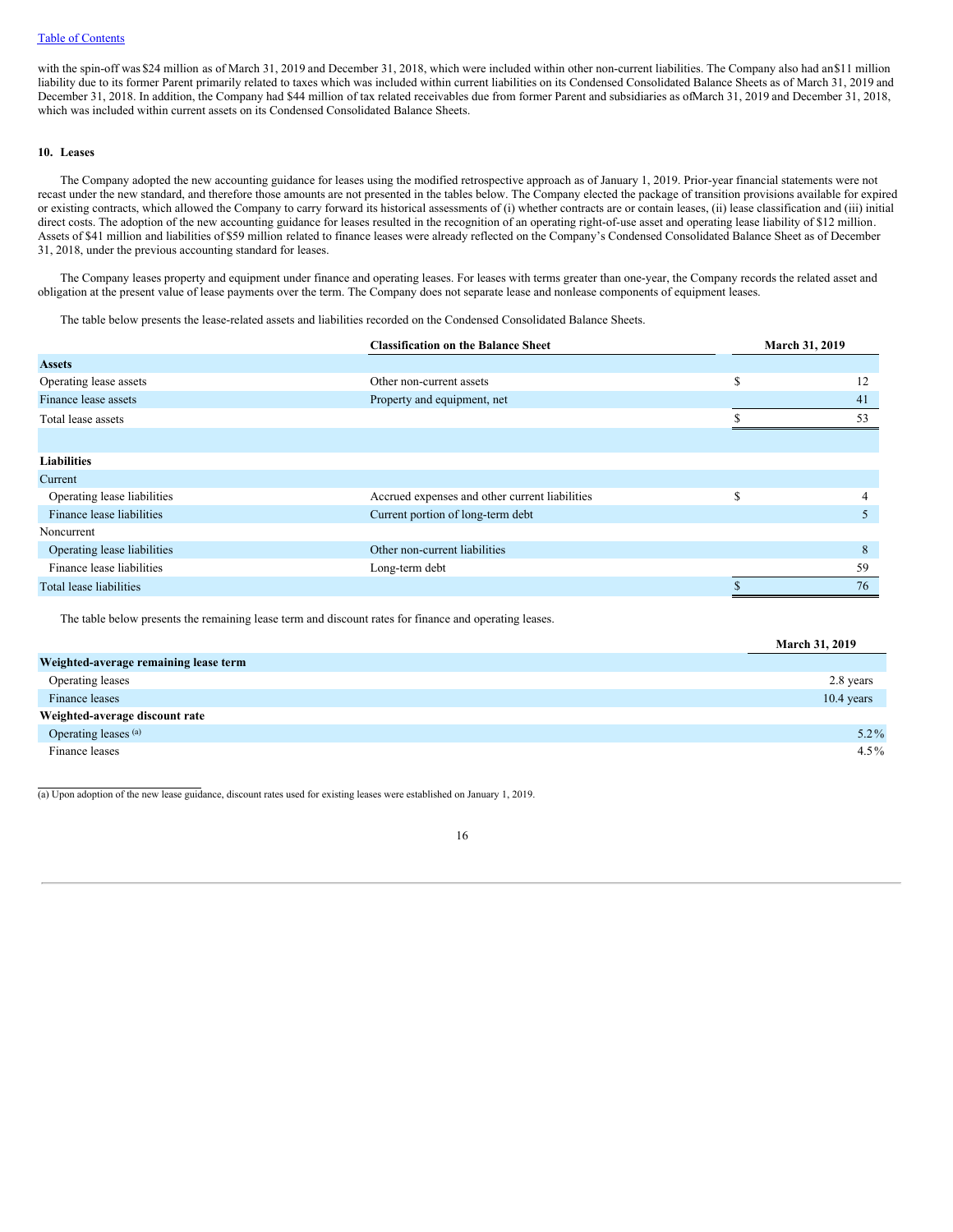with the spin-off was $24 million as of March 31, 2019 and December 31, 2018, which were included within other non-current liabilities. The Company also had an $11 million liability due to its former Parent primarily related to taxes which was included within current liabilities on its Condensed Consolidated Balance Sheets as of March 31, 2019 and December 31, 2018. In addition, the Company had $44 million of tax related receivables due from former Parent and subsidiaries as of March 31, 2019 and December 31, 2018, which was included within current assets on its Condensed Consolidated Balance Sheets.

## 10. Leases

The Company adopted the new accounting guidance for leases using the modified retrospective approach as of January 1, 2019. Prior-year financial statements were not recast under the new standard, and therefore those amounts are not presented in the tables below. The Company elected the package of transition provisions available for expired or existing contracts, which allowed the Company to carry forward its historical assessments of (i) whether contracts are or contain leases, (ii) lease classification and (iii) initial direct costs. The adoption of the new accounting guidance for leases resulted in the recognition of an operating right-of-use asset and operating lease liability of $12 million. Assets of $41 million and liabilities of $59 million related to finance leases were already reflected on the Company's Condensed Consolidated Balance Sheet as of December 31, 2018, under the previous accounting standard for leases.

The Company leases property and equipment under finance and operating leases. For leases with terms greater than one-year, the Company records the related asset and obligation at the present value of lease payments over the term. The Company does not separate lease and nonlease components of equipment leases.

The table below presents the lease-related assets and liabilities recorded on the Condensed Consolidated Balance Sheets.

| | Classification on the Balance Sheet | March 31, 2019 |
|---|---|---|
| **Assets** | | |
| Operating lease assets | Other non-current assets | $ 12 |
| Finance lease assets | Property and equipment, net | 41 |
| Total lease assets | | $ 53 |
| | | |
| **Liabilities** | | |
| Current | | |
| Operating lease liabilities | Accrued expenses and other current liabilities | $ 4 |
| Finance lease liabilities | Current portion of long-term debt | 5 |
| Noncurrent | | |
| Operating lease liabilities | Other non-current liabilities | 8 |
| Finance lease liabilities | Long-term debt | 59 |
| Total lease liabilities | | $ 76 |

The table below presents the remaining lease term and discount rates for finance and operating leases.

| | March 31, 2019 |
|---|---|
| **Weighted-average remaining lease term** | |
| Operating leases | 2.8 years |
| Finance leases | 10.4 years |
| **Weighted-average discount rate** | |
| Operating leases [(a)] | 5.2% |
| Finance leases | 4.5% |

(a) Upon adoption of the new lease guidance, discount rates used for existing leases were established on January 1, 2019.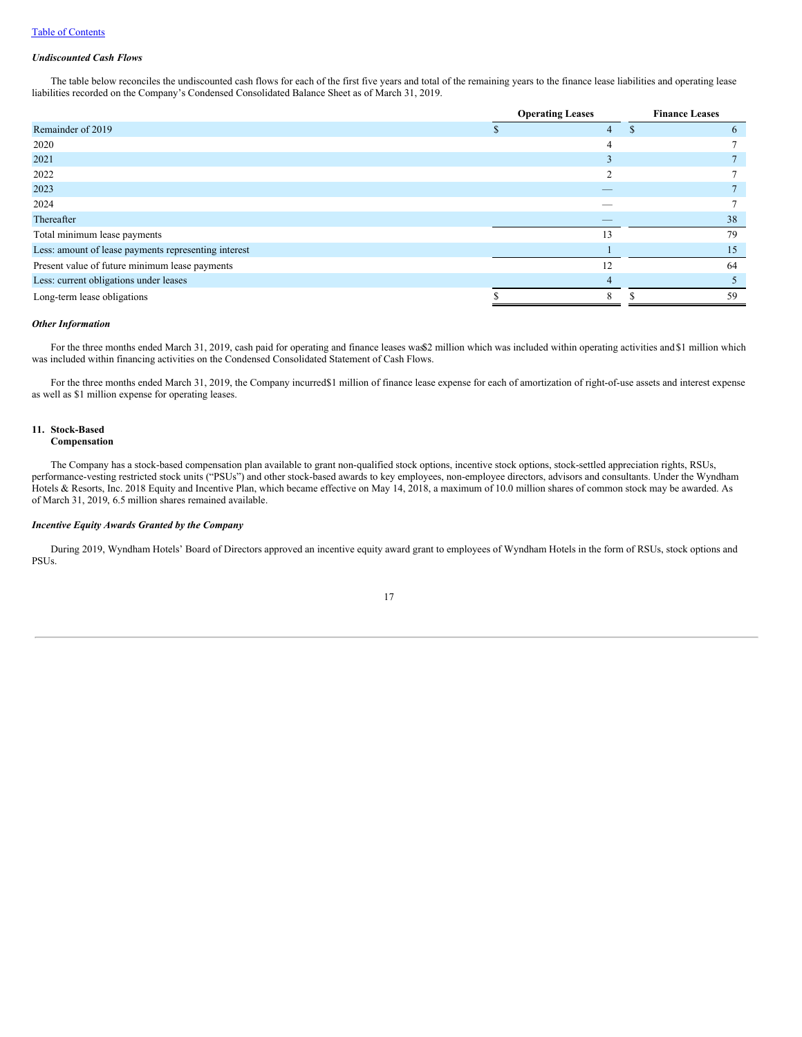*Undiscounted Cash Flows*

The table below reconciles the undiscounted cash flows for each of the first five years and total of the remaining years to the finance lease liabilities and operating lease liabilities recorded on the Company's Condensed Consolidated Balance Sheet as of March 31, 2019.

| | Operating Leases | Finance Leases |
|---|---|---|
| Remainder of 2019 | $ 4 | $ 6 |
| 2020 | 4 | 7 |
| 2021 | 3 | 7 |
| 2022 | 2 | 7 |
| 2023 | — | 7 |
| 2024 | — | 7 |
| Thereafter | — | 38 |
| Total minimum lease payments | 13 | 79 |
| Less: amount of lease payments representing interest | 1 | 15 |
| Present value of future minimum lease payments | 12 | 64 |
| Less: current obligations under leases | 4 | 5 |
| Long-term lease obligations | $ 8 | $ 59 |

*Other Information*

For the three months ended March 31, 2019, cash paid for operating and finance leases was $2 million which was included within operating activities and $1 million which was included within financing activities on the Condensed Consolidated Statement of Cash Flows.

For the three months ended March 31, 2019, the Company incurred $1 million of finance lease expense for each of amortization of right-of-use assets and interest expense as well as $1 million expense for operating leases.

## 11. Stock-Based Compensation

The Company has a stock-based compensation plan available to grant non-qualified stock options, incentive stock options, stock-settled appreciation rights, RSUs, performance-vesting restricted stock units ("PSUs") and other stock-based awards to key employees, non-employee directors, advisors and consultants. Under the Wyndham Hotels & Resorts, Inc. 2018 Equity and Incentive Plan, which became effective on May 14, 2018, a maximum of 10.0 million shares of common stock may be awarded. As of March 31, 2019, 6.5 million shares remained available.

*Incentive Equity Awards Granted by the Company*

During 2019, Wyndham Hotels' Board of Directors approved an incentive equity award grant to employees of Wyndham Hotels in the form of RSUs, stock options and PSUs.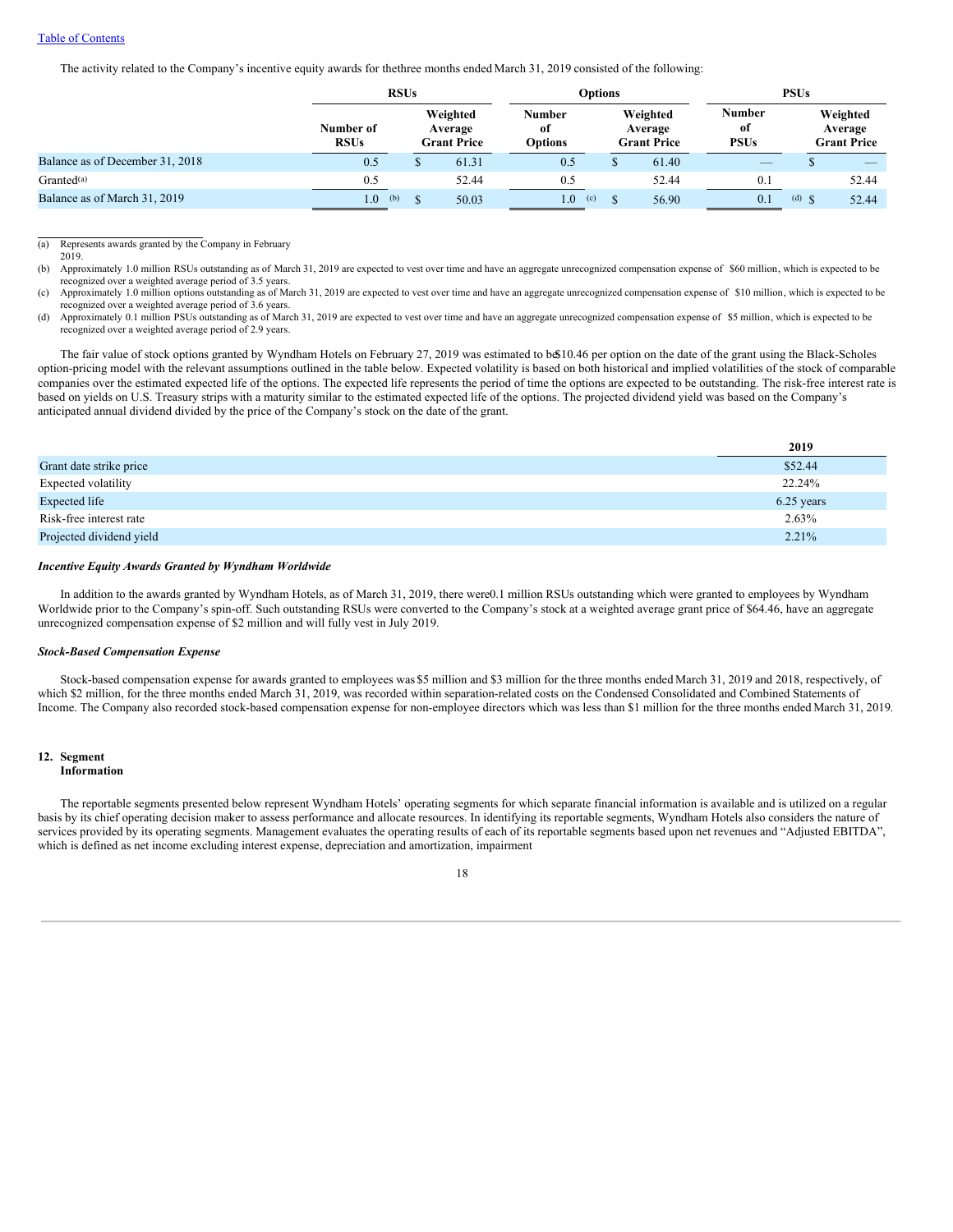[Table of Contents](#)

The activity related to the Company's incentive equity awards for thethree months ended March 31, 2019 consisted of the following:

| | RSUs | | Options | | PSUs | |
|---|---|---|---|---|---|---|
| | Number of RSUs | Weighted Average Grant Price | Number of Options | Weighted Average Grant Price | Number of PSUs | Weighted Average Grant Price |
| Balance as of December 31, 2018 | 0.5 | $ 61.31 | 0.5 | $ 61.40 | — | $ — |
| Granted[(a)] | 0.5 | 52.44 | 0.5 | 52.44 | 0.1 | 52.44 |
| Balance as of March 31, 2019 | 1.0 [(b)] | $ 50.03 | 1.0 [(c)] | $ 56.90 | 0.1 [(d)] | $ 52.44 |

(a) Represents awards granted by the Company in February 2019.

(b) Approximately 1.0 million RSUs outstanding as of March 31, 2019 are expected to vest over time and have an aggregate unrecognized compensation expense of $60 million, which is expected to be recognized over a weighted average period of 3.5 years.

(c) Approximately 1.0 million options outstanding as of March 31, 2019 are expected to vest over time and have an aggregate unrecognized compensation expense of $10 million, which is expected to be recognized over a weighted average period of 3.6 years.

(d) Approximately 0.1 million PSUs outstanding as of March 31, 2019 are expected to vest over time and have an aggregate unrecognized compensation expense of $5 million, which is expected to be recognized over a weighted average period of 2.9 years.

The fair value of stock options granted by Wyndham Hotels on February 27, 2019 was estimated to be $10.46 per option on the date of the grant using the Black-Scholes option-pricing model with the relevant assumptions outlined in the table below. Expected volatility is based on both historical and implied volatilities of the stock of comparable companies over the estimated expected life of the options. The expected life represents the period of time the options are expected to be outstanding. The risk-free interest rate is based on yields on U.S. Treasury strips with a maturity similar to the estimated expected life of the options. The projected dividend yield was based on the Company's anticipated annual dividend divided by the price of the Company's stock on the date of the grant.

| | 2019 |
|---|---|
| Grant date strike price | $52.44 |
| Expected volatility | 22.24% |
| Expected life | 6.25 years |
| Risk-free interest rate | 2.63% |
| Projected dividend yield | 2.21% |

***Incentive Equity Awards Granted by Wyndham Worldwide***

In addition to the awards granted by Wyndham Hotels, as of March 31, 2019, there were 0.1 million RSUs outstanding which were granted to employees by Wyndham Worldwide prior to the Company's spin-off. Such outstanding RSUs were converted to the Company's stock at a weighted average grant price of $64.46, have an aggregate unrecognized compensation expense of $2 million and will fully vest in July 2019.

***Stock-Based Compensation Expense***

Stock-based compensation expense for awards granted to employees was $5 million and $3 million for the three months ended March 31, 2019 and 2018, respectively, of which $2 million, for the three months ended March 31, 2019, was recorded within separation-related costs on the Condensed Consolidated and Combined Statements of Income. The Company also recorded stock-based compensation expense for non-employee directors which was less than $1 million for the three months ended March 31, 2019.

## 12. Segment Information

The reportable segments presented below represent Wyndham Hotels' operating segments for which separate financial information is available and is utilized on a regular basis by its chief operating decision maker to assess performance and allocate resources. In identifying its reportable segments, Wyndham Hotels also considers the nature of services provided by its operating segments. Management evaluates the operating results of each of its reportable segments based upon net revenues and "Adjusted EBITDA", which is defined as net income excluding interest expense, depreciation and amortization, impairment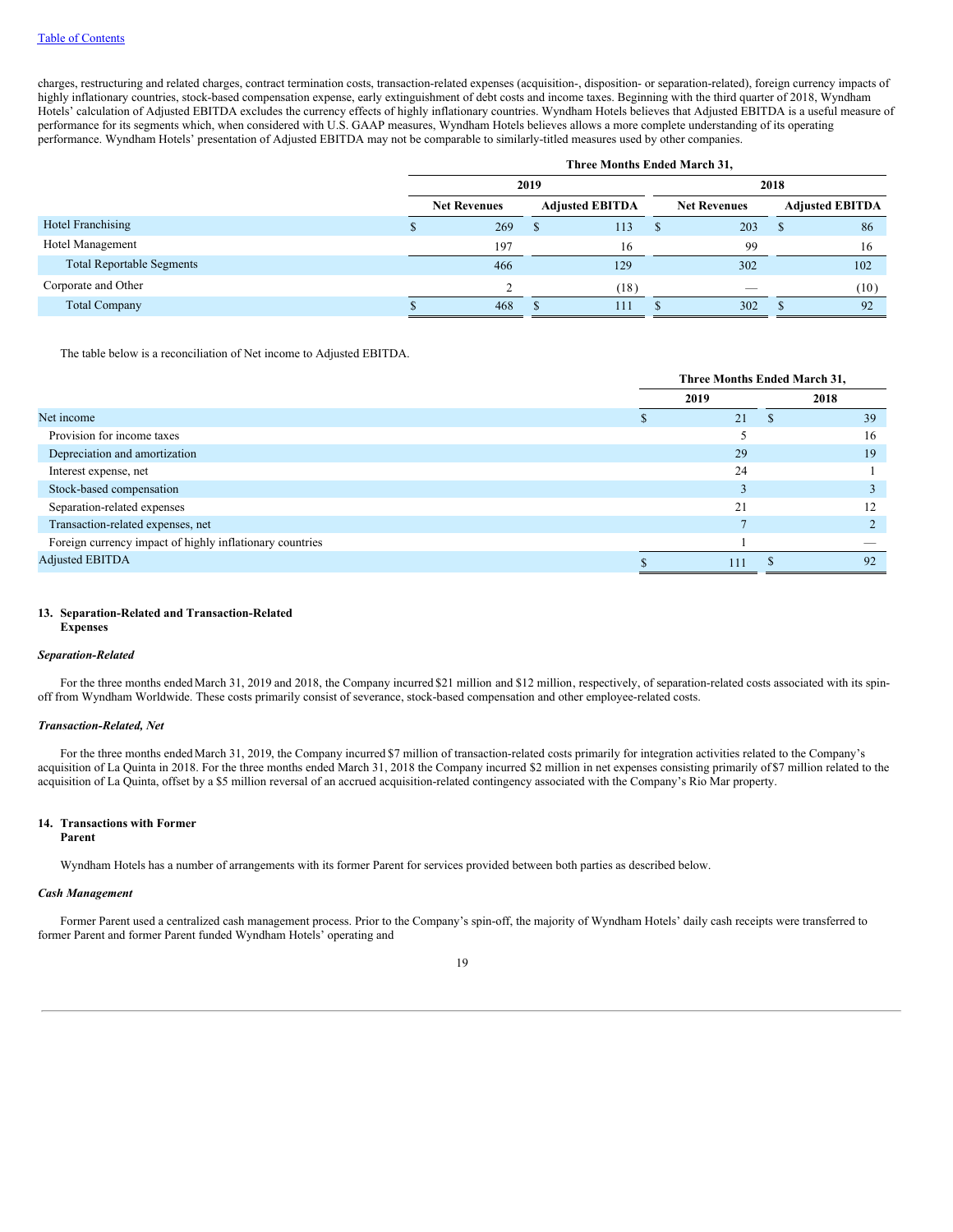charges, restructuring and related charges, contract termination costs, transaction-related expenses (acquisition-, disposition- or separation-related), foreign currency impacts of highly inflationary countries, stock-based compensation expense, early extinguishment of debt costs and income taxes. Beginning with the third quarter of 2018, Wyndham Hotels' calculation of Adjusted EBITDA excludes the currency effects of highly inflationary countries. Wyndham Hotels believes that Adjusted EBITDA is a useful measure of performance for its segments which, when considered with U.S. GAAP measures, Wyndham Hotels believes allows a more complete understanding of its operating performance. Wyndham Hotels' presentation of Adjusted EBITDA may not be comparable to similarly-titled measures used by other companies.

| | Three Months Ended March 31, | | | |
|---|---|---|---|---|
| | 2019 | | 2018 | |
| | Net Revenues | Adjusted EBITDA | Net Revenues | Adjusted EBITDA |
| Hotel Franchising | $ 269 | $ 113 | $ 203 | $ 86 |
| Hotel Management | 197 | 16 | 99 | 16 |
| Total Reportable Segments | 466 | 129 | 302 | 102 |
| Corporate and Other | 2 | (18) | — | (10) |
| Total Company | $ 468 | $ 111 | $ 302 | $ 92 |

The table below is a reconciliation of Net income to Adjusted EBITDA.

| | Three Months Ended March 31, | |
|---|---|---|
| | 2019 | 2018 |
| Net income | $ 21 | $ 39 |
| Provision for income taxes | 5 | 16 |
| Depreciation and amortization | 29 | 19 |
| Interest expense, net | 24 | 1 |
| Stock-based compensation | 3 | 3 |
| Separation-related expenses | 21 | 12 |
| Transaction-related expenses, net | 7 | 2 |
| Foreign currency impact of highly inflationary countries | 1 | — |
| Adjusted EBITDA | $ 111 | $ 92 |

## 13. Separation-Related and Transaction-Related Expenses

### *Separation-Related*

For the three months ended March 31, 2019 and 2018, the Company incurred $21 million and $12 million, respectively, of separation-related costs associated with its spin-off from Wyndham Worldwide. These costs primarily consist of severance, stock-based compensation and other employee-related costs.

### *Transaction-Related, Net*

For the three months ended March 31, 2019, the Company incurred $7 million of transaction-related costs primarily for integration activities related to the Company's acquisition of La Quinta in 2018. For the three months ended March 31, 2018 the Company incurred $2 million in net expenses consisting primarily of $7 million related to the acquisition of La Quinta, offset by a $5 million reversal of an accrued acquisition-related contingency associated with the Company's Rio Mar property.

## 14. Transactions with Former Parent

Wyndham Hotels has a number of arrangements with its former Parent for services provided between both parties as described below.

### *Cash Management*

Former Parent used a centralized cash management process. Prior to the Company's spin-off, the majority of Wyndham Hotels' daily cash receipts were transferred to former Parent and former Parent funded Wyndham Hotels' operating and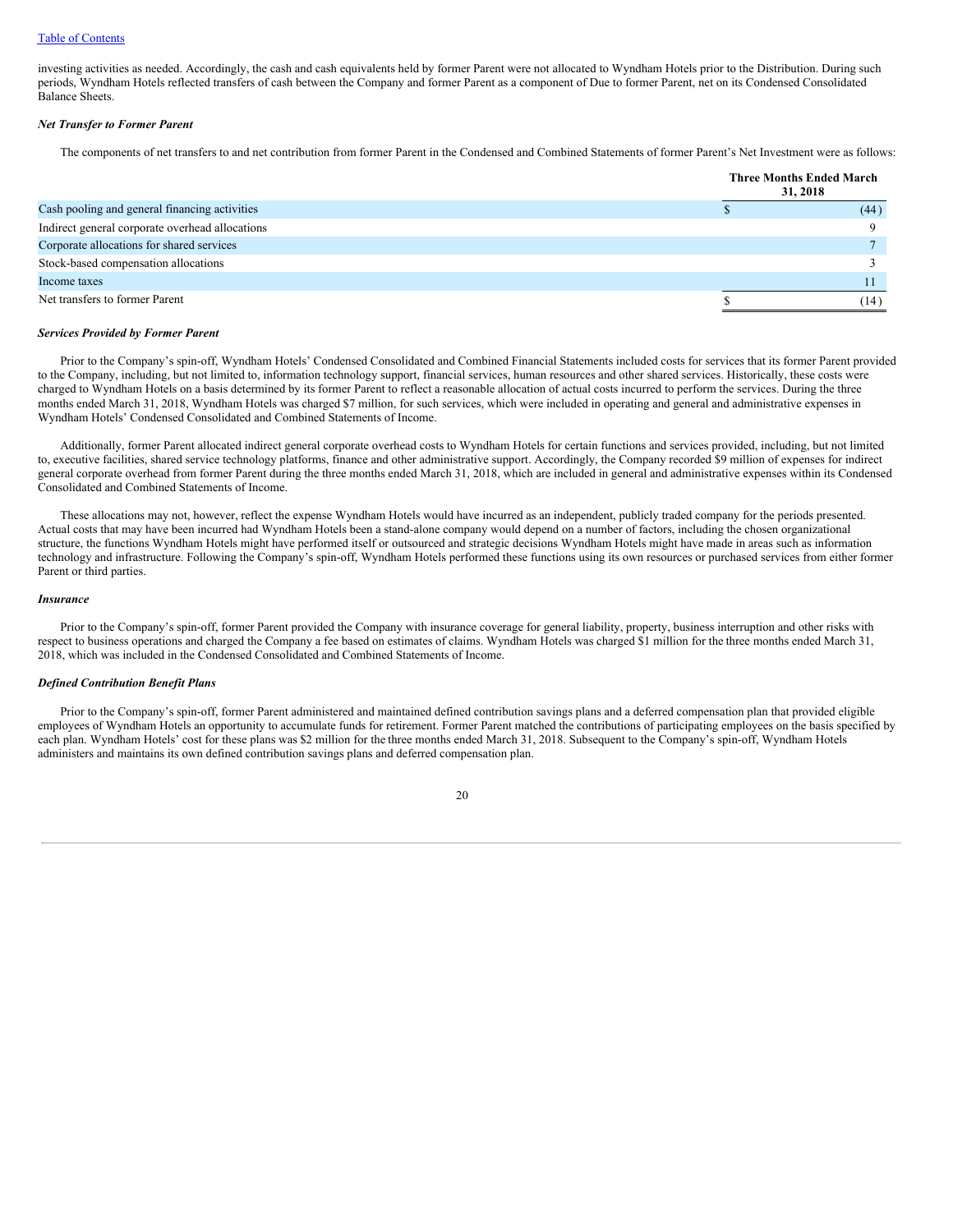investing activities as needed. Accordingly, the cash and cash equivalents held by former Parent were not allocated to Wyndham Hotels prior to the Distribution. During such periods, Wyndham Hotels reflected transfers of cash between the Company and former Parent as a component of Due to former Parent, net on its Condensed Consolidated Balance Sheets.

***Net Transfer to Former Parent***

The components of net transfers to and net contribution from former Parent in the Condensed and Combined Statements of former Parent's Net Investment were as follows:

| | Three Months Ended March 31, 2018 |
|---|---|
| Cash pooling and general financing activities | $ (44) |
| Indirect general corporate overhead allocations | 9 |
| Corporate allocations for shared services | 7 |
| Stock-based compensation allocations | 3 |
| Income taxes | 11 |
| Net transfers to former Parent | $ (14) |

***Services Provided by Former Parent***

Prior to the Company's spin-off, Wyndham Hotels' Condensed Consolidated and Combined Financial Statements included costs for services that its former Parent provided to the Company, including, but not limited to, information technology support, financial services, human resources and other shared services. Historically, these costs were charged to Wyndham Hotels on a basis determined by its former Parent to reflect a reasonable allocation of actual costs incurred to perform the services. During the three months ended March 31, 2018, Wyndham Hotels was charged $7 million, for such services, which were included in operating and general and administrative expenses in Wyndham Hotels' Condensed Consolidated and Combined Statements of Income.

Additionally, former Parent allocated indirect general corporate overhead costs to Wyndham Hotels for certain functions and services provided, including, but not limited to, executive facilities, shared service technology platforms, finance and other administrative support. Accordingly, the Company recorded $9 million of expenses for indirect general corporate overhead from former Parent during the three months ended March 31, 2018, which are included in general and administrative expenses within its Condensed Consolidated and Combined Statements of Income.

These allocations may not, however, reflect the expense Wyndham Hotels would have incurred as an independent, publicly traded company for the periods presented. Actual costs that may have been incurred had Wyndham Hotels been a stand-alone company would depend on a number of factors, including the chosen organizational structure, the functions Wyndham Hotels might have performed itself or outsourced and strategic decisions Wyndham Hotels might have made in areas such as information technology and infrastructure. Following the Company's spin-off, Wyndham Hotels performed these functions using its own resources or purchased services from either former Parent or third parties.

***Insurance***

Prior to the Company's spin-off, former Parent provided the Company with insurance coverage for general liability, property, business interruption and other risks with respect to business operations and charged the Company a fee based on estimates of claims. Wyndham Hotels was charged $1 million for the three months ended March 31, 2018, which was included in the Condensed Consolidated and Combined Statements of Income.

***Defined Contribution Benefit Plans***

Prior to the Company's spin-off, former Parent administered and maintained defined contribution savings plans and a deferred compensation plan that provided eligible employees of Wyndham Hotels an opportunity to accumulate funds for retirement. Former Parent matched the contributions of participating employees on the basis specified by each plan. Wyndham Hotels' cost for these plans was $2 million for the three months ended March 31, 2018. Subsequent to the Company's spin-off, Wyndham Hotels administers and maintains its own defined contribution savings plans and deferred compensation plan.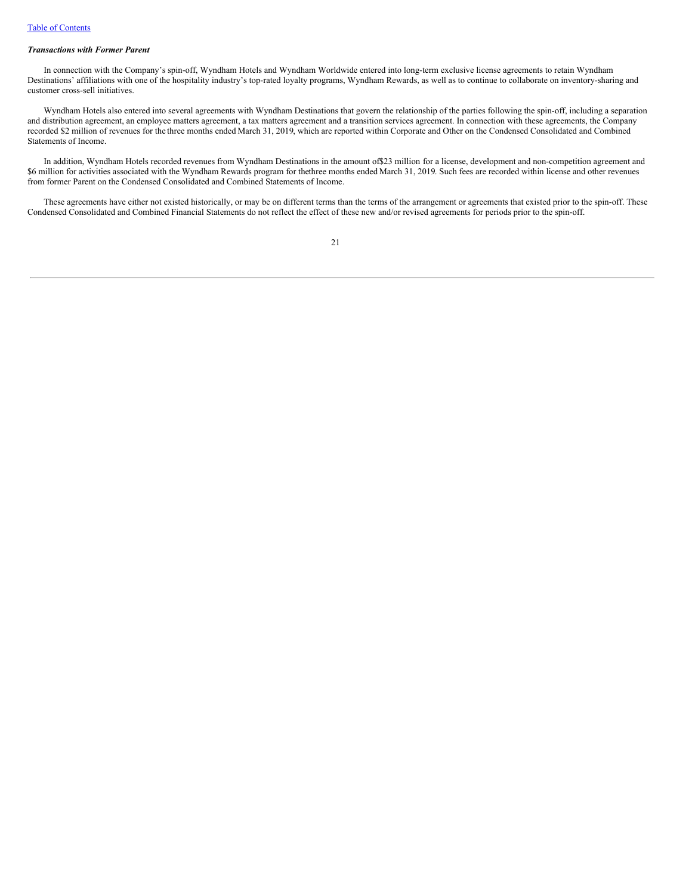*Transactions with Former Parent*

In connection with the Company's spin-off, Wyndham Hotels and Wyndham Worldwide entered into long-term exclusive license agreements to retain Wyndham Destinations' affiliations with one of the hospitality industry's top-rated loyalty programs, Wyndham Rewards, as well as to continue to collaborate on inventory-sharing and customer cross-sell initiatives.

Wyndham Hotels also entered into several agreements with Wyndham Destinations that govern the relationship of the parties following the spin-off, including a separation and distribution agreement, an employee matters agreement, a tax matters agreement and a transition services agreement. In connection with these agreements, the Company recorded $2 million of revenues for the three months ended March 31, 2019, which are reported within Corporate and Other on the Condensed Consolidated and Combined Statements of Income.

In addition, Wyndham Hotels recorded revenues from Wyndham Destinations in the amount of $23 million for a license, development and non-competition agreement and $6 million for activities associated with the Wyndham Rewards program for the three months ended March 31, 2019. Such fees are recorded within license and other revenues from former Parent on the Condensed Consolidated and Combined Statements of Income.

These agreements have either not existed historically, or may be on different terms than the terms of the arrangement or agreements that existed prior to the spin-off. These Condensed Consolidated and Combined Financial Statements do not reflect the effect of these new and/or revised agreements for periods prior to the spin-off.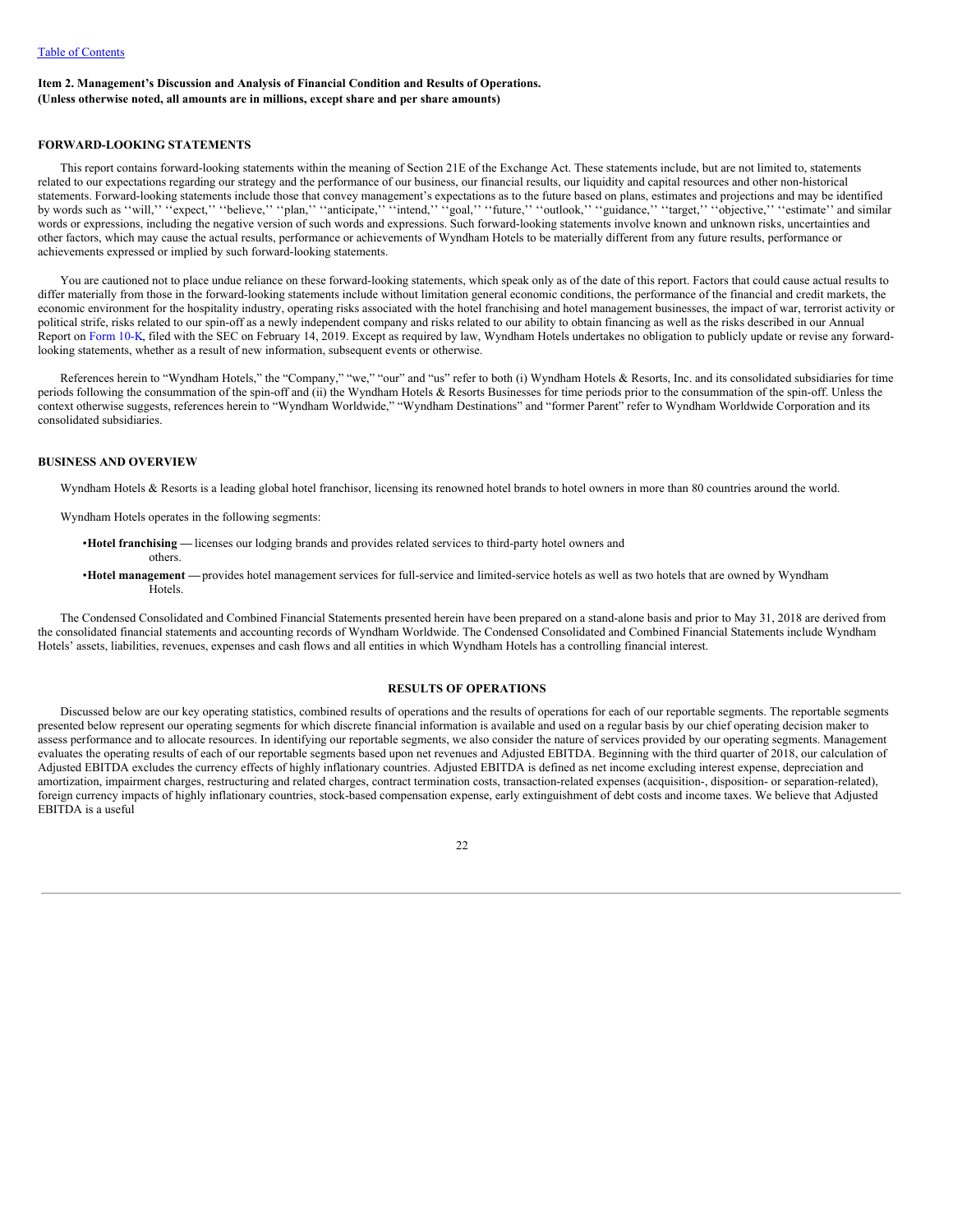Table of Contents

**Item 2. Management's Discussion and Analysis of Financial Condition and Results of Operations.**
**(Unless otherwise noted, all amounts are in millions, except share and per share amounts)**

## FORWARD-LOOKING STATEMENTS

This report contains forward-looking statements within the meaning of Section 21E of the Exchange Act. These statements include, but are not limited to, statements related to our expectations regarding our strategy and the performance of our business, our financial results, our liquidity and capital resources and other non-historical statements. Forward-looking statements include those that convey management's expectations as to the future based on plans, estimates and projections and may be identified by words such as ''will,'' ''expect,'' ''believe,'' ''plan,'' ''anticipate,'' ''intend,'' ''goal,'' ''future,'' ''outlook,'' ''guidance,'' ''target,'' ''objective,'' ''estimate'' and similar words or expressions, including the negative version of such words and expressions. Such forward-looking statements involve known and unknown risks, uncertainties and other factors, which may cause the actual results, performance or achievements of Wyndham Hotels to be materially different from any future results, performance or achievements expressed or implied by such forward-looking statements.

You are cautioned not to place undue reliance on these forward-looking statements, which speak only as of the date of this report. Factors that could cause actual results to differ materially from those in the forward-looking statements include without limitation general economic conditions, the performance of the financial and credit markets, the economic environment for the hospitality industry, operating risks associated with the hotel franchising and hotel management businesses, the impact of war, terrorist activity or political strife, risks related to our spin-off as a newly independent company and risks related to our ability to obtain financing as well as the risks described in our Annual Report on Form 10-K, filed with the SEC on February 14, 2019. Except as required by law, Wyndham Hotels undertakes no obligation to publicly update or revise any forward-looking statements, whether as a result of new information, subsequent events or otherwise.

References herein to "Wyndham Hotels," the "Company," "we," "our" and "us" refer to both (i) Wyndham Hotels & Resorts, Inc. and its consolidated subsidiaries for time periods following the consummation of the spin-off and (ii) the Wyndham Hotels & Resorts Businesses for time periods prior to the consummation of the spin-off. Unless the context otherwise suggests, references herein to "Wyndham Worldwide," "Wyndham Destinations" and "former Parent" refer to Wyndham Worldwide Corporation and its consolidated subsidiaries.

## BUSINESS AND OVERVIEW

Wyndham Hotels & Resorts is a leading global hotel franchisor, licensing its renowned hotel brands to hotel owners in more than 80 countries around the world.

Wyndham Hotels operates in the following segments:

- **Hotel franchising —** licenses our lodging brands and provides related services to third-party hotel owners and others.
- **Hotel management —** provides hotel management services for full-service and limited-service hotels as well as two hotels that are owned by Wyndham Hotels.

The Condensed Consolidated and Combined Financial Statements presented herein have been prepared on a stand-alone basis and prior to May 31, 2018 are derived from the consolidated financial statements and accounting records of Wyndham Worldwide. The Condensed Consolidated and Combined Financial Statements include Wyndham Hotels' assets, liabilities, revenues, expenses and cash flows and all entities in which Wyndham Hotels has a controlling financial interest.

## RESULTS OF OPERATIONS

Discussed below are our key operating statistics, combined results of operations and the results of operations for each of our reportable segments. The reportable segments presented below represent our operating segments for which discrete financial information is available and used on a regular basis by our chief operating decision maker to assess performance and to allocate resources. In identifying our reportable segments, we also consider the nature of services provided by our operating segments. Management evaluates the operating results of each of our reportable segments based upon net revenues and Adjusted EBITDA. Beginning with the third quarter of 2018, our calculation of Adjusted EBITDA excludes the currency effects of highly inflationary countries. Adjusted EBITDA is defined as net income excluding interest expense, depreciation and amortization, impairment charges, restructuring and related charges, contract termination costs, transaction-related expenses (acquisition-, disposition- or separation-related), foreign currency impacts of highly inflationary countries, stock-based compensation expense, early extinguishment of debt costs and income taxes. We believe that Adjusted EBITDA is a useful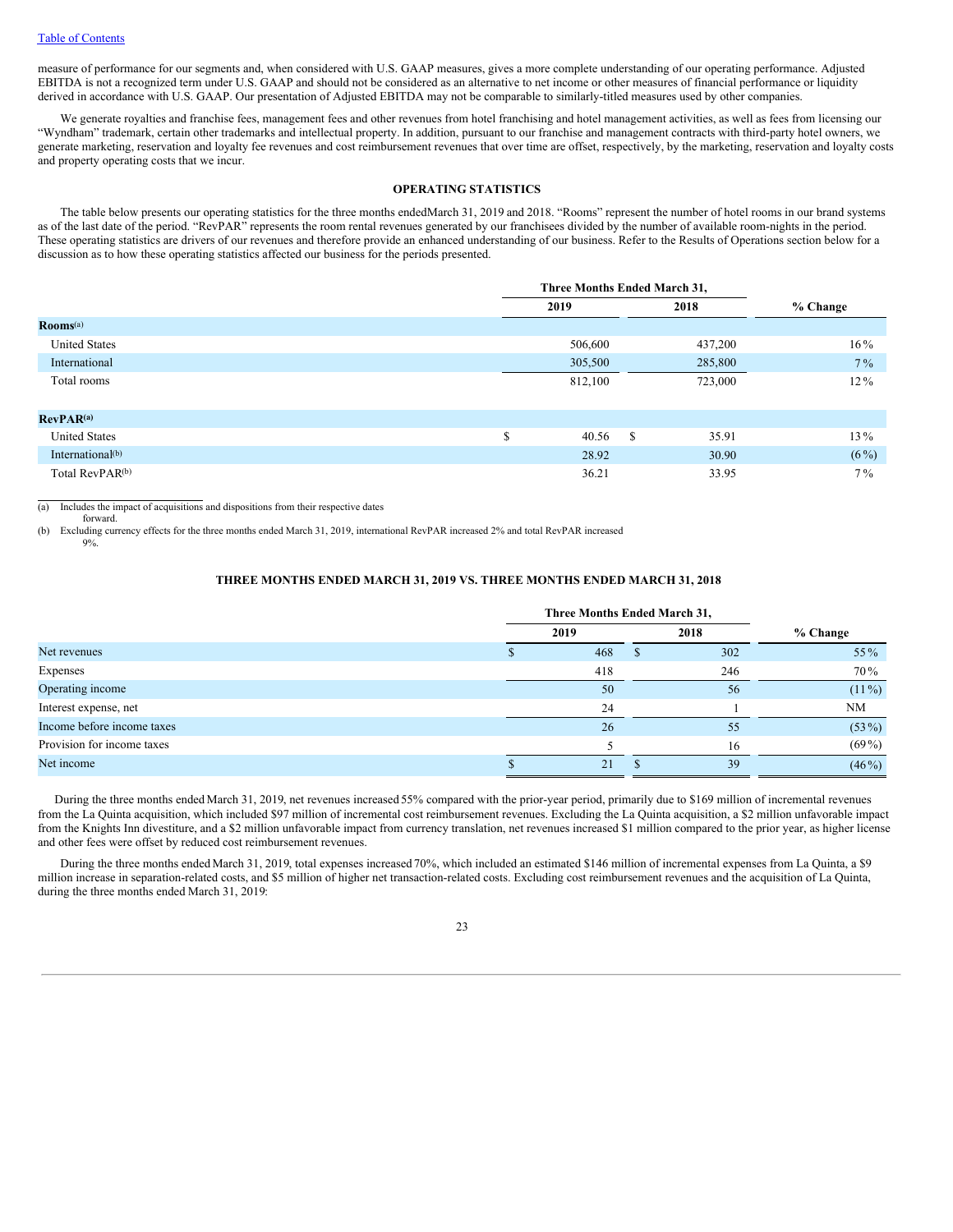measure of performance for our segments and, when considered with U.S. GAAP measures, gives a more complete understanding of our operating performance. Adjusted EBITDA is not a recognized term under U.S. GAAP and should not be considered as an alternative to net income or other measures of financial performance or liquidity derived in accordance with U.S. GAAP. Our presentation of Adjusted EBITDA may not be comparable to similarly-titled measures used by other companies.

We generate royalties and franchise fees, management fees and other revenues from hotel franchising and hotel management activities, as well as fees from licensing our "Wyndham" trademark, certain other trademarks and intellectual property. In addition, pursuant to our franchise and management contracts with third-party hotel owners, we generate marketing, reservation and loyalty fee revenues and cost reimbursement revenues that over time are offset, respectively, by the marketing, reservation and loyalty costs and property operating costs that we incur.

## OPERATING STATISTICS

The table below presents our operating statistics for the three months endedMarch 31, 2019 and 2018. "Rooms" represent the number of hotel rooms in our brand systems as of the last date of the period. "RevPAR" represents the room rental revenues generated by our franchisees divided by the number of available room-nights in the period. These operating statistics are drivers of our revenues and therefore provide an enhanced understanding of our business. Refer to the Results of Operations section below for a discussion as to how these operating statistics affected our business for the periods presented.

| | Three Months Ended March 31, | | |
|---|---|---|---|
| | 2019 | 2018 | % Change |
| **Rooms**[(a)] | | | |
| United States | 506,600 | 437,200 | 16% |
| International | 305,500 | 285,800 | 7% |
| Total rooms | 812,100 | 723,000 | 12% |
| | | | |
| **RevPAR**[(a)] | | | |
| United States | $ 40.56 | $ 35.91 | 13% |
| International[(b)] | 28.92 | 30.90 | (6%) |
| Total RevPAR[(b)] | 36.21 | 33.95 | 7% |

(a) Includes the impact of acquisitions and dispositions from their respective dates forward.

(b) Excluding currency effects for the three months ended March 31, 2019, international RevPAR increased 2% and total RevPAR increased 9%.

## THREE MONTHS ENDED MARCH 31, 2019 VS. THREE MONTHS ENDED MARCH 31, 2018

| | Three Months Ended March 31, | | |
|---|---|---|---|
| | 2019 | 2018 | % Change |
| Net revenues | $ 468 | $ 302 | 55% |
| Expenses | 418 | 246 | 70% |
| Operating income | 50 | 56 | (11%) |
| Interest expense, net | 24 | 1 | NM |
| Income before income taxes | 26 | 55 | (53%) |
| Provision for income taxes | 5 | 16 | (69%) |
| Net income | $ 21 | $ 39 | (46%) |

During the three months ended March 31, 2019, net revenues increased 55% compared with the prior-year period, primarily due to $169 million of incremental revenues from the La Quinta acquisition, which included $97 million of incremental cost reimbursement revenues. Excluding the La Quinta acquisition, a $2 million unfavorable impact from the Knights Inn divestiture, and a $2 million unfavorable impact from currency translation, net revenues increased $1 million compared to the prior year, as higher license and other fees were offset by reduced cost reimbursement revenues.

During the three months ended March 31, 2019, total expenses increased 70%, which included an estimated $146 million of incremental expenses from La Quinta, a $9 million increase in separation-related costs, and $5 million of higher net transaction-related costs. Excluding cost reimbursement revenues and the acquisition of La Quinta, during the three months ended March 31, 2019: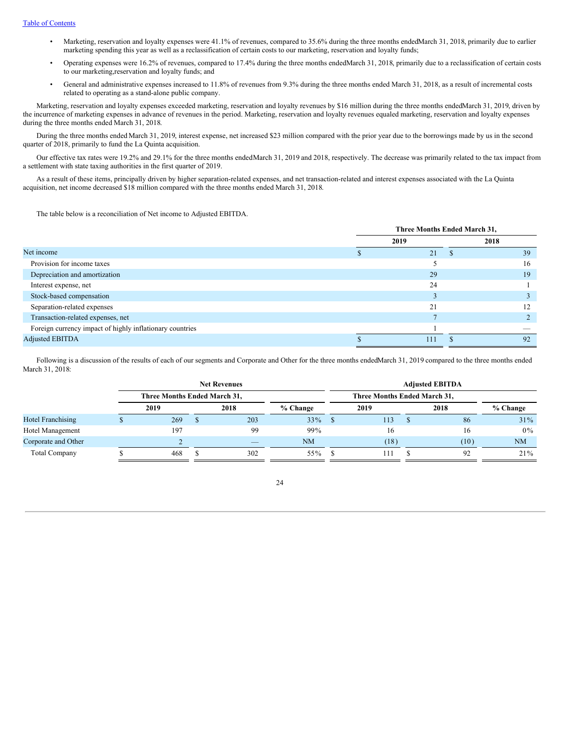- Marketing, reservation and loyalty expenses were 41.1% of revenues, compared to 35.6% during the three months endedMarch 31, 2018, primarily due to earlier marketing spending this year as well as a reclassification of certain costs to our marketing, reservation and loyalty funds;
- Operating expenses were 16.2% of revenues, compared to 17.4% during the three months endedMarch 31, 2018, primarily due to a reclassification of certain costs to our marketing,reservation and loyalty funds; and
- General and administrative expenses increased to 11.8% of revenues from 9.3% during the three months ended March 31, 2018, as a result of incremental costs related to operating as a stand-alone public company.

Marketing, reservation and loyalty expenses exceeded marketing, reservation and loyalty revenues by $16 million during the three months endedMarch 31, 2019, driven by the incurrence of marketing expenses in advance of revenues in the period. Marketing, reservation and loyalty revenues equaled marketing, reservation and loyalty expenses during the three months ended March 31, 2018.

During the three months ended March 31, 2019, interest expense, net increased $23 million compared with the prior year due to the borrowings made by us in the second quarter of 2018, primarily to fund the La Quinta acquisition.

Our effective tax rates were 19.2% and 29.1% for the three months endedMarch 31, 2019 and 2018, respectively. The decrease was primarily related to the tax impact from a settlement with state taxing authorities in the first quarter of 2019.

As a result of these items, principally driven by higher separation-related expenses, and net transaction-related and interest expenses associated with the La Quinta acquisition, net income decreased $18 million compared with the three months ended March 31, 2018.

The table below is a reconciliation of Net income to Adjusted EBITDA.

| | Three Months Ended March 31, | |
|---|---|---|
| | 2019 | 2018 |
| Net income | $ 21 | $ 39 |
| Provision for income taxes | 5 | 16 |
| Depreciation and amortization | 29 | 19 |
| Interest expense, net | 24 | 1 |
| Stock-based compensation | 3 | 3 |
| Separation-related expenses | 21 | 12 |
| Transaction-related expenses, net | 7 | 2 |
| Foreign currency impact of highly inflationary countries | 1 | — |
| Adjusted EBITDA | $ 111 | $ 92 |

Following is a discussion of the results of each of our segments and Corporate and Other for the three months endedMarch 31, 2019 compared to the three months ended March 31, 2018:

| | Net Revenues | | | Adjusted EBITDA | | |
|---|---|---|---|---|---|---|
| | Three Months Ended March 31, | | | Three Months Ended March 31, | | |
| | 2019 | 2018 | % Change | 2019 | 2018 | % Change |
| Hotel Franchising | $ 269 | $ 203 | 33% | $ 113 | $ 86 | 31% |
| Hotel Management | 197 | 99 | 99% | 16 | 16 | 0% |
| Corporate and Other | 2 | — | NM | (18) | (10) | NM |
| Total Company | $ 468 | $ 302 | 55% | $ 111 | $ 92 | 21% |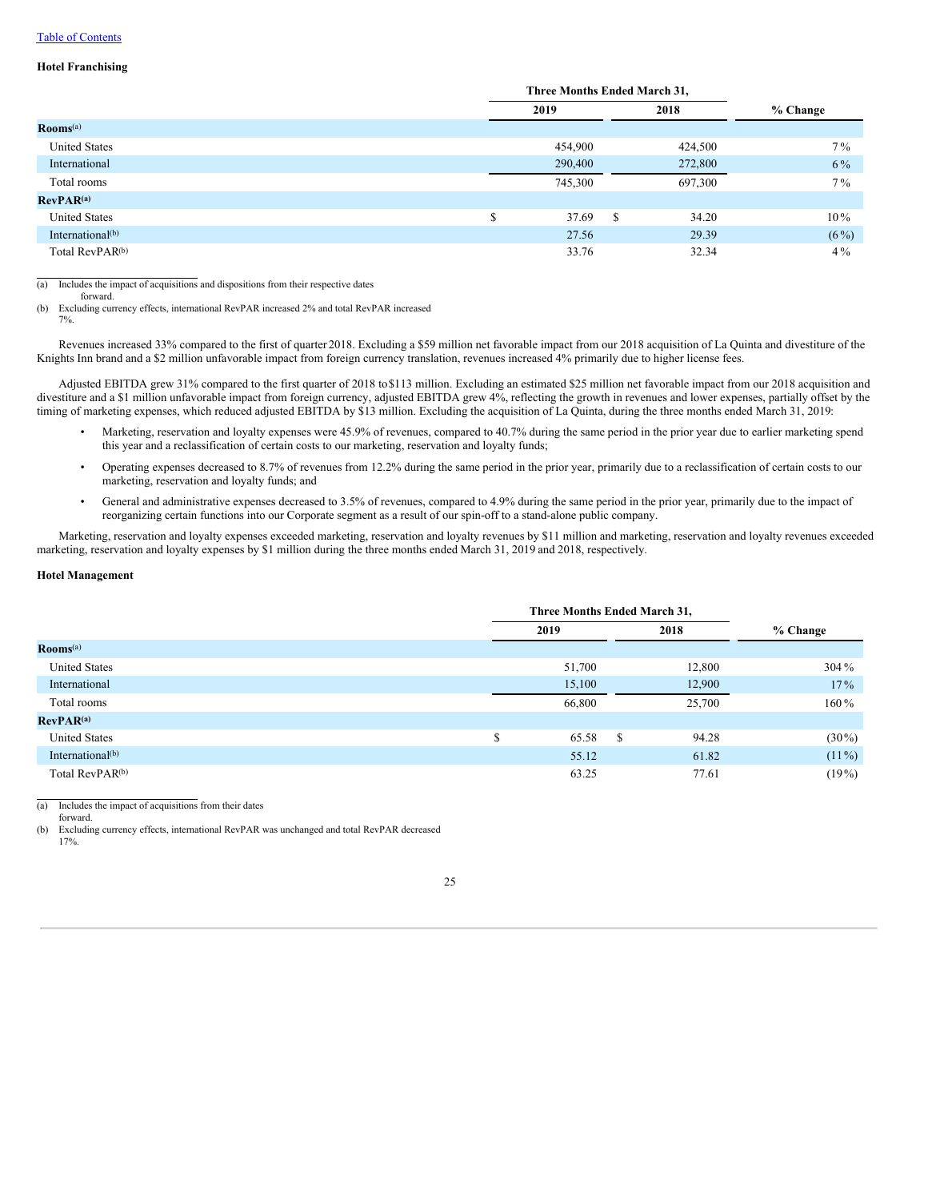### Hotel Franchising

| | Three Months Ended March 31, | | |
|---|---|---|---|
| | 2019 | 2018 | % Change |
| **Rooms**[a] | | | |
| United States | 454,900 | 424,500 | 7% |
| International | 290,400 | 272,800 | 6% |
| Total rooms | 745,300 | 697,300 | 7% |
| **RevPAR**[a] | | | |
| United States | $ 37.69 | $ 34.20 | 10% |
| International[b] | 27.56 | 29.39 | (6%) |
| Total RevPAR[b] | 33.76 | 32.34 | 4% |

(a) Includes the impact of acquisitions and dispositions from their respective dates forward.

(b) Excluding currency effects, international RevPAR increased 2% and total RevPAR increased 7%.

Revenues increased 33% compared to the first of quarter 2018. Excluding a $59 million net favorable impact from our 2018 acquisition of La Quinta and divestiture of the Knights Inn brand and a $2 million unfavorable impact from foreign currency translation, revenues increased 4% primarily due to higher license fees.

Adjusted EBITDA grew 31% compared to the first quarter of 2018 to $113 million. Excluding an estimated $25 million net favorable impact from our 2018 acquisition and divestiture and a $1 million unfavorable impact from foreign currency, adjusted EBITDA grew 4%, reflecting the growth in revenues and lower expenses, partially offset by the timing of marketing expenses, which reduced adjusted EBITDA by $13 million. Excluding the acquisition of La Quinta, during the three months ended March 31, 2019:

- Marketing, reservation and loyalty expenses were 45.9% of revenues, compared to 40.7% during the same period in the prior year due to earlier marketing spend this year and a reclassification of certain costs to our marketing, reservation and loyalty funds;
- Operating expenses decreased to 8.7% of revenues from 12.2% during the same period in the prior year, primarily due to a reclassification of certain costs to our marketing, reservation and loyalty funds; and
- General and administrative expenses decreased to 3.5% of revenues, compared to 4.9% during the same period in the prior year, primarily due to the impact of reorganizing certain functions into our Corporate segment as a result of our spin-off to a stand-alone public company.

Marketing, reservation and loyalty expenses exceeded marketing, reservation and loyalty revenues by $11 million and marketing, reservation and loyalty revenues exceeded marketing, reservation and loyalty expenses by $1 million during the three months ended March 31, 2019 and 2018, respectively.

### Hotel Management

| | Three Months Ended March 31, | | |
|---|---|---|---|
| | 2019 | 2018 | % Change |
| **Rooms**[a] | | | |
| United States | 51,700 | 12,800 | 304% |
| International | 15,100 | 12,900 | 17% |
| Total rooms | 66,800 | 25,700 | 160% |
| **RevPAR**[a] | | | |
| United States | $ 65.58 | $ 94.28 | (30%) |
| International[b] | 55.12 | 61.82 | (11%) |
| Total RevPAR[b] | 63.25 | 77.61 | (19%) |

(a) Includes the impact of acquisitions from their dates forward.

(b) Excluding currency effects, international RevPAR was unchanged and total RevPAR decreased 17%.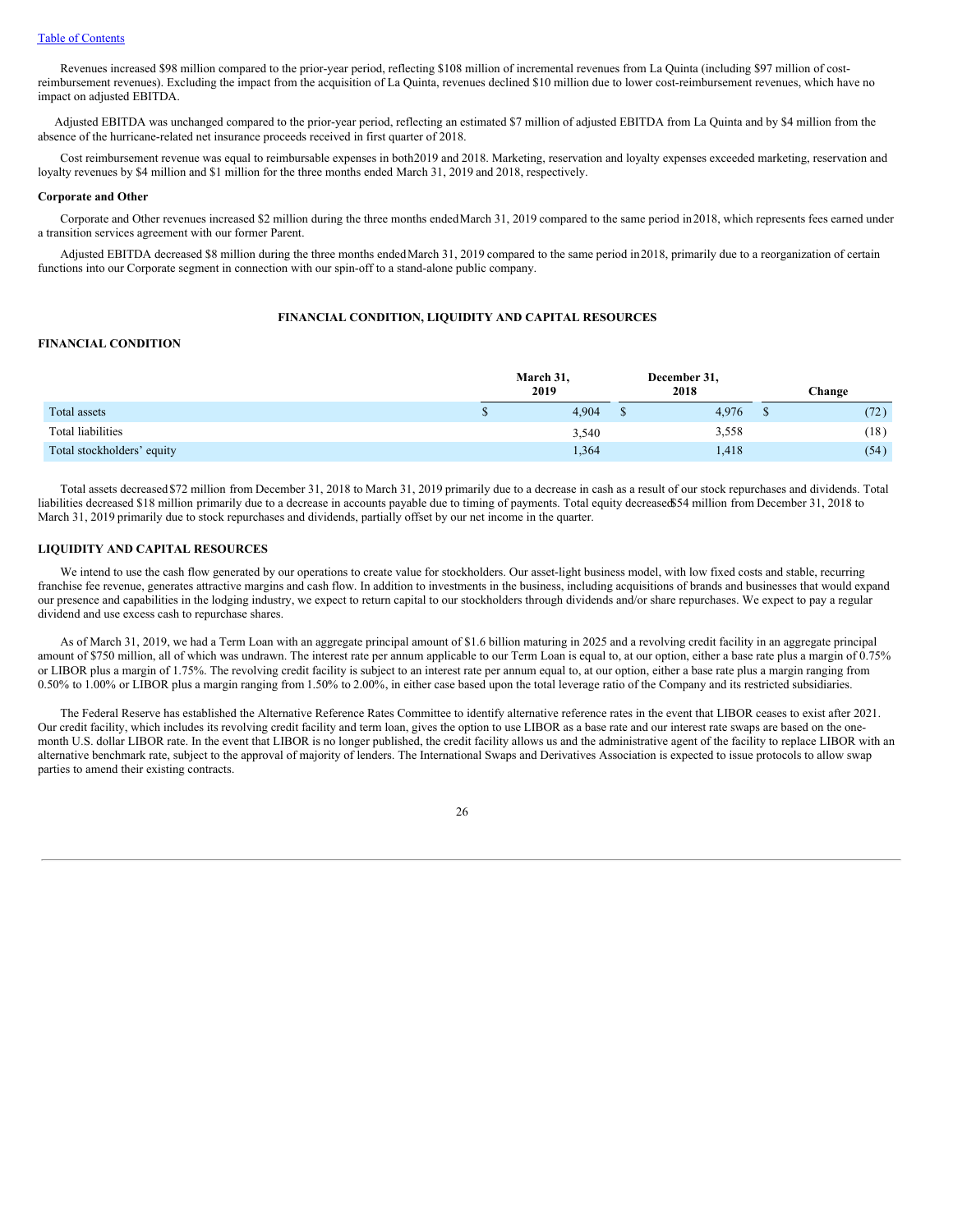Revenues increased $98 million compared to the prior-year period, reflecting $108 million of incremental revenues from La Quinta (including $97 million of cost-reimbursement revenues). Excluding the impact from the acquisition of La Quinta, revenues declined $10 million due to lower cost-reimbursement revenues, which have no impact on adjusted EBITDA.

Adjusted EBITDA was unchanged compared to the prior-year period, reflecting an estimated $7 million of adjusted EBITDA from La Quinta and by $4 million from the absence of the hurricane-related net insurance proceeds received in first quarter of 2018.

Cost reimbursement revenue was equal to reimbursable expenses in both 2019 and 2018. Marketing, reservation and loyalty expenses exceeded marketing, reservation and loyalty revenues by $4 million and $1 million for the three months ended March 31, 2019 and 2018, respectively.

**Corporate and Other**

Corporate and Other revenues increased $2 million during the three months ended March 31, 2019 compared to the same period in 2018, which represents fees earned under a transition services agreement with our former Parent.

Adjusted EBITDA decreased $8 million during the three months ended March 31, 2019 compared to the same period in 2018, primarily due to a reorganization of certain functions into our Corporate segment in connection with our spin-off to a stand-alone public company.

## FINANCIAL CONDITION, LIQUIDITY AND CAPITAL RESOURCES

### FINANCIAL CONDITION

| | March 31, 2019 | December 31, 2018 | Change |
|---|---|---|---|
| Total assets | $ 4,904 | $ 4,976 | $ (72) |
| Total liabilities | 3,540 | 3,558 | (18) |
| Total stockholders' equity | 1,364 | 1,418 | (54) |

Total assets decreased $72 million from December 31, 2018 to March 31, 2019 primarily due to a decrease in cash as a result of our stock repurchases and dividends. Total liabilities decreased $18 million primarily due to a decrease in accounts payable due to timing of payments. Total equity decreased $54 million from December 31, 2018 to March 31, 2019 primarily due to stock repurchases and dividends, partially offset by our net income in the quarter.

### LIQUIDITY AND CAPITAL RESOURCES

We intend to use the cash flow generated by our operations to create value for stockholders. Our asset-light business model, with low fixed costs and stable, recurring franchise fee revenue, generates attractive margins and cash flow. In addition to investments in the business, including acquisitions of brands and businesses that would expand our presence and capabilities in the lodging industry, we expect to return capital to our stockholders through dividends and/or share repurchases. We expect to pay a regular dividend and use excess cash to repurchase shares.

As of March 31, 2019, we had a Term Loan with an aggregate principal amount of $1.6 billion maturing in 2025 and a revolving credit facility in an aggregate principal amount of $750 million, all of which was undrawn. The interest rate per annum applicable to our Term Loan is equal to, at our option, either a base rate plus a margin of 0.75% or LIBOR plus a margin of 1.75%. The revolving credit facility is subject to an interest rate per annum equal to, at our option, either a base rate plus a margin ranging from 0.50% to 1.00% or LIBOR plus a margin ranging from 1.50% to 2.00%, in either case based upon the total leverage ratio of the Company and its restricted subsidiaries.

The Federal Reserve has established the Alternative Reference Rates Committee to identify alternative reference rates in the event that LIBOR ceases to exist after 2021. Our credit facility, which includes its revolving credit facility and term loan, gives the option to use LIBOR as a base rate and our interest rate swaps are based on the one-month U.S. dollar LIBOR rate. In the event that LIBOR is no longer published, the credit facility allows us and the administrative agent of the facility to replace LIBOR with an alternative benchmark rate, subject to the approval of majority of lenders. The International Swaps and Derivatives Association is expected to issue protocols to allow swap parties to amend their existing contracts.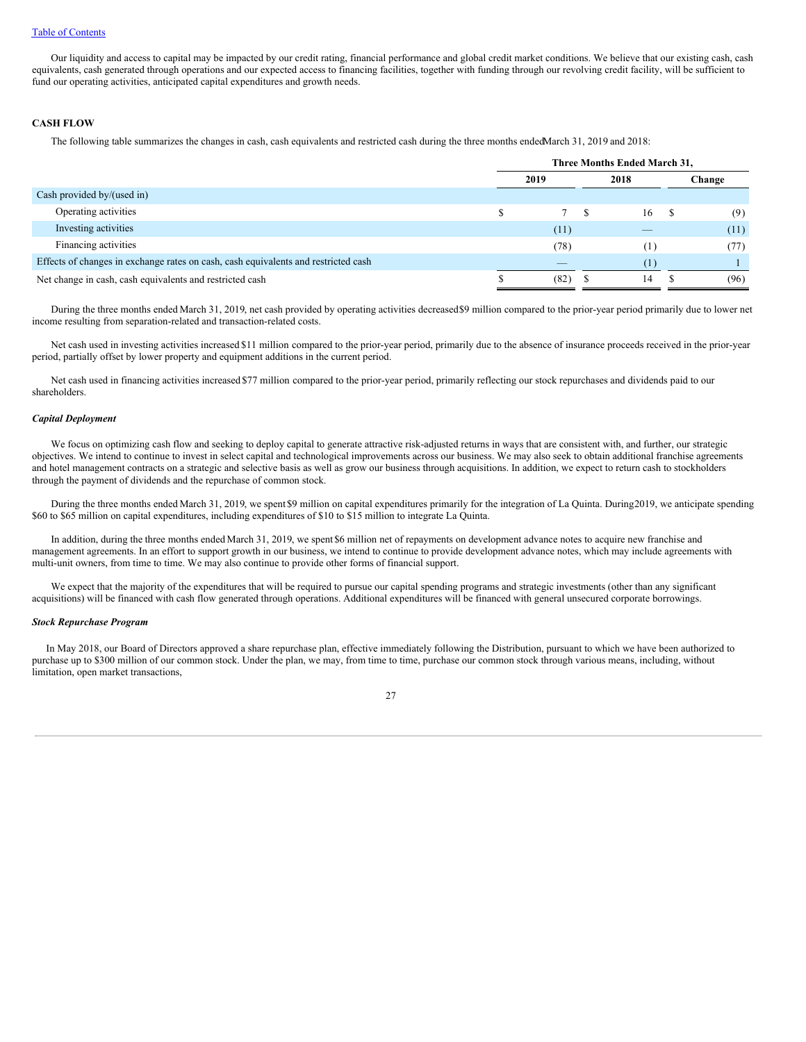Our liquidity and access to capital may be impacted by our credit rating, financial performance and global credit market conditions. We believe that our existing cash, cash equivalents, cash generated through operations and our expected access to financing facilities, together with funding through our revolving credit facility, will be sufficient to fund our operating activities, anticipated capital expenditures and growth needs.

## CASH FLOW

The following table summarizes the changes in cash, cash equivalents and restricted cash during the three months ended March 31, 2019 and 2018:

| | Three Months Ended March 31, | | |
|---|---|---|---|
| | 2019 | 2018 | Change |
| Cash provided by/(used in) | | | |
| Operating activities | $ 7 | $ 16 | $ (9) |
| Investing activities | (11) | — | (11) |
| Financing activities | (78) | (1) | (77) |
| Effects of changes in exchange rates on cash, cash equivalents and restricted cash | — | (1) | 1 |
| Net change in cash, cash equivalents and restricted cash | $ (82) | $ 14 | $ (96) |

During the three months ended March 31, 2019, net cash provided by operating activities decreased $9 million compared to the prior-year period primarily due to lower net income resulting from separation-related and transaction-related costs.

Net cash used in investing activities increased $11 million compared to the prior-year period, primarily due to the absence of insurance proceeds received in the prior-year period, partially offset by lower property and equipment additions in the current period.

Net cash used in financing activities increased $77 million compared to the prior-year period, primarily reflecting our stock repurchases and dividends paid to our shareholders.

### *Capital Deployment*

We focus on optimizing cash flow and seeking to deploy capital to generate attractive risk-adjusted returns in ways that are consistent with, and further, our strategic objectives. We intend to continue to invest in select capital and technological improvements across our business. We may also seek to obtain additional franchise agreements and hotel management contracts on a strategic and selective basis as well as grow our business through acquisitions. In addition, we expect to return cash to stockholders through the payment of dividends and the repurchase of common stock.

During the three months ended March 31, 2019, we spent $9 million on capital expenditures primarily for the integration of La Quinta. During 2019, we anticipate spending $60 to $65 million on capital expenditures, including expenditures of $10 to $15 million to integrate La Quinta.

In addition, during the three months ended March 31, 2019, we spent $6 million net of repayments on development advance notes to acquire new franchise and management agreements. In an effort to support growth in our business, we intend to continue to provide development advance notes, which may include agreements with multi-unit owners, from time to time. We may also continue to provide other forms of financial support.

We expect that the majority of the expenditures that will be required to pursue our capital spending programs and strategic investments (other than any significant acquisitions) will be financed with cash flow generated through operations. Additional expenditures will be financed with general unsecured corporate borrowings.

### *Stock Repurchase Program*

In May 2018, our Board of Directors approved a share repurchase plan, effective immediately following the Distribution, pursuant to which we have been authorized to purchase up to $300 million of our common stock. Under the plan, we may, from time to time, purchase our common stock through various means, including, without limitation, open market transactions,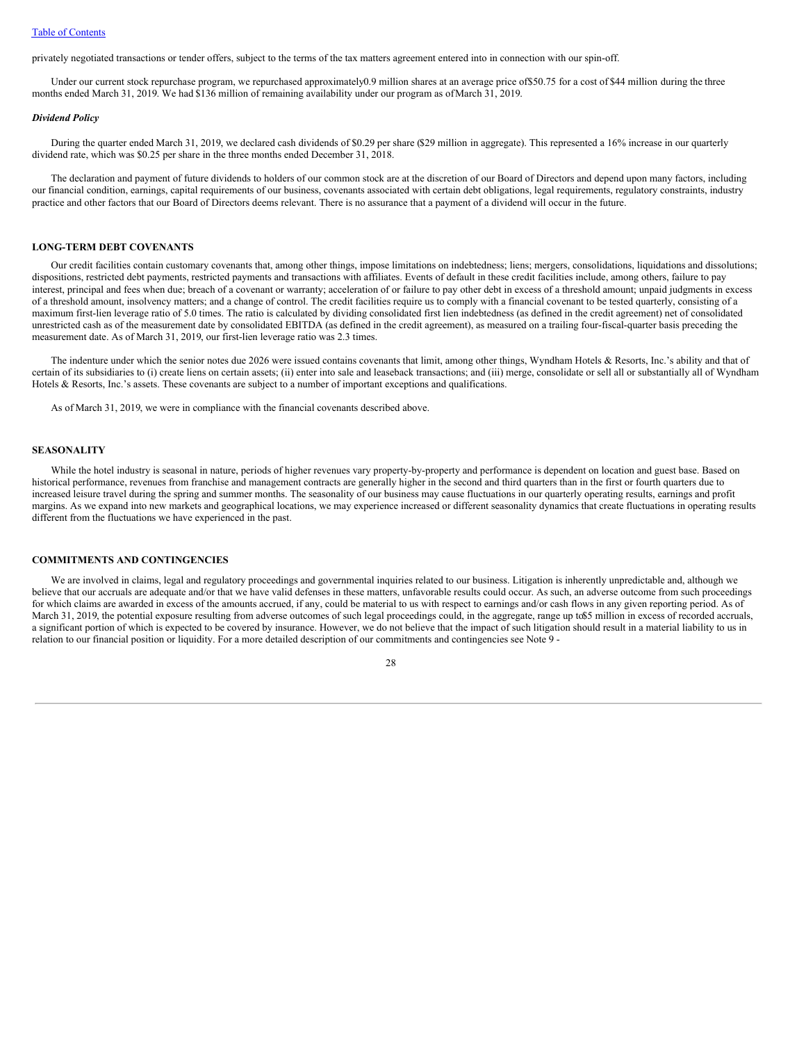privately negotiated transactions or tender offers, subject to the terms of the tax matters agreement entered into in connection with our spin-off.

Under our current stock repurchase program, we repurchased approximately 0.9 million shares at an average price of $50.75 for a cost of $44 million during the three months ended March 31, 2019. We had $136 million of remaining availability under our program as of March 31, 2019.

### *Dividend Policy*

During the quarter ended March 31, 2019, we declared cash dividends of $0.29 per share ($29 million in aggregate). This represented a 16% increase in our quarterly dividend rate, which was $0.25 per share in the three months ended December 31, 2018.

The declaration and payment of future dividends to holders of our common stock are at the discretion of our Board of Directors and depend upon many factors, including our financial condition, earnings, capital requirements of our business, covenants associated with certain debt obligations, legal requirements, regulatory constraints, industry practice and other factors that our Board of Directors deems relevant. There is no assurance that a payment of a dividend will occur in the future.

## LONG-TERM DEBT COVENANTS

Our credit facilities contain customary covenants that, among other things, impose limitations on indebtedness; liens; mergers, consolidations, liquidations and dissolutions; dispositions, restricted debt payments, restricted payments and transactions with affiliates. Events of default in these credit facilities include, among others, failure to pay interest, principal and fees when due; breach of a covenant or warranty; acceleration of or failure to pay other debt in excess of a threshold amount; unpaid judgments in excess of a threshold amount, insolvency matters; and a change of control. The credit facilities require us to comply with a financial covenant to be tested quarterly, consisting of a maximum first-lien leverage ratio of 5.0 times. The ratio is calculated by dividing consolidated first lien indebtedness (as defined in the credit agreement) net of consolidated unrestricted cash as of the measurement date by consolidated EBITDA (as defined in the credit agreement), as measured on a trailing four-fiscal-quarter basis preceding the measurement date. As of March 31, 2019, our first-lien leverage ratio was 2.3 times.

The indenture under which the senior notes due 2026 were issued contains covenants that limit, among other things, Wyndham Hotels & Resorts, Inc.'s ability and that of certain of its subsidiaries to (i) create liens on certain assets; (ii) enter into sale and leaseback transactions; and (iii) merge, consolidate or sell all or substantially all of Wyndham Hotels & Resorts, Inc.'s assets. These covenants are subject to a number of important exceptions and qualifications.

As of March 31, 2019, we were in compliance with the financial covenants described above.

## SEASONALITY

While the hotel industry is seasonal in nature, periods of higher revenues vary property-by-property and performance is dependent on location and guest base. Based on historical performance, revenues from franchise and management contracts are generally higher in the second and third quarters than in the first or fourth quarters due to increased leisure travel during the spring and summer months. The seasonality of our business may cause fluctuations in our quarterly operating results, earnings and profit margins. As we expand into new markets and geographical locations, we may experience increased or different seasonality dynamics that create fluctuations in operating results different from the fluctuations we have experienced in the past.

## COMMITMENTS AND CONTINGENCIES

We are involved in claims, legal and regulatory proceedings and governmental inquiries related to our business. Litigation is inherently unpredictable and, although we believe that our accruals are adequate and/or that we have valid defenses in these matters, unfavorable results could occur. As such, an adverse outcome from such proceedings for which claims are awarded in excess of the amounts accrued, if any, could be material to us with respect to earnings and/or cash flows in any given reporting period. As of March 31, 2019, the potential exposure resulting from adverse outcomes of such legal proceedings could, in the aggregate, range up to $5 million in excess of recorded accruals, a significant portion of which is expected to be covered by insurance. However, we do not believe that the impact of such litigation should result in a material liability to us in relation to our financial position or liquidity. For a more detailed description of our commitments and contingencies see Note 9 -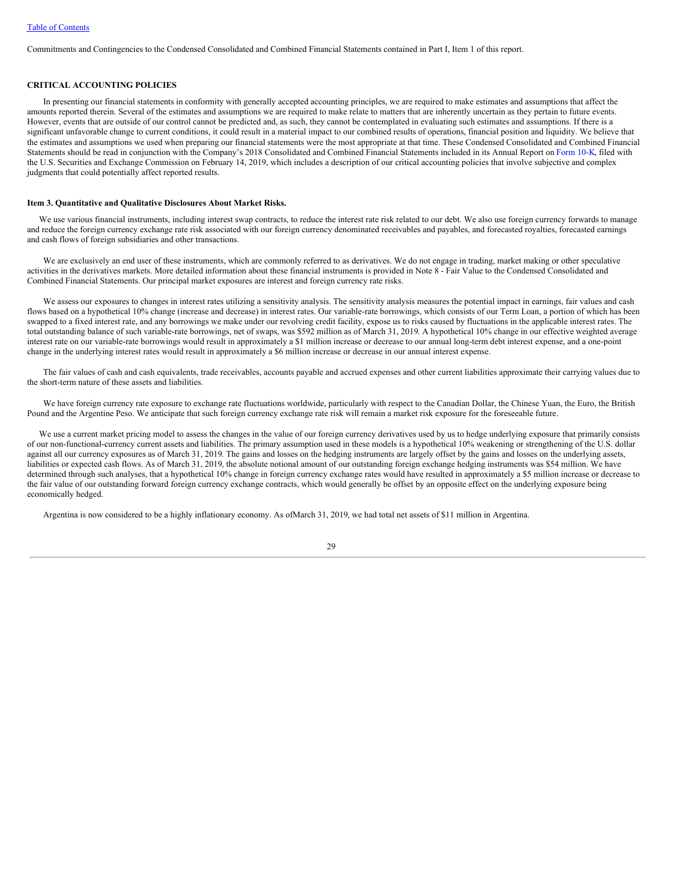Commitments and Contingencies to the Condensed Consolidated and Combined Financial Statements contained in Part I, Item 1 of this report.

## CRITICAL ACCOUNTING POLICIES

In presenting our financial statements in conformity with generally accepted accounting principles, we are required to make estimates and assumptions that affect the amounts reported therein. Several of the estimates and assumptions we are required to make relate to matters that are inherently uncertain as they pertain to future events. However, events that are outside of our control cannot be predicted and, as such, they cannot be contemplated in evaluating such estimates and assumptions. If there is a significant unfavorable change to current conditions, it could result in a material impact to our combined results of operations, financial position and liquidity. We believe that the estimates and assumptions we used when preparing our financial statements were the most appropriate at that time. These Condensed Consolidated and Combined Financial Statements should be read in conjunction with the Company's 2018 Consolidated and Combined Financial Statements included in its Annual Report on Form 10-K, filed with the U.S. Securities and Exchange Commission on February 14, 2019, which includes a description of our critical accounting policies that involve subjective and complex judgments that could potentially affect reported results.

## Item 3. Quantitative and Qualitative Disclosures About Market Risks.

We use various financial instruments, including interest swap contracts, to reduce the interest rate risk related to our debt. We also use foreign currency forwards to manage and reduce the foreign currency exchange rate risk associated with our foreign currency denominated receivables and payables, and forecasted royalties, forecasted earnings and cash flows of foreign subsidiaries and other transactions.

We are exclusively an end user of these instruments, which are commonly referred to as derivatives. We do not engage in trading, market making or other speculative activities in the derivatives markets. More detailed information about these financial instruments is provided in Note 8 - Fair Value to the Condensed Consolidated and Combined Financial Statements. Our principal market exposures are interest and foreign currency rate risks.

We assess our exposures to changes in interest rates utilizing a sensitivity analysis. The sensitivity analysis measures the potential impact in earnings, fair values and cash flows based on a hypothetical 10% change (increase and decrease) in interest rates. Our variable-rate borrowings, which consists of our Term Loan, a portion of which has been swapped to a fixed interest rate, and any borrowings we make under our revolving credit facility, expose us to risks caused by fluctuations in the applicable interest rates. The total outstanding balance of such variable-rate borrowings, net of swaps, was $592 million as of March 31, 2019. A hypothetical 10% change in our effective weighted average interest rate on our variable-rate borrowings would result in approximately a $1 million increase or decrease to our annual long-term debt interest expense, and a one-point change in the underlying interest rates would result in approximately a $6 million increase or decrease in our annual interest expense.

The fair values of cash and cash equivalents, trade receivables, accounts payable and accrued expenses and other current liabilities approximate their carrying values due to the short-term nature of these assets and liabilities.

We have foreign currency rate exposure to exchange rate fluctuations worldwide, particularly with respect to the Canadian Dollar, the Chinese Yuan, the Euro, the British Pound and the Argentine Peso. We anticipate that such foreign currency exchange rate risk will remain a market risk exposure for the foreseeable future.

We use a current market pricing model to assess the changes in the value of our foreign currency derivatives used by us to hedge underlying exposure that primarily consists of our non-functional-currency current assets and liabilities. The primary assumption used in these models is a hypothetical 10% weakening or strengthening of the U.S. dollar against all our currency exposures as of March 31, 2019. The gains and losses on the hedging instruments are largely offset by the gains and losses on the underlying assets, liabilities or expected cash flows. As of March 31, 2019, the absolute notional amount of our outstanding foreign exchange hedging instruments was $54 million. We have determined through such analyses, that a hypothetical 10% change in foreign currency exchange rates would have resulted in approximately a $5 million increase or decrease to the fair value of our outstanding forward foreign currency exchange contracts, which would generally be offset by an opposite effect on the underlying exposure being economically hedged.

Argentina is now considered to be a highly inflationary economy. As ofMarch 31, 2019, we had total net assets of $11 million in Argentina.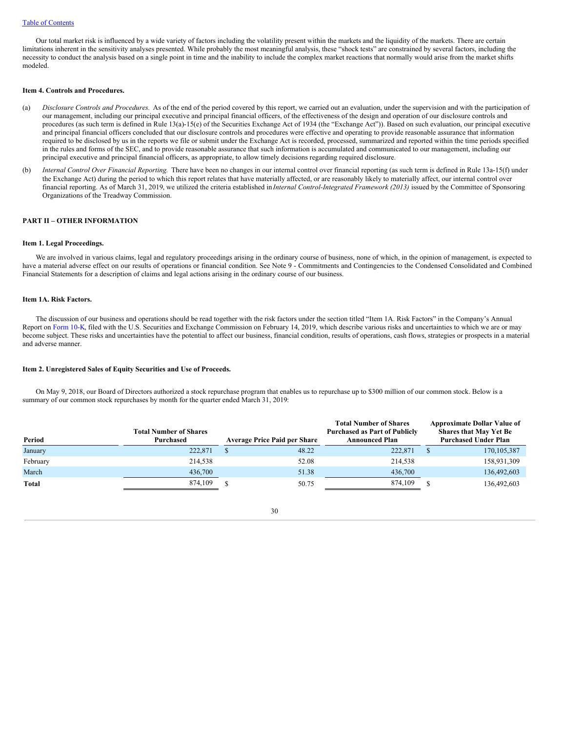Table of Contents

Our total market risk is influenced by a wide variety of factors including the volatility present within the markets and the liquidity of the markets. There are certain limitations inherent in the sensitivity analyses presented. While probably the most meaningful analysis, these "shock tests" are constrained by several factors, including the necessity to conduct the analysis based on a single point in time and the inability to include the complex market reactions that normally would arise from the market shifts modeled.

### Item 4. Controls and Procedures.

(a) *Disclosure Controls and Procedures.* As of the end of the period covered by this report, we carried out an evaluation, under the supervision and with the participation of our management, including our principal executive and principal financial officers, of the effectiveness of the design and operation of our disclosure controls and procedures (as such term is defined in Rule 13(a)-15(e) of the Securities Exchange Act of 1934 (the "Exchange Act")). Based on such evaluation, our principal executive and principal financial officers concluded that our disclosure controls and procedures were effective and operating to provide reasonable assurance that information required to be disclosed by us in the reports we file or submit under the Exchange Act is recorded, processed, summarized and reported within the time periods specified in the rules and forms of the SEC, and to provide reasonable assurance that such information is accumulated and communicated to our management, including our principal executive and principal financial officers, as appropriate, to allow timely decisions regarding required disclosure.

(b) *Internal Control Over Financial Reporting.* There have been no changes in our internal control over financial reporting (as such term is defined in Rule 13a-15(f) under the Exchange Act) during the period to which this report relates that have materially affected, or are reasonably likely to materially affect, our internal control over financial reporting. As of March 31, 2019, we utilized the criteria established in *Internal Control-Integrated Framework (2013)* issued by the Committee of Sponsoring Organizations of the Treadway Commission.

## PART II – OTHER INFORMATION

### Item 1. Legal Proceedings.

We are involved in various claims, legal and regulatory proceedings arising in the ordinary course of business, none of which, in the opinion of management, is expected to have a material adverse effect on our results of operations or financial condition. See Note 9 - Commitments and Contingencies to the Condensed Consolidated and Combined Financial Statements for a description of claims and legal actions arising in the ordinary course of our business.

### Item 1A. Risk Factors.

The discussion of our business and operations should be read together with the risk factors under the section titled "Item 1A. Risk Factors" in the Company's Annual Report on Form 10-K, filed with the U.S. Securities and Exchange Commission on February 14, 2019, which describe various risks and uncertainties to which we are or may become subject. These risks and uncertainties have the potential to affect our business, financial condition, results of operations, cash flows, strategies or prospects in a material and adverse manner.

### Item 2. Unregistered Sales of Equity Securities and Use of Proceeds.

On May 9, 2018, our Board of Directors authorized a stock repurchase program that enables us to repurchase up to $300 million of our common stock. Below is a summary of our common stock repurchases by month for the quarter ended March 31, 2019:

| Period | Total Number of Shares Purchased | Average Price Paid per Share | Total Number of Shares Purchased as Part of Publicly Announced Plan | Approximate Dollar Value of Shares that May Yet Be Purchased Under Plan |
|---|---|---|---|---|
| January | 222,871 | $ 48.22 | 222,871 | $ 170,105,387 |
| February | 214,538 | 52.08 | 214,538 | 158,931,309 |
| March | 436,700 | 51.38 | 436,700 | 136,492,603 |
| **Total** | 874,109 | $ 50.75 | 874,109 | $ 136,492,603 |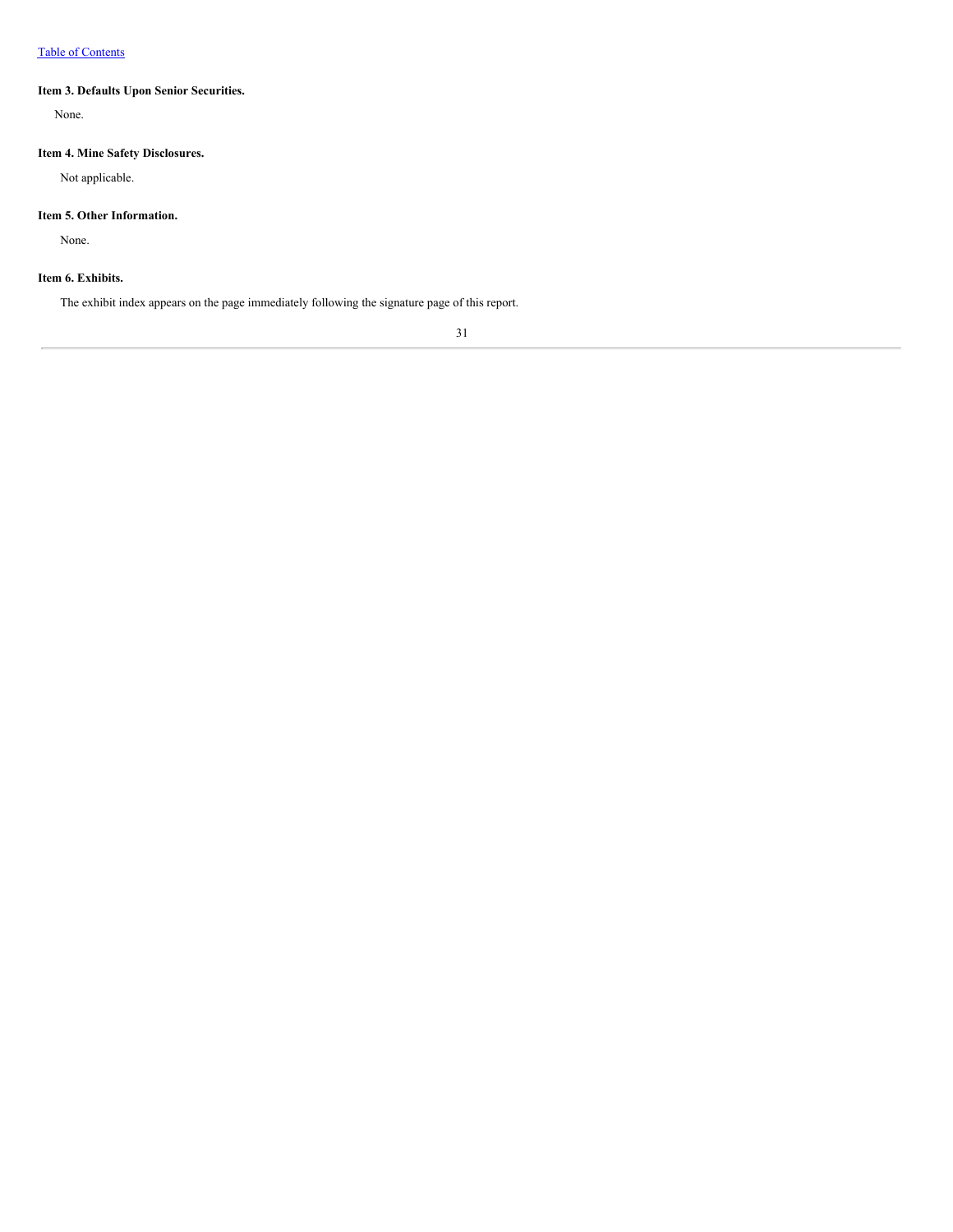### Item 3. Defaults Upon Senior Securities.

None.

### Item 4. Mine Safety Disclosures.

Not applicable.

### Item 5. Other Information.

None.

### Item 6. Exhibits.

The exhibit index appears on the page immediately following the signature page of this report.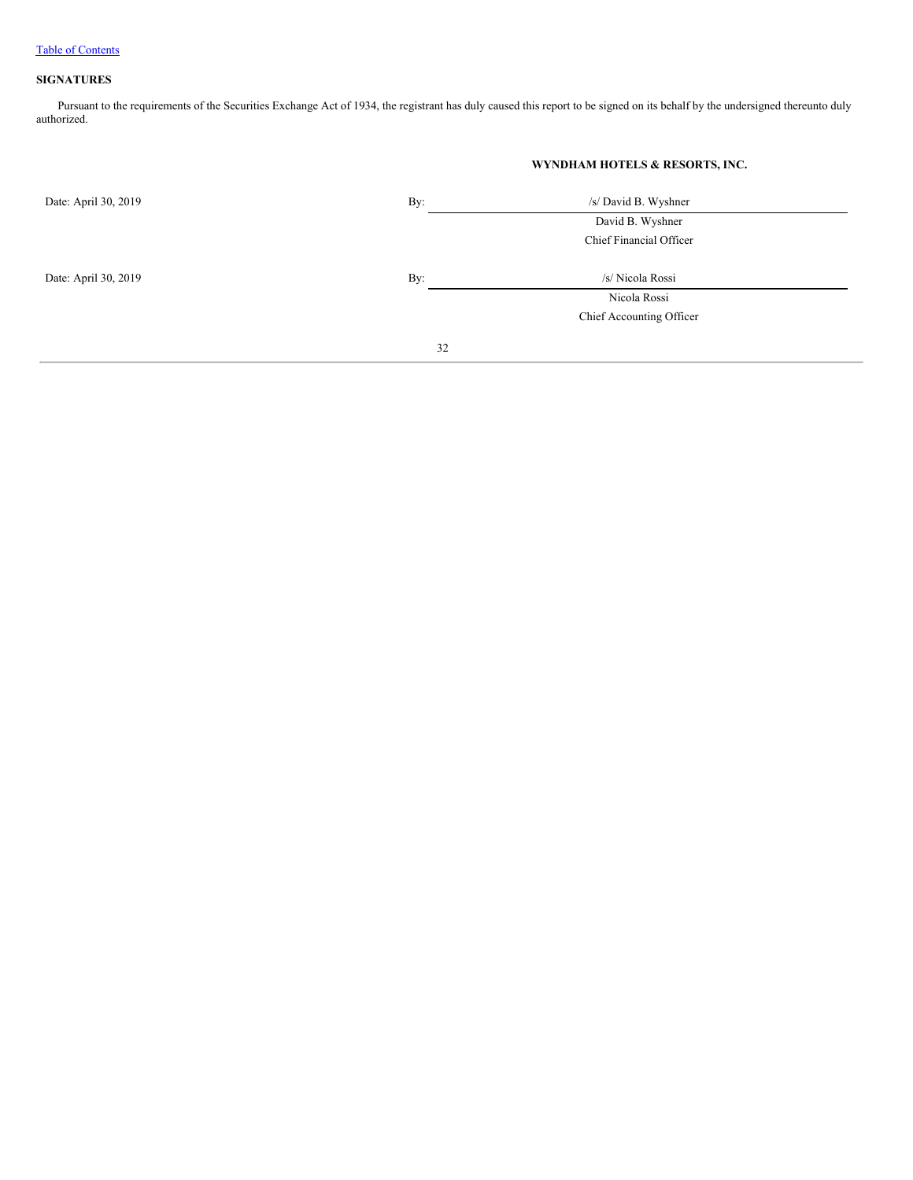[Table of Contents]

**SIGNATURES**

Pursuant to the requirements of the Securities Exchange Act of 1934, the registrant has duly caused this report to be signed on its behalf by the undersigned thereunto duly authorized.

**WYNDHAM HOTELS & RESORTS, INC.**

| | | |
|---|---|---|
| Date: April 30, 2019 | By: | /s/ David B. Wyshner |
| | | David B. Wyshner |
| | | Chief Financial Officer |
| Date: April 30, 2019 | By: | /s/ Nicola Rossi |
| | | Nicola Rossi |
| | | Chief Accounting Officer |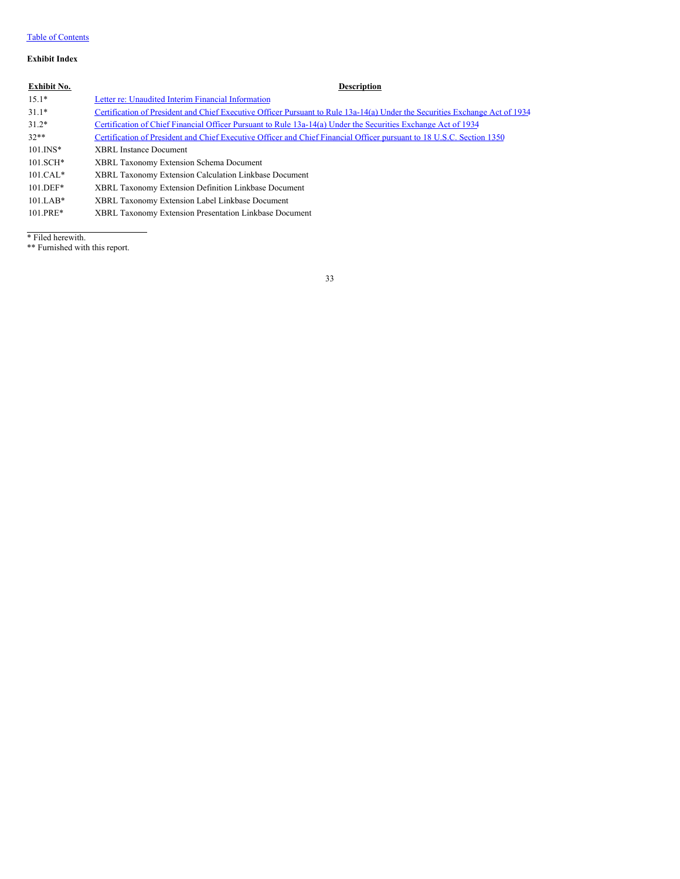Table of Contents

**Exhibit Index**

| Exhibit No. | Description |
|---|---|
| 15.1* | Letter re: Unaudited Interim Financial Information |
| 31.1* | Certification of President and Chief Executive Officer Pursuant to Rule 13a-14(a) Under the Securities Exchange Act of 1934 |
| 31.2* | Certification of Chief Financial Officer Pursuant to Rule 13a-14(a) Under the Securities Exchange Act of 1934 |
| 32** | Certification of President and Chief Executive Officer and Chief Financial Officer pursuant to 18 U.S.C. Section 1350 |
| 101.INS* | XBRL Instance Document |
| 101.SCH* | XBRL Taxonomy Extension Schema Document |
| 101.CAL* | XBRL Taxonomy Extension Calculation Linkbase Document |
| 101.DEF* | XBRL Taxonomy Extension Definition Linkbase Document |
| 101.LAB* | XBRL Taxonomy Extension Label Linkbase Document |
| 101.PRE* | XBRL Taxonomy Extension Presentation Linkbase Document |

* Filed herewith.
** Furnished with this report.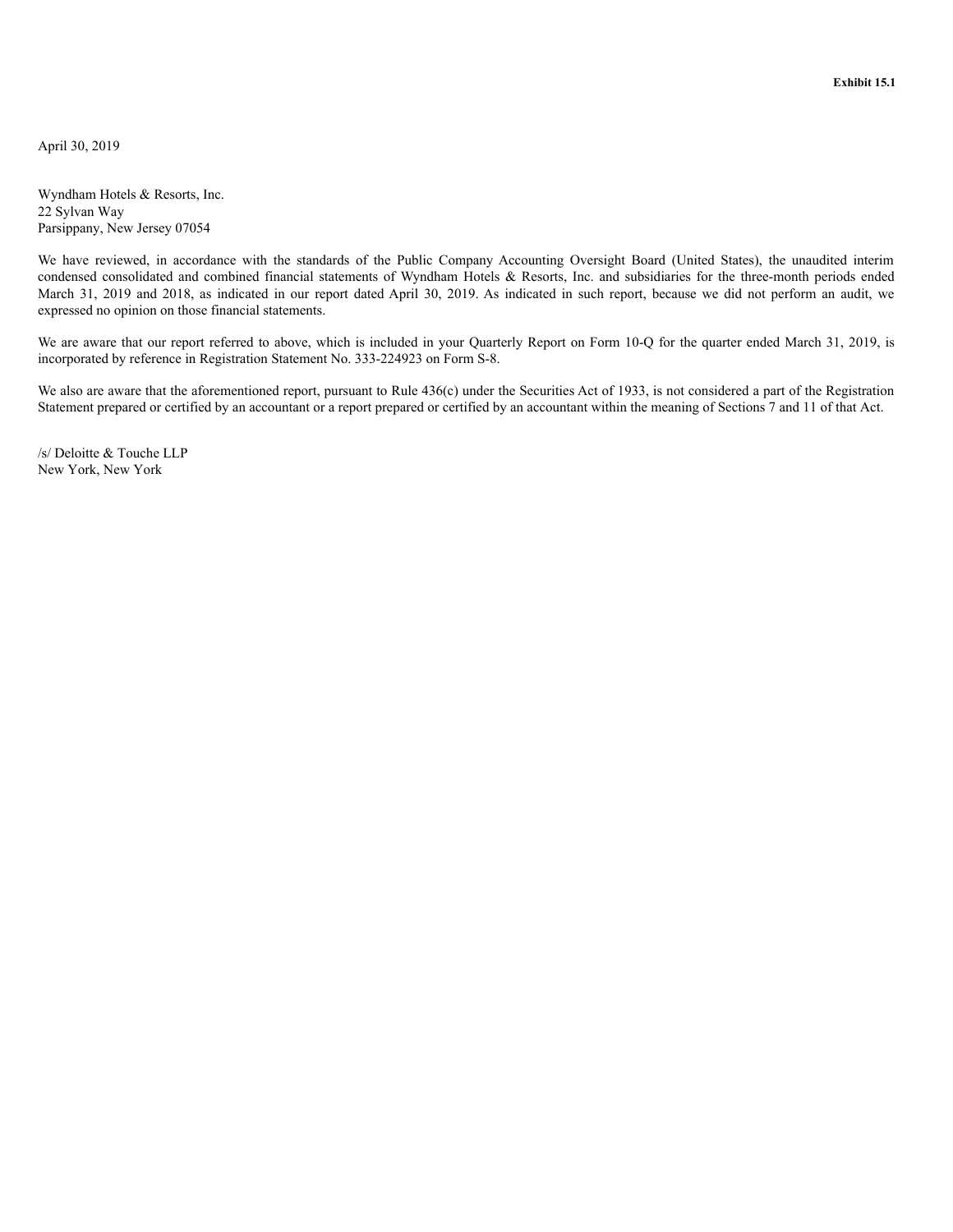**Exhibit 15.1**

April 30, 2019

Wyndham Hotels & Resorts, Inc.
22 Sylvan Way
Parsippany, New Jersey 07054

We have reviewed, in accordance with the standards of the Public Company Accounting Oversight Board (United States), the unaudited interim condensed consolidated and combined financial statements of Wyndham Hotels & Resorts, Inc. and subsidiaries for the three-month periods ended March 31, 2019 and 2018, as indicated in our report dated April 30, 2019. As indicated in such report, because we did not perform an audit, we expressed no opinion on those financial statements.

We are aware that our report referred to above, which is included in your Quarterly Report on Form 10-Q for the quarter ended March 31, 2019, is incorporated by reference in Registration Statement No. 333-224923 on Form S-8.

We also are aware that the aforementioned report, pursuant to Rule 436(c) under the Securities Act of 1933, is not considered a part of the Registration Statement prepared or certified by an accountant or a report prepared or certified by an accountant within the meaning of Sections 7 and 11 of that Act.

/s/ Deloitte & Touche LLP
New York, New York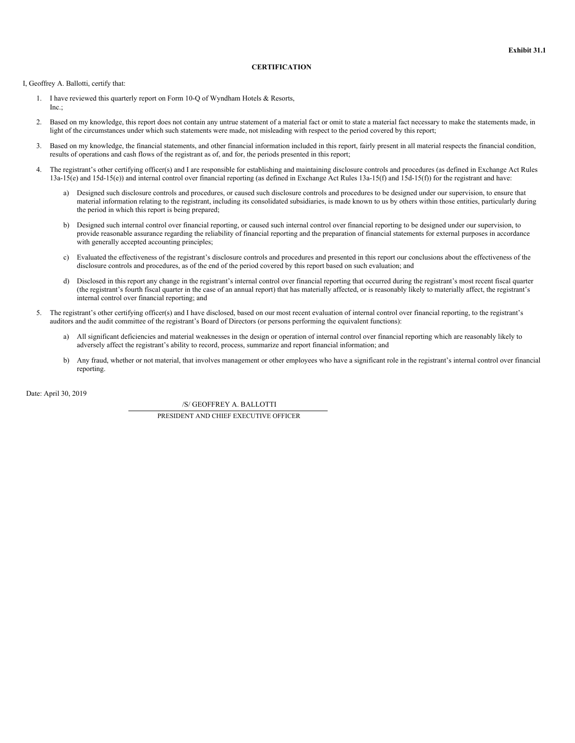Exhibit 31.1

**CERTIFICATION**

I, Geoffrey A. Ballotti, certify that:

1. I have reviewed this quarterly report on Form 10-Q of Wyndham Hotels & Resorts, Inc.;
2. Based on my knowledge, this report does not contain any untrue statement of a material fact or omit to state a material fact necessary to make the statements made, in light of the circumstances under which such statements were made, not misleading with respect to the period covered by this report;
3. Based on my knowledge, the financial statements, and other financial information included in this report, fairly present in all material respects the financial condition, results of operations and cash flows of the registrant as of, and for, the periods presented in this report;
4. The registrant's other certifying officer(s) and I are responsible for establishing and maintaining disclosure controls and procedures (as defined in Exchange Act Rules 13a-15(e) and 15d-15(e)) and internal control over financial reporting (as defined in Exchange Act Rules 13a-15(f) and 15d-15(f)) for the registrant and have:
   a) Designed such disclosure controls and procedures, or caused such disclosure controls and procedures to be designed under our supervision, to ensure that material information relating to the registrant, including its consolidated subsidiaries, is made known to us by others within those entities, particularly during the period in which this report is being prepared;
   b) Designed such internal control over financial reporting, or caused such internal control over financial reporting to be designed under our supervision, to provide reasonable assurance regarding the reliability of financial reporting and the preparation of financial statements for external purposes in accordance with generally accepted accounting principles;
   c) Evaluated the effectiveness of the registrant's disclosure controls and procedures and presented in this report our conclusions about the effectiveness of the disclosure controls and procedures, as of the end of the period covered by this report based on such evaluation; and
   d) Disclosed in this report any change in the registrant's internal control over financial reporting that occurred during the registrant's most recent fiscal quarter (the registrant's fourth fiscal quarter in the case of an annual report) that has materially affected, or is reasonably likely to materially affect, the registrant's internal control over financial reporting; and
5. The registrant's other certifying officer(s) and I have disclosed, based on our most recent evaluation of internal control over financial reporting, to the registrant's auditors and the audit committee of the registrant's Board of Directors (or persons performing the equivalent functions):
   a) All significant deficiencies and material weaknesses in the design or operation of internal control over financial reporting which are reasonably likely to adversely affect the registrant's ability to record, process, summarize and report financial information; and
   b) Any fraud, whether or not material, that involves management or other employees who have a significant role in the registrant's internal control over financial reporting.

Date: April 30, 2019

/S/ GEOFFREY A. BALLOTTI

PRESIDENT AND CHIEF EXECUTIVE OFFICER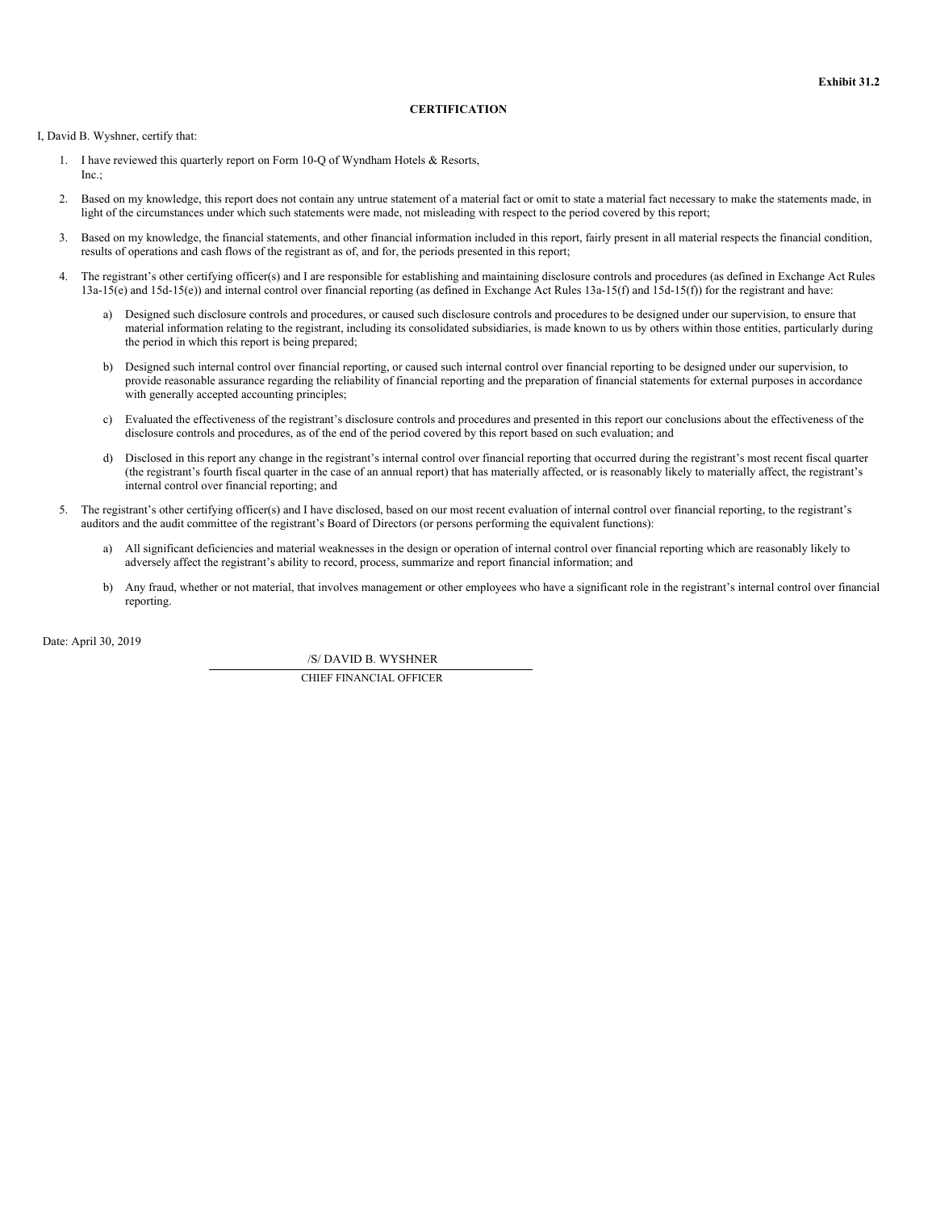**Exhibit 31.2**

**CERTIFICATION**

I, David B. Wyshner, certify that:

1. I have reviewed this quarterly report on Form 10-Q of Wyndham Hotels & Resorts, Inc.;
2. Based on my knowledge, this report does not contain any untrue statement of a material fact or omit to state a material fact necessary to make the statements made, in light of the circumstances under which such statements were made, not misleading with respect to the period covered by this report;
3. Based on my knowledge, the financial statements, and other financial information included in this report, fairly present in all material respects the financial condition, results of operations and cash flows of the registrant as of, and for, the periods presented in this report;
4. The registrant's other certifying officer(s) and I are responsible for establishing and maintaining disclosure controls and procedures (as defined in Exchange Act Rules 13a-15(e) and 15d-15(e)) and internal control over financial reporting (as defined in Exchange Act Rules 13a-15(f) and 15d-15(f)) for the registrant and have:
   a) Designed such disclosure controls and procedures, or caused such disclosure controls and procedures to be designed under our supervision, to ensure that material information relating to the registrant, including its consolidated subsidiaries, is made known to us by others within those entities, particularly during the period in which this report is being prepared;
   b) Designed such internal control over financial reporting, or caused such internal control over financial reporting to be designed under our supervision, to provide reasonable assurance regarding the reliability of financial reporting and the preparation of financial statements for external purposes in accordance with generally accepted accounting principles;
   c) Evaluated the effectiveness of the registrant's disclosure controls and procedures and presented in this report our conclusions about the effectiveness of the disclosure controls and procedures, as of the end of the period covered by this report based on such evaluation; and
   d) Disclosed in this report any change in the registrant's internal control over financial reporting that occurred during the registrant's most recent fiscal quarter (the registrant's fourth fiscal quarter in the case of an annual report) that has materially affected, or is reasonably likely to materially affect, the registrant's internal control over financial reporting; and
5. The registrant's other certifying officer(s) and I have disclosed, based on our most recent evaluation of internal control over financial reporting, to the registrant's auditors and the audit committee of the registrant's Board of Directors (or persons performing the equivalent functions):
   a) All significant deficiencies and material weaknesses in the design or operation of internal control over financial reporting which are reasonably likely to adversely affect the registrant's ability to record, process, summarize and report financial information; and
   b) Any fraud, whether or not material, that involves management or other employees who have a significant role in the registrant's internal control over financial reporting.

Date: April 30, 2019

/S/ DAVID B. WYSHNER

CHIEF FINANCIAL OFFICER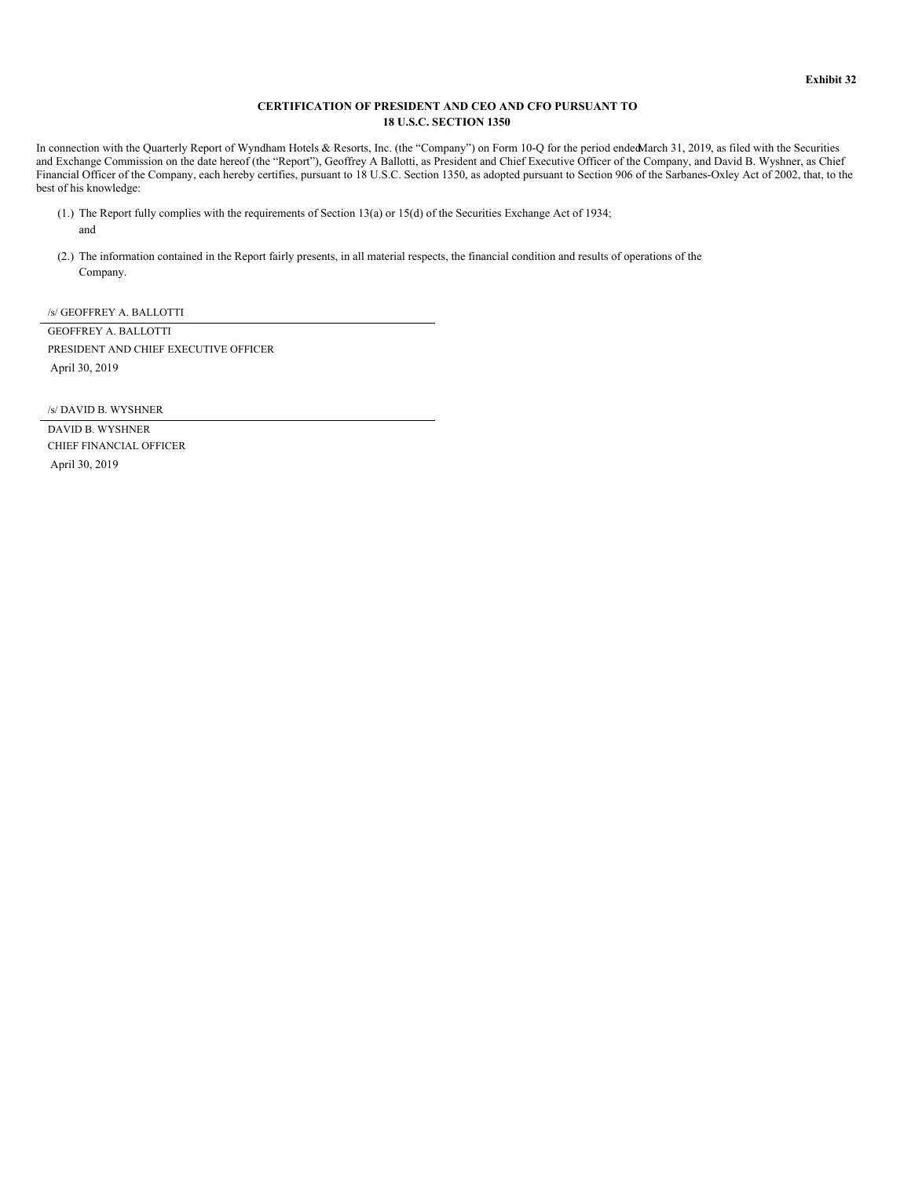**Exhibit 32**

**CERTIFICATION OF PRESIDENT AND CEO AND CFO PURSUANT TO 18 U.S.C. SECTION 1350**

In connection with the Quarterly Report of Wyndham Hotels & Resorts, Inc. (the "Company") on Form 10-Q for the period ended March 31, 2019, as filed with the Securities and Exchange Commission on the date hereof (the "Report"), Geoffrey A Ballotti, as President and Chief Executive Officer of the Company, and David B. Wyshner, as Chief Financial Officer of the Company, each hereby certifies, pursuant to 18 U.S.C. Section 1350, as adopted pursuant to Section 906 of the Sarbanes-Oxley Act of 2002, that, to the best of his knowledge:

(1.) The Report fully complies with the requirements of Section 13(a) or 15(d) of the Securities Exchange Act of 1934; and

(2.) The information contained in the Report fairly presents, in all material respects, the financial condition and results of operations of the Company.

/s/ GEOFFREY A. BALLOTTI

GEOFFREY A. BALLOTTI
PRESIDENT AND CHIEF EXECUTIVE OFFICER
April 30, 2019

/s/ DAVID B. WYSHNER

DAVID B. WYSHNER
CHIEF FINANCIAL OFFICER
April 30, 2019